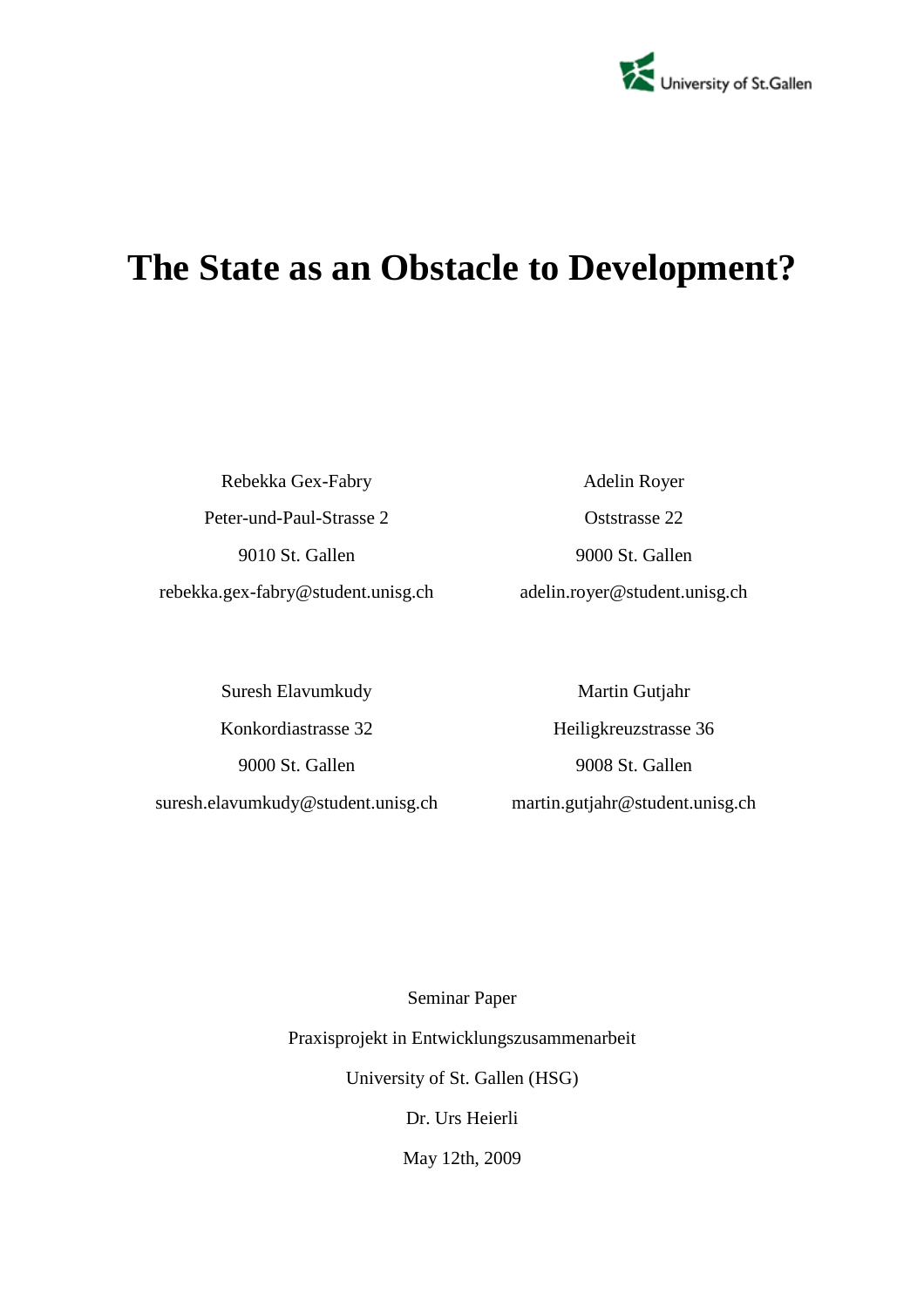University of St.Gallen

# The State as an Obstacle to Development?

Rebekka Gex-Fabry
Peter-und-Paul-Strasse 2
9010 St. Gallen
rebekka.gex-fabry@student.unisg.ch

Adelin Royer
Oststrasse 22
9000 St. Gallen
adelin.royer@student.unisg.ch

Suresh Elavumkudy
Konkordiastrasse 32
9000 St. Gallen
suresh.elavumkudy@student.unisg.ch

Martin Gutjahr
Heiligkreuzstrasse 36
9008 St. Gallen
martin.gutjahr@student.unisg.ch

Seminar Paper

Praxisprojekt in Entwicklungszusammenarbeit

University of St. Gallen (HSG)

Dr. Urs Heierli

May 12th, 2009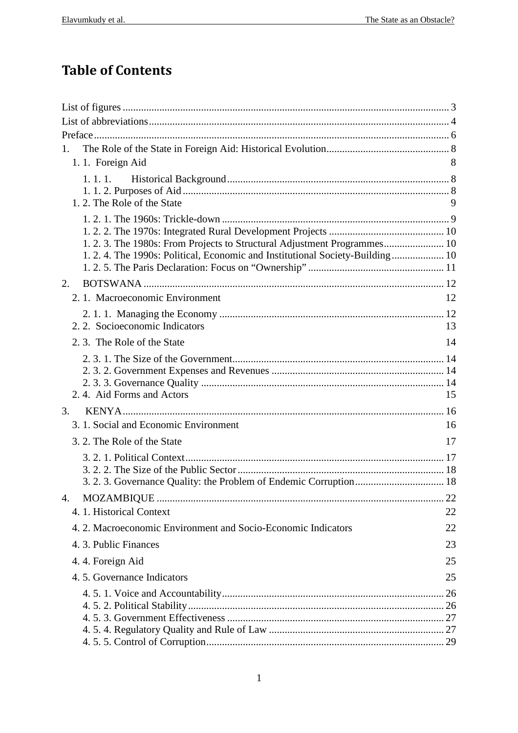# Table of Contents

List of figures ........................................................................................................................ 3
List of abbreviations ................................................................................................................ 4
Preface ..................................................................................................................................... 6
1. The Role of the State in Foreign Aid: Historical Evolution ............................................... 8
  1. 1. Foreign Aid 8
    1. 1. 1. Historical Background ................................................................................... 8
    1. 1. 2. Purposes of Aid .................................................................................................... 8
  1. 2. The Role of the State 9
    1. 2. 1. The 1960s: Trickle-down ..................................................................................... 9
    1. 2. 2. The 1970s: Integrated Rural Development Projects ........................................... 10
    1. 2. 3. The 1980s: From Projects to Structural Adjustment Programmes ...................... 10
    1. 2. 4. The 1990s: Political, Economic and Institutional Society-Building .................... 10
    1. 2. 5. The Paris Declaration: Focus on "Ownership" .................................................. 11
2. BOTSWANA ........................................................................................................................ 12
  2. 1. Macroeconomic Environment 12
    2. 1. 1. Managing the Economy ..................................................................................... 12
  2. 2. Socioeconomic Indicators 13
  2. 3. The Role of the State 14
    2. 3. 1. The Size of the Government ................................................................................ 14
    2. 3. 2. Government Expenses and Revenues ................................................................. 14
    2. 3. 3. Governance Quality ............................................................................................ 14
  2. 4. Aid Forms and Actors 15
3. KENYA ................................................................................................................................ 16
  3. 1. Social and Economic Environment 16
  3. 2. The Role of the State 17
    3. 2. 1. Political Context .................................................................................................. 17
    3. 2. 2. The Size of the Public Sector .............................................................................. 18
    3. 2. 3. Governance Quality: the Problem of Endemic Corruption .................................. 18
4. MOZAMBIQUE .................................................................................................................. 22
  4. 1. Historical Context 22
  4. 2. Macroeconomic Environment and Socio-Economic Indicators 22
  4. 3. Public Finances 23
  4. 4. Foreign Aid 25
  4. 5. Governance Indicators 25
    4. 5. 1. Voice and Accountability .................................................................................... 26
    4. 5. 2. Political Stability ................................................................................................. 26
    4. 5. 3. Government Effectiveness .................................................................................. 27
    4. 5. 4. Regulatory Quality and Rule of Law .................................................................. 27
    4. 5. 5. Control of Corruption .......................................................................................... 29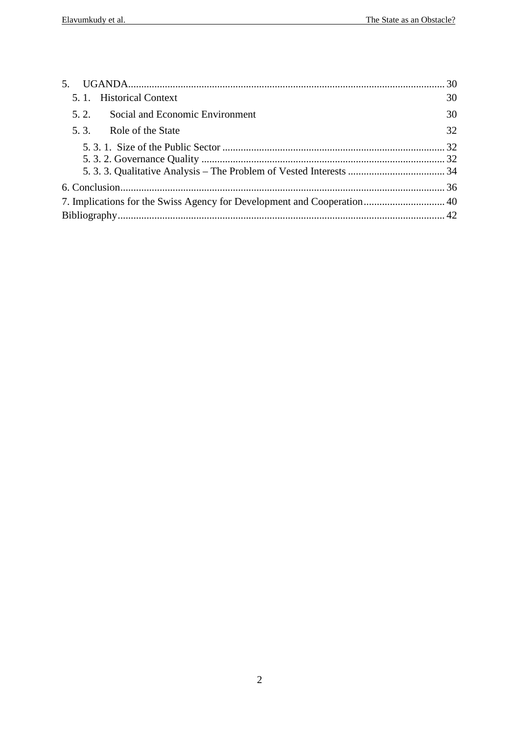5. UGANDA ........................................................................................................................ 30
   5. 1. Historical Context ........................................................................................... 30
   5. 2. Social and Economic Environment ................................................................. 30
   5. 3. Role of the State ............................................................................................. 32
      5. 3. 1. Size of the Public Sector ...................................................................... 32
      5. 3. 2. Governance Quality .............................................................................. 32
      5. 3. 3. Qualitative Analysis – The Problem of Vested Interests ...................... 34

6. Conclusion ..................................................................................................................... 36

7. Implications for the Swiss Agency for Development and Cooperation ............................ 40

Bibliography ........................................................................................................................ 42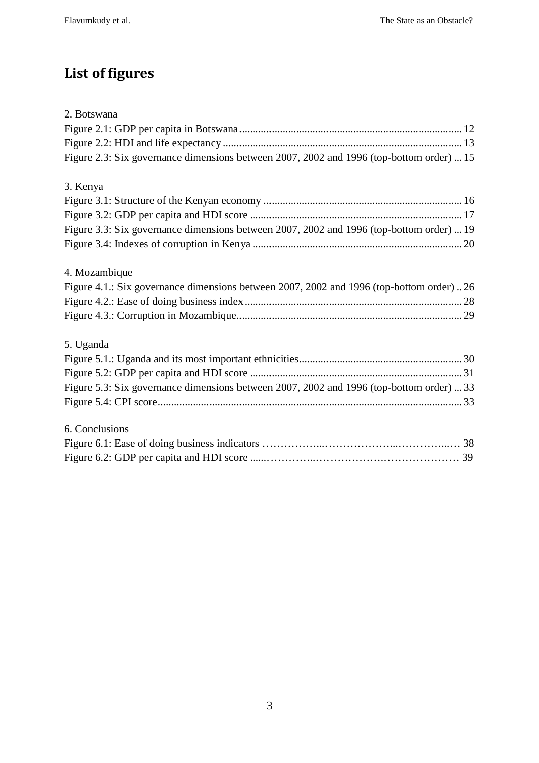# List of figures

2. Botswana

Figure 2.1: GDP per capita in Botswana ........................................................................................ 12
Figure 2.2: HDI and life expectancy ............................................................................................. 13
Figure 2.3: Six governance dimensions between 2007, 2002 and 1996 (top-bottom order) ... 15

3. Kenya

Figure 3.1: Structure of the Kenyan economy ............................................................................... 16
Figure 3.2: GDP per capita and HDI score .................................................................................... 17
Figure 3.3: Six governance dimensions between 2007, 2002 and 1996 (top-bottom order) ... 19
Figure 3.4: Indexes of corruption in Kenya .................................................................................. 20

4. Mozambique

Figure 4.1.: Six governance dimensions between 2007, 2002 and 1996 (top-bottom order) .. 26
Figure 4.2.: Ease of doing business index ...................................................................................... 28
Figure 4.3.: Corruption in Mozambique......................................................................................... 29

5. Uganda

Figure 5.1.: Uganda and its most important ethnicities.................................................................. 30
Figure 5.2: GDP per capita and HDI score .................................................................................... 31
Figure 5.3: Six governance dimensions between 2007, 2002 and 1996 (top-bottom order) ... 33
Figure 5.4: CPI score...................................................................................................................... 33

6. Conclusions

Figure 6.1: Ease of doing business indicators ……………...………………...…………...… 38
Figure 6.2: GDP per capita and HDI score .....…………..……………….………………… 39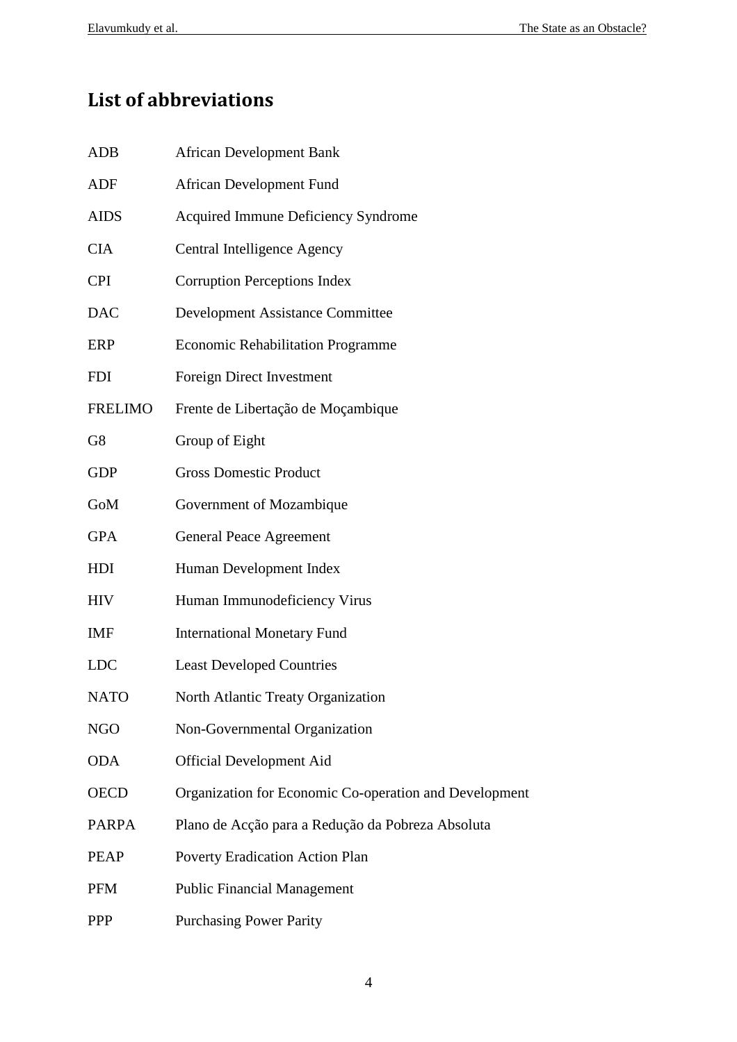## List of abbreviations

| | |
|---|---|
| ADB | African Development Bank |
| ADF | African Development Fund |
| AIDS | Acquired Immune Deficiency Syndrome |
| CIA | Central Intelligence Agency |
| CPI | Corruption Perceptions Index |
| DAC | Development Assistance Committee |
| ERP | Economic Rehabilitation Programme |
| FDI | Foreign Direct Investment |
| FRELIMO | Frente de Libertação de Moçambique |
| G8 | Group of Eight |
| GDP | Gross Domestic Product |
| GoM | Government of Mozambique |
| GPA | General Peace Agreement |
| HDI | Human Development Index |
| HIV | Human Immunodeficiency Virus |
| IMF | International Monetary Fund |
| LDC | Least Developed Countries |
| NATO | North Atlantic Treaty Organization |
| NGO | Non-Governmental Organization |
| ODA | Official Development Aid |
| OECD | Organization for Economic Co-operation and Development |
| PARPA | Plano de Acção para a Redução da Pobreza Absoluta |
| PEAP | Poverty Eradication Action Plan |
| PFM | Public Financial Management |
| PPP | Purchasing Power Parity |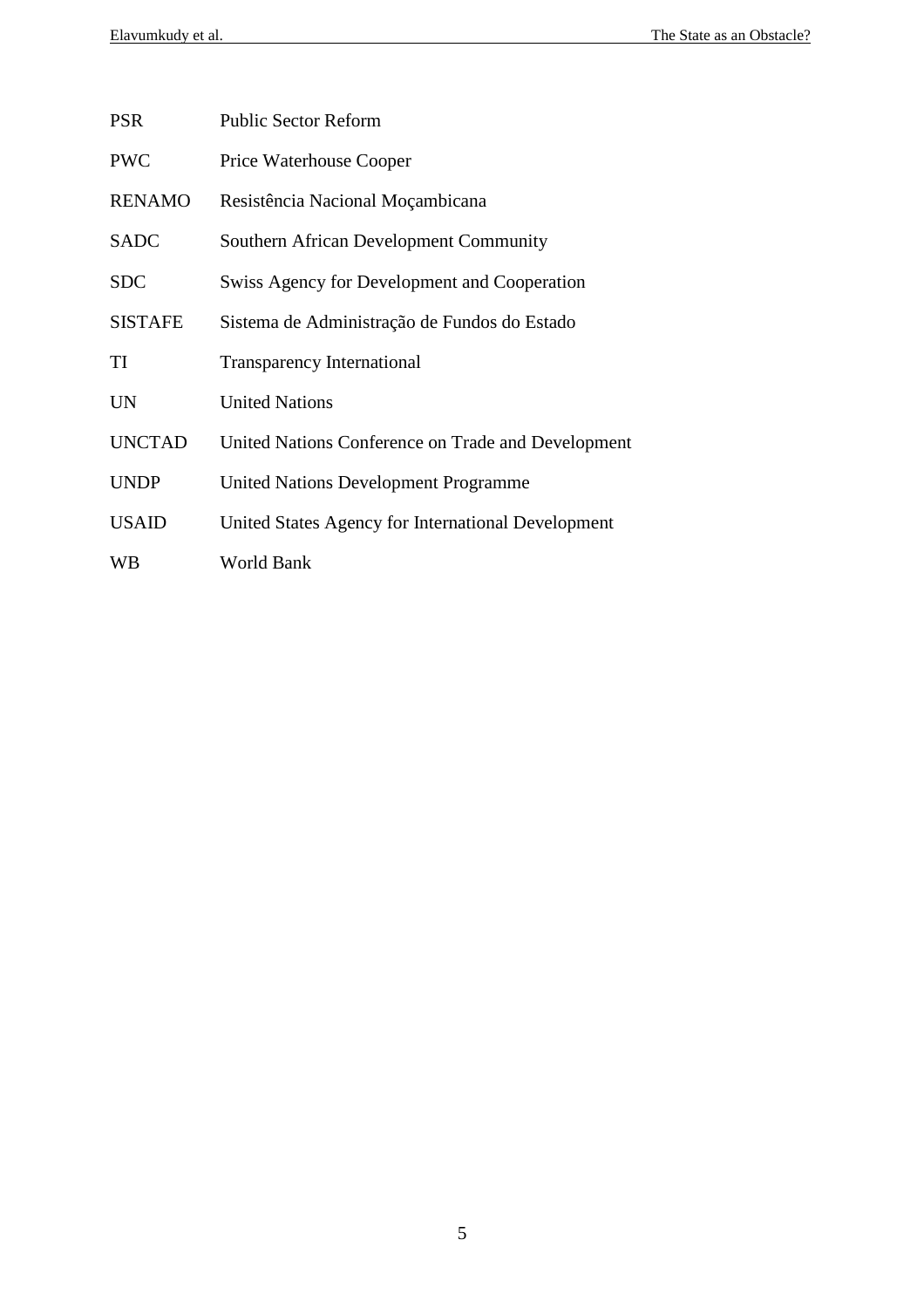| | |
|---|---|
| PSR | Public Sector Reform |
| PWC | Price Waterhouse Cooper |
| RENAMO | Resistência Nacional Moçambicana |
| SADC | Southern African Development Community |
| SDC | Swiss Agency for Development and Cooperation |
| SISTAFE | Sistema de Administração de Fundos do Estado |
| TI | Transparency International |
| UN | United Nations |
| UNCTAD | United Nations Conference on Trade and Development |
| UNDP | United Nations Development Programme |
| USAID | United States Agency for International Development |
| WB | World Bank |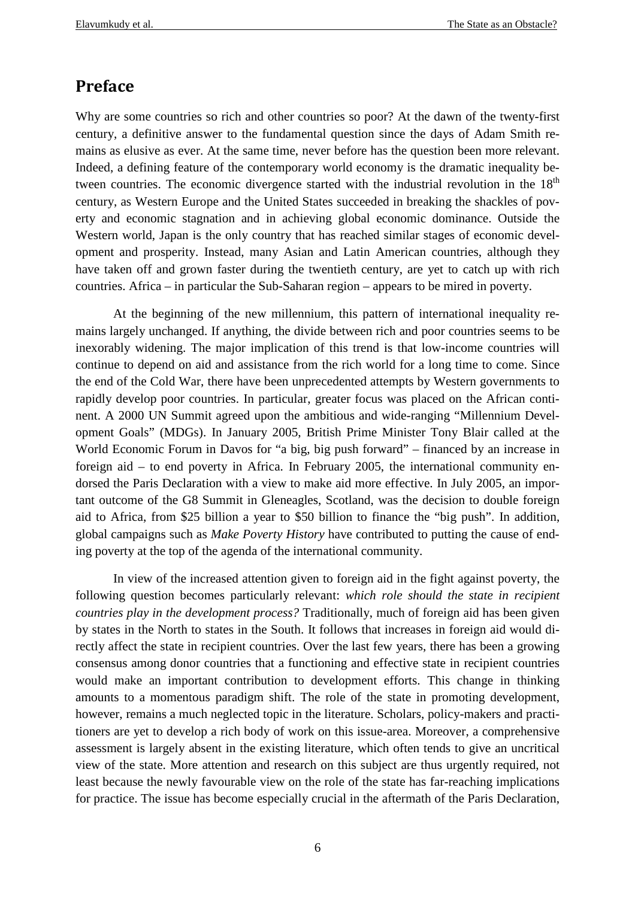# Preface

Why are some countries so rich and other countries so poor? At the dawn of the twenty-first century, a definitive answer to the fundamental question since the days of Adam Smith remains as elusive as ever. At the same time, never before has the question been more relevant. Indeed, a defining feature of the contemporary world economy is the dramatic inequality between countries. The economic divergence started with the industrial revolution in the 18th century, as Western Europe and the United States succeeded in breaking the shackles of poverty and economic stagnation and in achieving global economic dominance. Outside the Western world, Japan is the only country that has reached similar stages of economic development and prosperity. Instead, many Asian and Latin American countries, although they have taken off and grown faster during the twentieth century, are yet to catch up with rich countries. Africa – in particular the Sub-Saharan region – appears to be mired in poverty.

At the beginning of the new millennium, this pattern of international inequality remains largely unchanged. If anything, the divide between rich and poor countries seems to be inexorably widening. The major implication of this trend is that low-income countries will continue to depend on aid and assistance from the rich world for a long time to come. Since the end of the Cold War, there have been unprecedented attempts by Western governments to rapidly develop poor countries. In particular, greater focus was placed on the African continent. A 2000 UN Summit agreed upon the ambitious and wide-ranging "Millennium Development Goals" (MDGs). In January 2005, British Prime Minister Tony Blair called at the World Economic Forum in Davos for "a big, big push forward" – financed by an increase in foreign aid – to end poverty in Africa. In February 2005, the international community endorsed the Paris Declaration with a view to make aid more effective. In July 2005, an important outcome of the G8 Summit in Gleneagles, Scotland, was the decision to double foreign aid to Africa, from \$25 billion a year to \$50 billion to finance the "big push". In addition, global campaigns such as *Make Poverty History* have contributed to putting the cause of ending poverty at the top of the agenda of the international community.

In view of the increased attention given to foreign aid in the fight against poverty, the following question becomes particularly relevant: *which role should the state in recipient countries play in the development process?* Traditionally, much of foreign aid has been given by states in the North to states in the South. It follows that increases in foreign aid would directly affect the state in recipient countries. Over the last few years, there has been a growing consensus among donor countries that a functioning and effective state in recipient countries would make an important contribution to development efforts. This change in thinking amounts to a momentous paradigm shift. The role of the state in promoting development, however, remains a much neglected topic in the literature. Scholars, policy-makers and practitioners are yet to develop a rich body of work on this issue-area. Moreover, a comprehensive assessment is largely absent in the existing literature, which often tends to give an uncritical view of the state. More attention and research on this subject are thus urgently required, not least because the newly favourable view on the role of the state has far-reaching implications for practice. The issue has become especially crucial in the aftermath of the Paris Declaration,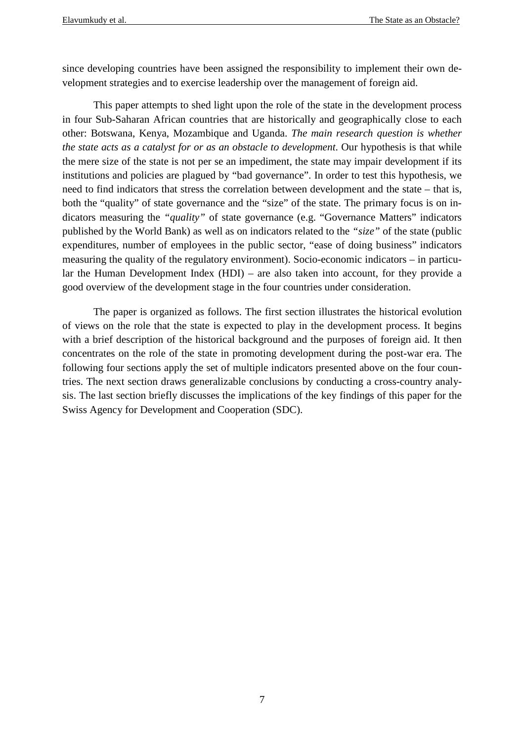since developing countries have been assigned the responsibility to implement their own development strategies and to exercise leadership over the management of foreign aid.

This paper attempts to shed light upon the role of the state in the development process in four Sub-Saharan African countries that are historically and geographically close to each other: Botswana, Kenya, Mozambique and Uganda. *The main research question is whether the state acts as a catalyst for or as an obstacle to development*. Our hypothesis is that while the mere size of the state is not per se an impediment, the state may impair development if its institutions and policies are plagued by "bad governance". In order to test this hypothesis, we need to find indicators that stress the correlation between development and the state – that is, both the "quality" of state governance and the "size" of the state. The primary focus is on indicators measuring the *"quality"* of state governance (e.g. "Governance Matters" indicators published by the World Bank) as well as on indicators related to the *"size"* of the state (public expenditures, number of employees in the public sector, "ease of doing business" indicators measuring the quality of the regulatory environment). Socio-economic indicators – in particular the Human Development Index (HDI) – are also taken into account, for they provide a good overview of the development stage in the four countries under consideration.

The paper is organized as follows. The first section illustrates the historical evolution of views on the role that the state is expected to play in the development process. It begins with a brief description of the historical background and the purposes of foreign aid. It then concentrates on the role of the state in promoting development during the post-war era. The following four sections apply the set of multiple indicators presented above on the four countries. The next section draws generalizable conclusions by conducting a cross-country analysis. The last section briefly discusses the implications of the key findings of this paper for the Swiss Agency for Development and Cooperation (SDC).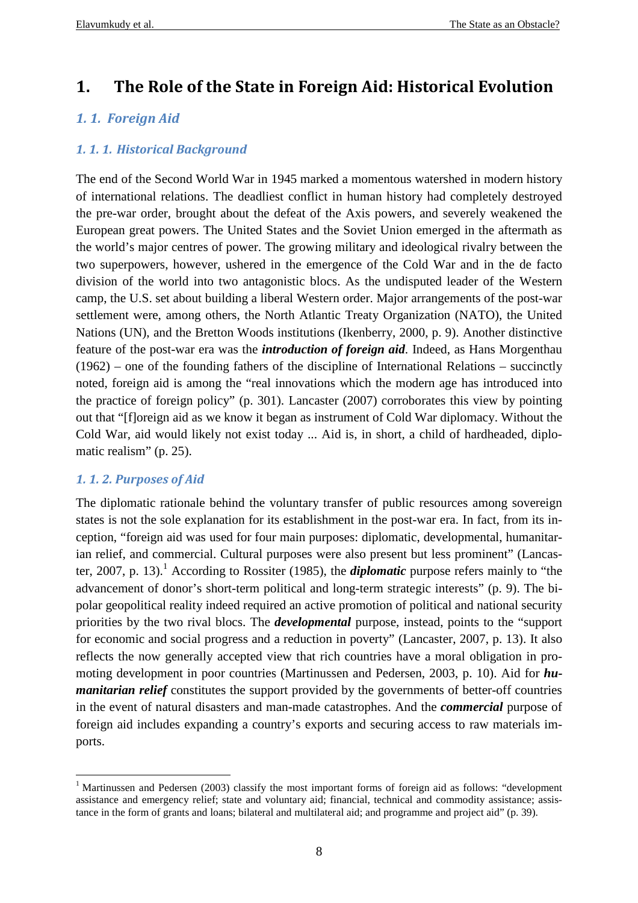# 1. The Role of the State in Foreign Aid: Historical Evolution

## *1. 1. Foreign Aid*

### *1. 1. 1. Historical Background*

The end of the Second World War in 1945 marked a momentous watershed in modern history of international relations. The deadliest conflict in human history had completely destroyed the pre-war order, brought about the defeat of the Axis powers, and severely weakened the European great powers. The United States and the Soviet Union emerged in the aftermath as the world's major centres of power. The growing military and ideological rivalry between the two superpowers, however, ushered in the emergence of the Cold War and in the de facto division of the world into two antagonistic blocs. As the undisputed leader of the Western camp, the U.S. set about building a liberal Western order. Major arrangements of the post-war settlement were, among others, the North Atlantic Treaty Organization (NATO), the United Nations (UN), and the Bretton Woods institutions (Ikenberry, 2000, p. 9). Another distinctive feature of the post-war era was the ***introduction of foreign aid***. Indeed, as Hans Morgenthau (1962) – one of the founding fathers of the discipline of International Relations – succinctly noted, foreign aid is among the "real innovations which the modern age has introduced into the practice of foreign policy" (p. 301). Lancaster (2007) corroborates this view by pointing out that "[f]oreign aid as we know it began as instrument of Cold War diplomacy. Without the Cold War, aid would likely not exist today ... Aid is, in short, a child of hardheaded, diplomatic realism" (p. 25).

### *1. 1. 2. Purposes of Aid*

The diplomatic rationale behind the voluntary transfer of public resources among sovereign states is not the sole explanation for its establishment in the post-war era. In fact, from its inception, "foreign aid was used for four main purposes: diplomatic, developmental, humanitarian relief, and commercial. Cultural purposes were also present but less prominent" (Lancaster, 2007, p. 13).[1] According to Rossiter (1985), the ***diplomatic*** purpose refers mainly to "the advancement of donor's short-term political and long-term strategic interests" (p. 9). The bipolar geopolitical reality indeed required an active promotion of political and national security priorities by the two rival blocs. The ***developmental*** purpose, instead, points to the "support for economic and social progress and a reduction in poverty" (Lancaster, 2007, p. 13). It also reflects the now generally accepted view that rich countries have a moral obligation in promoting development in poor countries (Martinussen and Pedersen, 2003, p. 10). Aid for ***humanitarian relief*** constitutes the support provided by the governments of better-off countries in the event of natural disasters and man-made catastrophes. And the ***commercial*** purpose of foreign aid includes expanding a country's exports and securing access to raw materials imports.

---

[1] Martinussen and Pedersen (2003) classify the most important forms of foreign aid as follows: "development assistance and emergency relief; state and voluntary aid; financial, technical and commodity assistance; assistance in the form of grants and loans; bilateral and multilateral aid; and programme and project aid" (p. 39).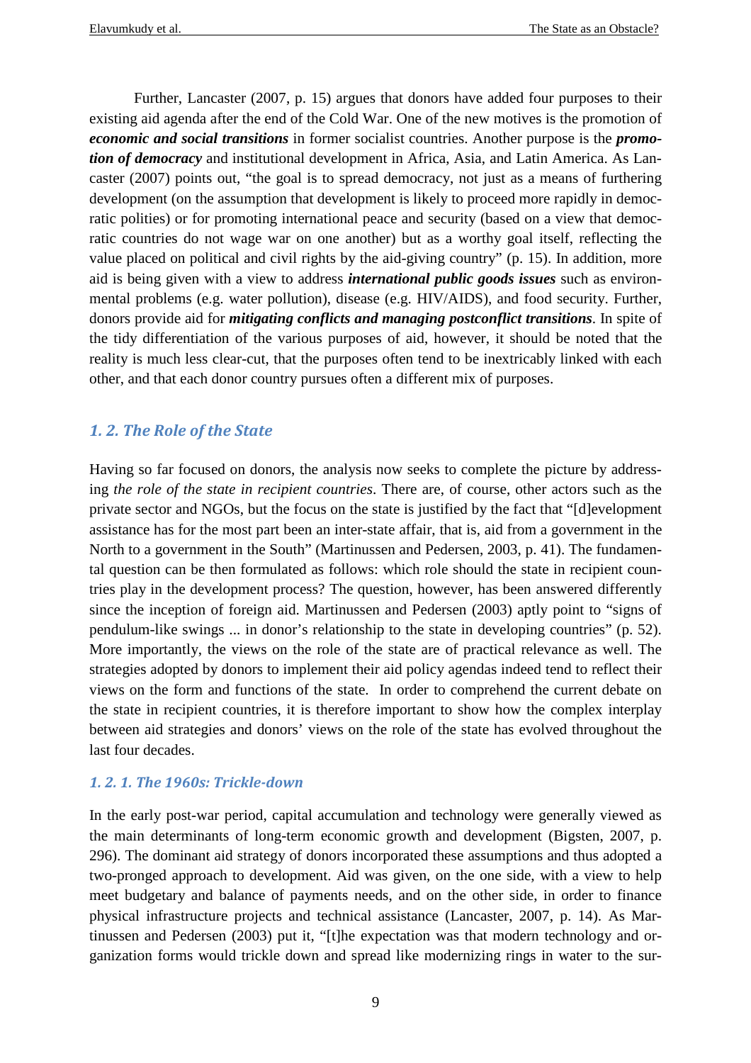Further, Lancaster (2007, p. 15) argues that donors have added four purposes to their existing aid agenda after the end of the Cold War. One of the new motives is the promotion of ***economic and social transitions*** in former socialist countries. Another purpose is the ***promotion of democracy*** and institutional development in Africa, Asia, and Latin America. As Lancaster (2007) points out, "the goal is to spread democracy, not just as a means of furthering development (on the assumption that development is likely to proceed more rapidly in democratic polities) or for promoting international peace and security (based on a view that democratic countries do not wage war on one another) but as a worthy goal itself, reflecting the value placed on political and civil rights by the aid-giving country" (p. 15). In addition, more aid is being given with a view to address ***international public goods issues*** such as environmental problems (e.g. water pollution), disease (e.g. HIV/AIDS), and food security. Further, donors provide aid for ***mitigating conflicts and managing postconflict transitions***. In spite of the tidy differentiation of the various purposes of aid, however, it should be noted that the reality is much less clear-cut, that the purposes often tend to be inextricably linked with each other, and that each donor country pursues often a different mix of purposes.

## 1. 2. The Role of the State

Having so far focused on donors, the analysis now seeks to complete the picture by addressing *the role of the state in recipient countries*. There are, of course, other actors such as the private sector and NGOs, but the focus on the state is justified by the fact that "[d]evelopment assistance has for the most part been an inter-state affair, that is, aid from a government in the North to a government in the South" (Martinussen and Pedersen, 2003, p. 41). The fundamental question can be then formulated as follows: which role should the state in recipient countries play in the development process? The question, however, has been answered differently since the inception of foreign aid. Martinussen and Pedersen (2003) aptly point to "signs of pendulum-like swings ... in donor's relationship to the state in developing countries" (p. 52). More importantly, the views on the role of the state are of practical relevance as well. The strategies adopted by donors to implement their aid policy agendas indeed tend to reflect their views on the form and functions of the state. In order to comprehend the current debate on the state in recipient countries, it is therefore important to show how the complex interplay between aid strategies and donors' views on the role of the state has evolved throughout the last four decades.

### 1. 2. 1. The 1960s: Trickle-down

In the early post-war period, capital accumulation and technology were generally viewed as the main determinants of long-term economic growth and development (Bigsten, 2007, p. 296). The dominant aid strategy of donors incorporated these assumptions and thus adopted a two-pronged approach to development. Aid was given, on the one side, with a view to help meet budgetary and balance of payments needs, and on the other side, in order to finance physical infrastructure projects and technical assistance (Lancaster, 2007, p. 14). As Martinussen and Pedersen (2003) put it, "[t]he expectation was that modern technology and organization forms would trickle down and spread like modernizing rings in water to the sur-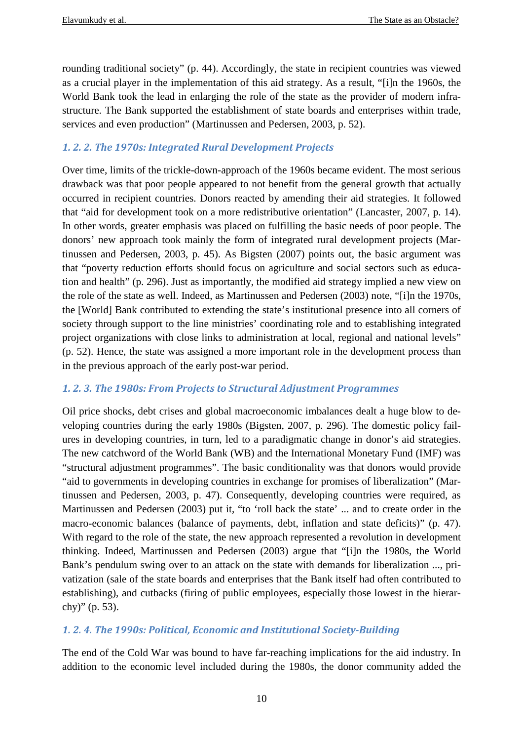rounding traditional society" (p. 44). Accordingly, the state in recipient countries was viewed as a crucial player in the implementation of this aid strategy. As a result, "[i]n the 1960s, the World Bank took the lead in enlarging the role of the state as the provider of modern infrastructure. The Bank supported the establishment of state boards and enterprises within trade, services and even production" (Martinussen and Pedersen, 2003, p. 52).

### *1. 2. 2. The 1970s: Integrated Rural Development Projects*

Over time, limits of the trickle-down-approach of the 1960s became evident. The most serious drawback was that poor people appeared to not benefit from the general growth that actually occurred in recipient countries. Donors reacted by amending their aid strategies. It followed that "aid for development took on a more redistributive orientation" (Lancaster, 2007, p. 14). In other words, greater emphasis was placed on fulfilling the basic needs of poor people. The donors' new approach took mainly the form of integrated rural development projects (Martinussen and Pedersen, 2003, p. 45). As Bigsten (2007) points out, the basic argument was that "poverty reduction efforts should focus on agriculture and social sectors such as education and health" (p. 296). Just as importantly, the modified aid strategy implied a new view on the role of the state as well. Indeed, as Martinussen and Pedersen (2003) note, "[i]n the 1970s, the [World] Bank contributed to extending the state's institutional presence into all corners of society through support to the line ministries' coordinating role and to establishing integrated project organizations with close links to administration at local, regional and national levels" (p. 52). Hence, the state was assigned a more important role in the development process than in the previous approach of the early post-war period.

### *1. 2. 3. The 1980s: From Projects to Structural Adjustment Programmes*

Oil price shocks, debt crises and global macroeconomic imbalances dealt a huge blow to developing countries during the early 1980s (Bigsten, 2007, p. 296). The domestic policy failures in developing countries, in turn, led to a paradigmatic change in donor's aid strategies. The new catchword of the World Bank (WB) and the International Monetary Fund (IMF) was "structural adjustment programmes". The basic conditionality was that donors would provide "aid to governments in developing countries in exchange for promises of liberalization" (Martinussen and Pedersen, 2003, p. 47). Consequently, developing countries were required, as Martinussen and Pedersen (2003) put it, "to 'roll back the state' ... and to create order in the macro-economic balances (balance of payments, debt, inflation and state deficits)" (p. 47). With regard to the role of the state, the new approach represented a revolution in development thinking. Indeed, Martinussen and Pedersen (2003) argue that "[i]n the 1980s, the World Bank's pendulum swing over to an attack on the state with demands for liberalization ..., privatization (sale of the state boards and enterprises that the Bank itself had often contributed to establishing), and cutbacks (firing of public employees, especially those lowest in the hierarchy)" (p. 53).

### *1. 2. 4. The 1990s: Political, Economic and Institutional Society-Building*

The end of the Cold War was bound to have far-reaching implications for the aid industry. In addition to the economic level included during the 1980s, the donor community added the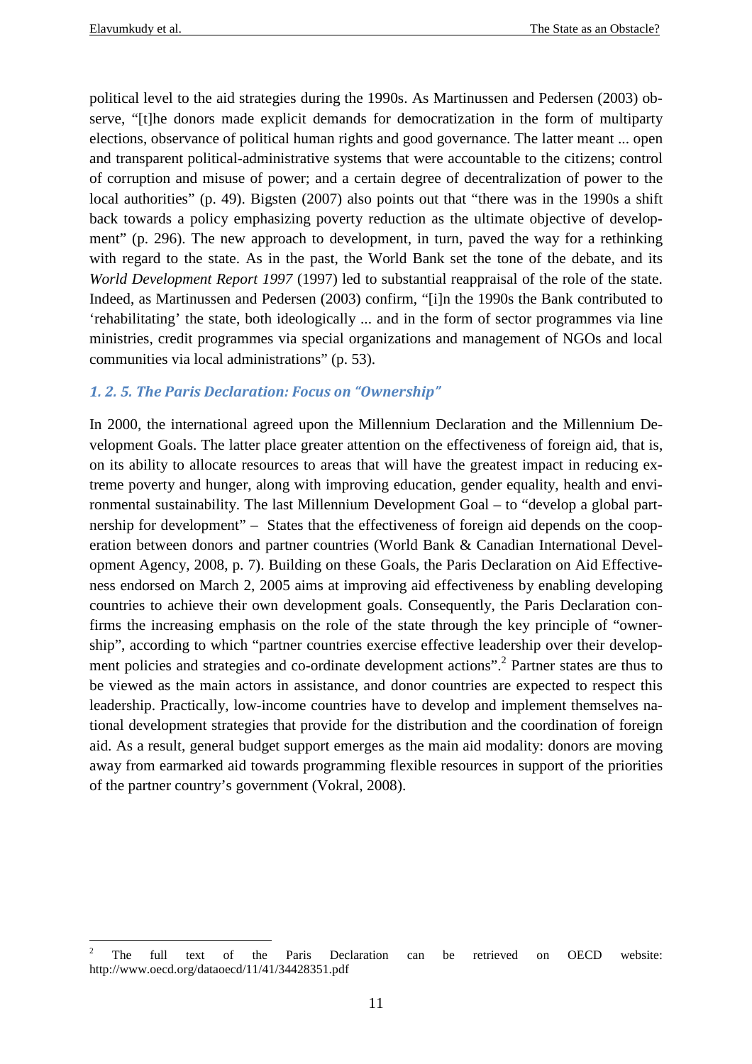political level to the aid strategies during the 1990s. As Martinussen and Pedersen (2003) observe, "[t]he donors made explicit demands for democratization in the form of multiparty elections, observance of political human rights and good governance. The latter meant ... open and transparent political-administrative systems that were accountable to the citizens; control of corruption and misuse of power; and a certain degree of decentralization of power to the local authorities" (p. 49). Bigsten (2007) also points out that "there was in the 1990s a shift back towards a policy emphasizing poverty reduction as the ultimate objective of development" (p. 296). The new approach to development, in turn, paved the way for a rethinking with regard to the state. As in the past, the World Bank set the tone of the debate, and its *World Development Report 1997* (1997) led to substantial reappraisal of the role of the state. Indeed, as Martinussen and Pedersen (2003) confirm, "[i]n the 1990s the Bank contributed to 'rehabilitating' the state, both ideologically ... and in the form of sector programmes via line ministries, credit programmes via special organizations and management of NGOs and local communities via local administrations" (p. 53).

### *1. 2. 5. The Paris Declaration: Focus on "Ownership"*

In 2000, the international agreed upon the Millennium Declaration and the Millennium Development Goals. The latter place greater attention on the effectiveness of foreign aid, that is, on its ability to allocate resources to areas that will have the greatest impact in reducing extreme poverty and hunger, along with improving education, gender equality, health and environmental sustainability. The last Millennium Development Goal – to "develop a global partnership for development" – States that the effectiveness of foreign aid depends on the cooperation between donors and partner countries (World Bank & Canadian International Development Agency, 2008, p. 7). Building on these Goals, the Paris Declaration on Aid Effectiveness endorsed on March 2, 2005 aims at improving aid effectiveness by enabling developing countries to achieve their own development goals. Consequently, the Paris Declaration confirms the increasing emphasis on the role of the state through the key principle of "ownership", according to which "partner countries exercise effective leadership over their development policies and strategies and co-ordinate development actions".[2] Partner states are thus to be viewed as the main actors in assistance, and donor countries are expected to respect this leadership. Practically, low-income countries have to develop and implement themselves national development strategies that provide for the distribution and the coordination of foreign aid. As a result, general budget support emerges as the main aid modality: donors are moving away from earmarked aid towards programming flexible resources in support of the priorities of the partner country's government (Vokral, 2008).

---

[2] The full text of the Paris Declaration can be retrieved on OECD website: http://www.oecd.org/dataoecd/11/41/34428351.pdf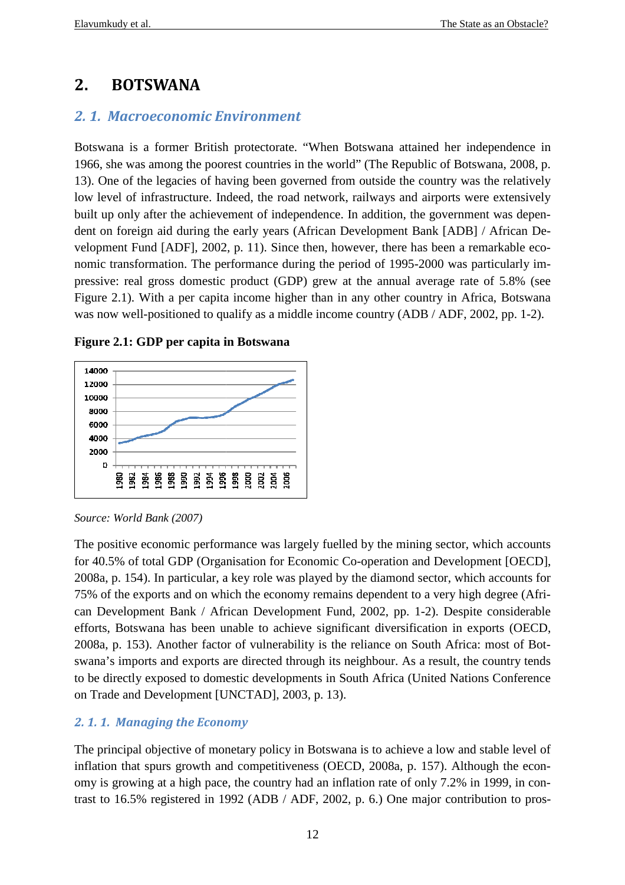## 2. BOTSWANA

### 2. 1. Macroeconomic Environment

Botswana is a former British protectorate. "When Botswana attained her independence in 1966, she was among the poorest countries in the world" (The Republic of Botswana, 2008, p. 13). One of the legacies of having been governed from outside the country was the relatively low level of infrastructure. Indeed, the road network, railways and airports were extensively built up only after the achievement of independence. In addition, the government was dependent on foreign aid during the early years (African Development Bank [ADB] / African Development Fund [ADF], 2002, p. 11). Since then, however, there has been a remarkable economic transformation. The performance during the period of 1995-2000 was particularly impressive: real gross domestic product (GDP) grew at the annual average rate of 5.8% (see Figure 2.1). With a per capita income higher than in any other country in Africa, Botswana was now well-positioned to qualify as a middle income country (ADB / ADF, 2002, pp. 1-2).

**Figure 2.1: GDP per capita in Botswana**

*Source: World Bank (2007)*

The positive economic performance was largely fuelled by the mining sector, which accounts for 40.5% of total GDP (Organisation for Economic Co-operation and Development [OECD], 2008a, p. 154). In particular, a key role was played by the diamond sector, which accounts for 75% of the exports and on which the economy remains dependent to a very high degree (African Development Bank / African Development Fund, 2002, pp. 1-2). Despite considerable efforts, Botswana has been unable to achieve significant diversification in exports (OECD, 2008a, p. 153). Another factor of vulnerability is the reliance on South Africa: most of Botswana's imports and exports are directed through its neighbour. As a result, the country tends to be directly exposed to domestic developments in South Africa (United Nations Conference on Trade and Development [UNCTAD], 2003, p. 13).

#### 2. 1. 1. Managing the Economy

The principal objective of monetary policy in Botswana is to achieve a low and stable level of inflation that spurs growth and competitiveness (OECD, 2008a, p. 157). Although the economy is growing at a high pace, the country had an inflation rate of only 7.2% in 1999, in contrast to 16.5% registered in 1992 (ADB / ADF, 2002, p. 6.) One major contribution to pros-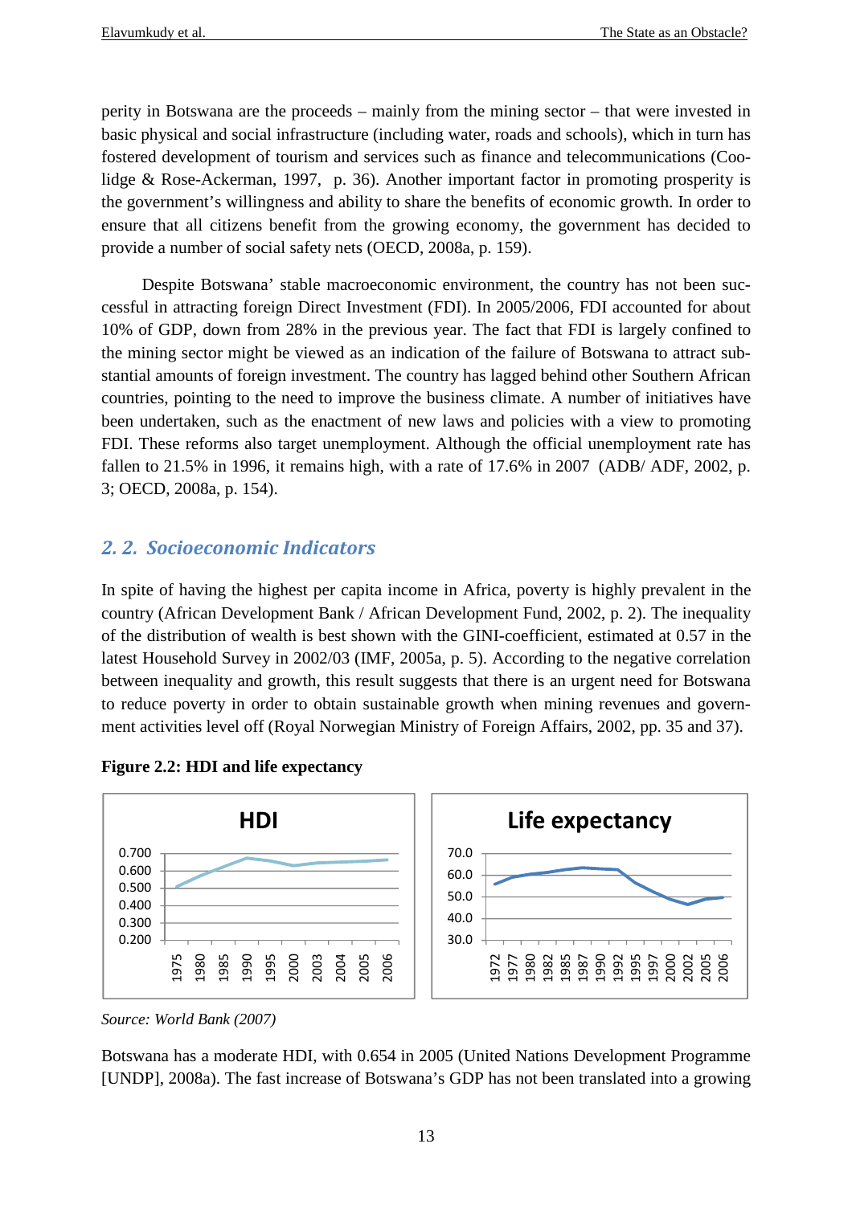perity in Botswana are the proceeds – mainly from the mining sector – that were invested in basic physical and social infrastructure (including water, roads and schools), which in turn has fostered development of tourism and services such as finance and telecommunications (Coolidge & Rose-Ackerman, 1997, p. 36). Another important factor in promoting prosperity is the government's willingness and ability to share the benefits of economic growth. In order to ensure that all citizens benefit from the growing economy, the government has decided to provide a number of social safety nets (OECD, 2008a, p. 159).

Despite Botswana' stable macroeconomic environment, the country has not been successful in attracting foreign Direct Investment (FDI). In 2005/2006, FDI accounted for about 10% of GDP, down from 28% in the previous year. The fact that FDI is largely confined to the mining sector might be viewed as an indication of the failure of Botswana to attract substantial amounts of foreign investment. The country has lagged behind other Southern African countries, pointing to the need to improve the business climate. A number of initiatives have been undertaken, such as the enactment of new laws and policies with a view to promoting FDI. These reforms also target unemployment. Although the official unemployment rate has fallen to 21.5% in 1996, it remains high, with a rate of 17.6% in 2007 (ADB/ ADF, 2002, p. 3; OECD, 2008a, p. 154).

## *2. 2. Socioeconomic Indicators*

In spite of having the highest per capita income in Africa, poverty is highly prevalent in the country (African Development Bank / African Development Fund, 2002, p. 2). The inequality of the distribution of wealth is best shown with the GINI-coefficient, estimated at 0.57 in the latest Household Survey in 2002/03 (IMF, 2005a, p. 5). According to the negative correlation between inequality and growth, this result suggests that there is an urgent need for Botswana to reduce poverty in order to obtain sustainable growth when mining revenues and government activities level off (Royal Norwegian Ministry of Foreign Affairs, 2002, pp. 35 and 37).

**Figure 2.2: HDI and life expectancy**

*Source: World Bank (2007)*

Botswana has a moderate HDI, with 0.654 in 2005 (United Nations Development Programme [UNDP], 2008a). The fast increase of Botswana's GDP has not been translated into a growing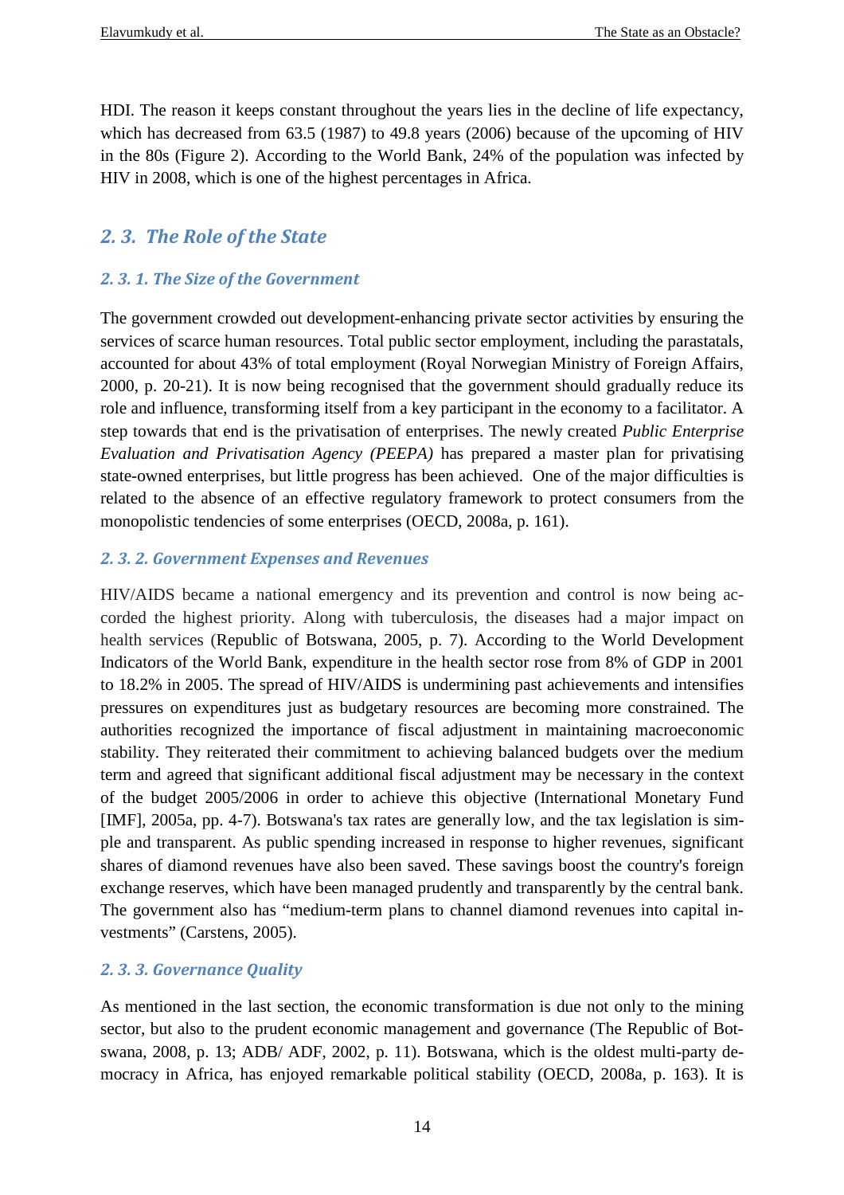HDI. The reason it keeps constant throughout the years lies in the decline of life expectancy, which has decreased from 63.5 (1987) to 49.8 years (2006) because of the upcoming of HIV in the 80s (Figure 2). According to the World Bank, 24% of the population was infected by HIV in 2008, which is one of the highest percentages in Africa.

## 2. 3. The Role of the State

### 2. 3. 1. The Size of the Government

The government crowded out development-enhancing private sector activities by ensuring the services of scarce human resources. Total public sector employment, including the parastatals, accounted for about 43% of total employment (Royal Norwegian Ministry of Foreign Affairs, 2000, p. 20-21). It is now being recognised that the government should gradually reduce its role and influence, transforming itself from a key participant in the economy to a facilitator. A step towards that end is the privatisation of enterprises. The newly created *Public Enterprise Evaluation and Privatisation Agency (PEEPA)* has prepared a master plan for privatising state-owned enterprises, but little progress has been achieved. One of the major difficulties is related to the absence of an effective regulatory framework to protect consumers from the monopolistic tendencies of some enterprises (OECD, 2008a, p. 161).

### 2. 3. 2. Government Expenses and Revenues

HIV/AIDS became a national emergency and its prevention and control is now being accorded the highest priority. Along with tuberculosis, the diseases had a major impact on health services (Republic of Botswana, 2005, p. 7). According to the World Development Indicators of the World Bank, expenditure in the health sector rose from 8% of GDP in 2001 to 18.2% in 2005. The spread of HIV/AIDS is undermining past achievements and intensifies pressures on expenditures just as budgetary resources are becoming more constrained. The authorities recognized the importance of fiscal adjustment in maintaining macroeconomic stability. They reiterated their commitment to achieving balanced budgets over the medium term and agreed that significant additional fiscal adjustment may be necessary in the context of the budget 2005/2006 in order to achieve this objective (International Monetary Fund [IMF], 2005a, pp. 4-7). Botswana's tax rates are generally low, and the tax legislation is simple and transparent. As public spending increased in response to higher revenues, significant shares of diamond revenues have also been saved. These savings boost the country's foreign exchange reserves, which have been managed prudently and transparently by the central bank. The government also has "medium-term plans to channel diamond revenues into capital investments" (Carstens, 2005).

### 2. 3. 3. Governance Quality

As mentioned in the last section, the economic transformation is due not only to the mining sector, but also to the prudent economic management and governance (The Republic of Botswana, 2008, p. 13; ADB/ ADF, 2002, p. 11). Botswana, which is the oldest multi-party democracy in Africa, has enjoyed remarkable political stability (OECD, 2008a, p. 163). It is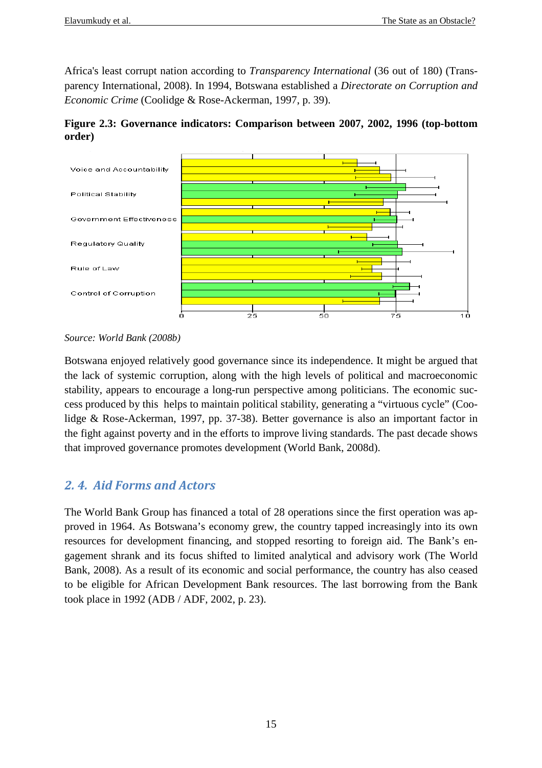Africa's least corrupt nation according to *Transparency International* (36 out of 180) (Transparency International, 2008). In 1994, Botswana established a *Directorate on Corruption and Economic Crime* (Coolidge & Rose-Ackerman, 1997, p. 39).

**Figure 2.3: Governance indicators: Comparison between 2007, 2002, 1996 (top-bottom order)**

*Source: World Bank (2008b)*

Botswana enjoyed relatively good governance since its independence. It might be argued that the lack of systemic corruption, along with the high levels of political and macroeconomic stability, appears to encourage a long-run perspective among politicians. The economic success produced by this helps to maintain political stability, generating a "virtuous cycle" (Coolidge & Rose-Ackerman, 1997, pp. 37-38). Better governance is also an important factor in the fight against poverty and in the efforts to improve living standards. The past decade shows that improved governance promotes development (World Bank, 2008d).

## *2. 4. Aid Forms and Actors*

The World Bank Group has financed a total of 28 operations since the first operation was approved in 1964. As Botswana's economy grew, the country tapped increasingly into its own resources for development financing, and stopped resorting to foreign aid. The Bank's engagement shrank and its focus shifted to limited analytical and advisory work (The World Bank, 2008). As a result of its economic and social performance, the country has also ceased to be eligible for African Development Bank resources. The last borrowing from the Bank took place in 1992 (ADB / ADF, 2002, p. 23).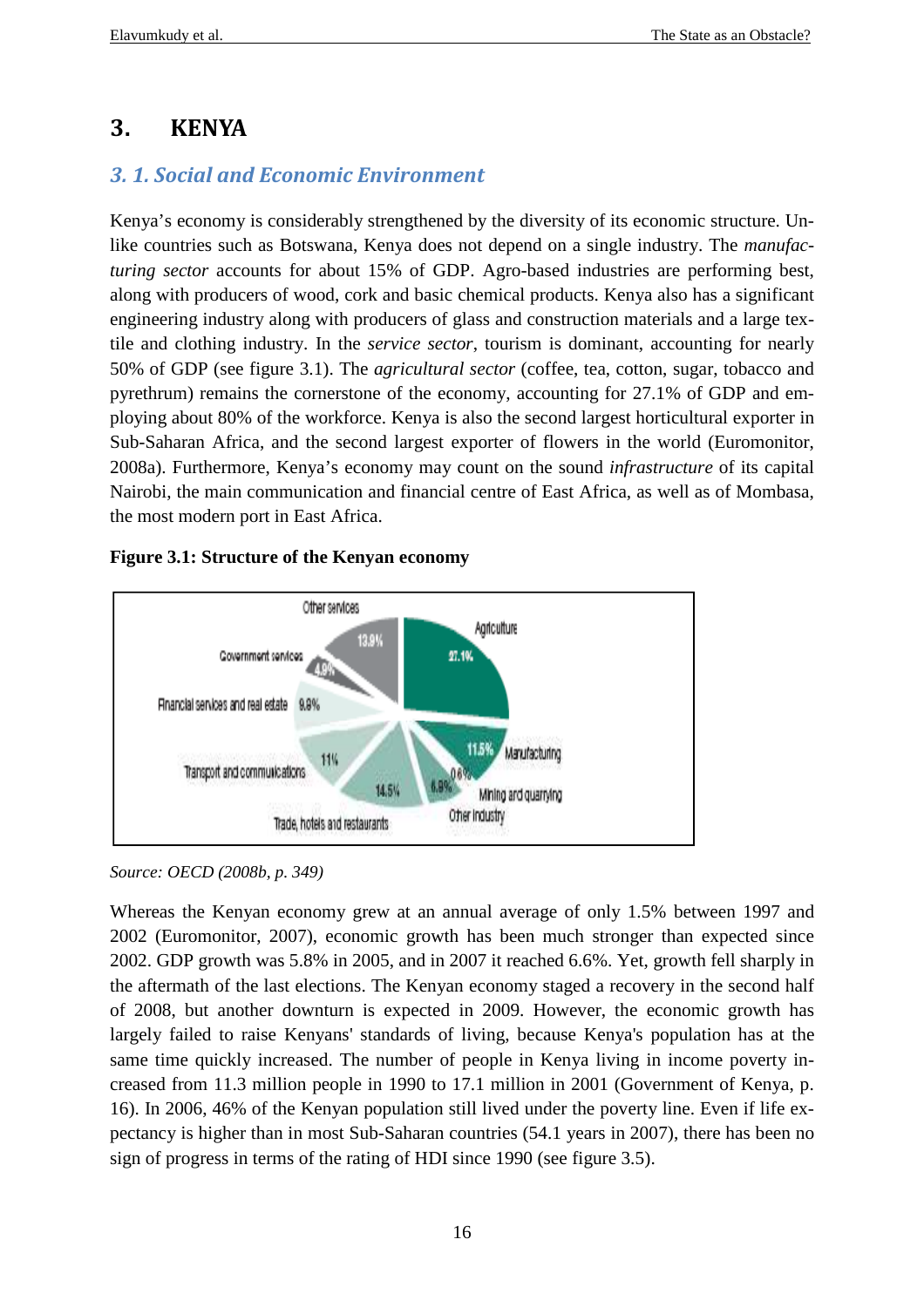# 3. KENYA

## 3. 1. Social and Economic Environment

Kenya's economy is considerably strengthened by the diversity of its economic structure. Unlike countries such as Botswana, Kenya does not depend on a single industry. The *manufacturing sector* accounts for about 15% of GDP. Agro-based industries are performing best, along with producers of wood, cork and basic chemical products. Kenya also has a significant engineering industry along with producers of glass and construction materials and a large textile and clothing industry. In the *service sector*, tourism is dominant, accounting for nearly 50% of GDP (see figure 3.1). The *agricultural sector* (coffee, tea, cotton, sugar, tobacco and pyrethrum) remains the cornerstone of the economy, accounting for 27.1% of GDP and employing about 80% of the workforce. Kenya is also the second largest horticultural exporter in Sub-Saharan Africa, and the second largest exporter of flowers in the world (Euromonitor, 2008a). Furthermore, Kenya's economy may count on the sound *infrastructure* of its capital Nairobi, the main communication and financial centre of East Africa, as well as of Mombasa, the most modern port in East Africa.

**Figure 3.1: Structure of the Kenyan economy**

Other services 13.9%; Government services 4.9%; Financial services and real estate 9.8%; Transport and communications 11%; Trade, hotels and restaurants 14.5%; Other industry 6.8%; Mining and quarrying 0.6%; Manufacturing 11.5%; Agriculture 27.1%

*Source: OECD (2008b, p. 349)*

Whereas the Kenyan economy grew at an annual average of only 1.5% between 1997 and 2002 (Euromonitor, 2007), economic growth has been much stronger than expected since 2002. GDP growth was 5.8% in 2005, and in 2007 it reached 6.6%. Yet, growth fell sharply in the aftermath of the last elections. The Kenyan economy staged a recovery in the second half of 2008, but another downturn is expected in 2009. However, the economic growth has largely failed to raise Kenyans' standards of living, because Kenya's population has at the same time quickly increased. The number of people in Kenya living in income poverty increased from 11.3 million people in 1990 to 17.1 million in 2001 (Government of Kenya, p. 16). In 2006, 46% of the Kenyan population still lived under the poverty line. Even if life expectancy is higher than in most Sub-Saharan countries (54.1 years in 2007), there has been no sign of progress in terms of the rating of HDI since 1990 (see figure 3.5).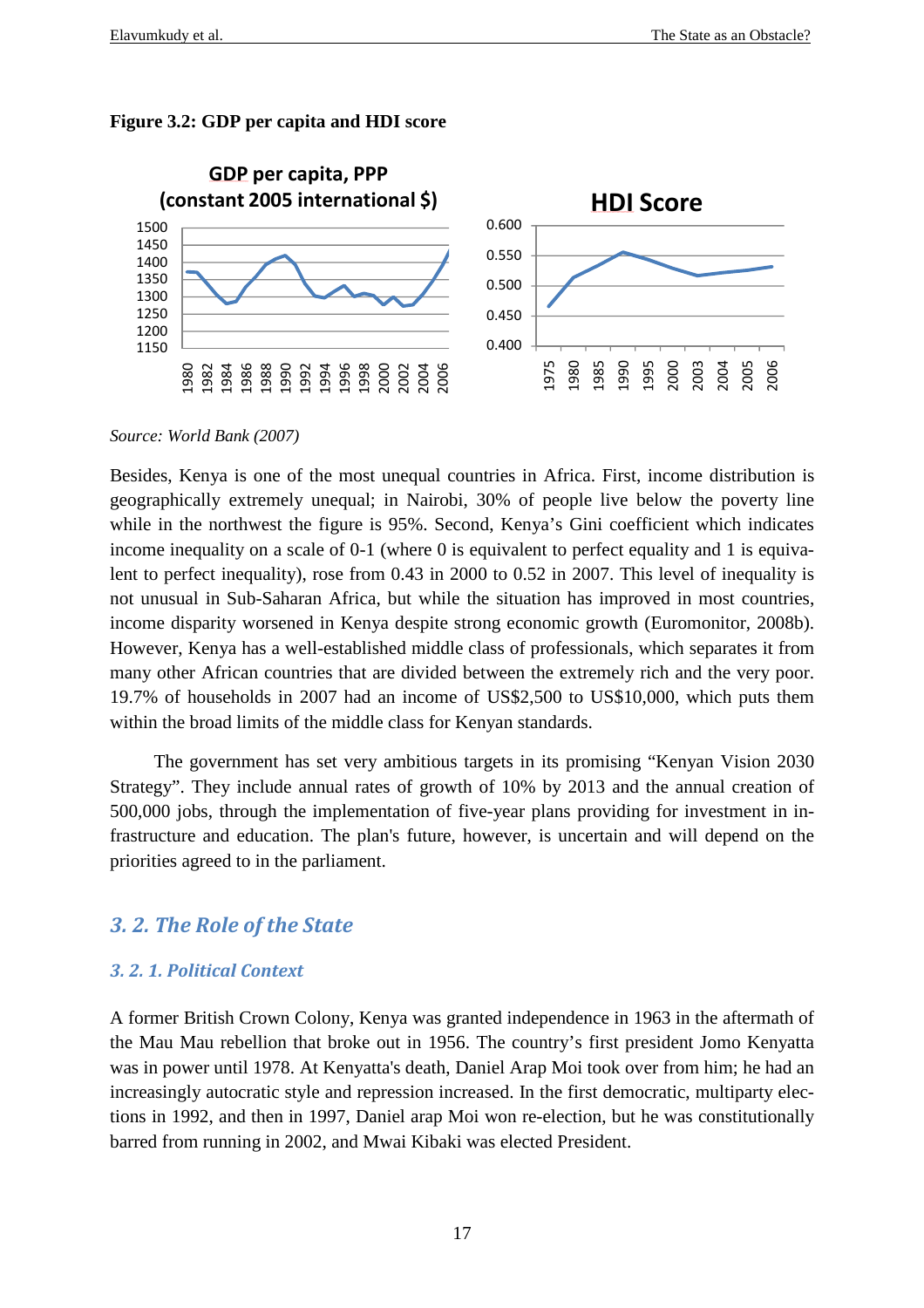**Figure 3.2: GDP per capita and HDI score**

*Source: World Bank (2007)*

Besides, Kenya is one of the most unequal countries in Africa. First, income distribution is geographically extremely unequal; in Nairobi, 30% of people live below the poverty line while in the northwest the figure is 95%. Second, Kenya's Gini coefficient which indicates income inequality on a scale of 0-1 (where 0 is equivalent to perfect equality and 1 is equivalent to perfect inequality), rose from 0.43 in 2000 to 0.52 in 2007. This level of inequality is not unusual in Sub-Saharan Africa, but while the situation has improved in most countries, income disparity worsened in Kenya despite strong economic growth (Euromonitor, 2008b). However, Kenya has a well-established middle class of professionals, which separates it from many other African countries that are divided between the extremely rich and the very poor. 19.7% of households in 2007 had an income of US$2,500 to US$10,000, which puts them within the broad limits of the middle class for Kenyan standards.

The government has set very ambitious targets in its promising "Kenyan Vision 2030 Strategy". They include annual rates of growth of 10% by 2013 and the annual creation of 500,000 jobs, through the implementation of five-year plans providing for investment in infrastructure and education. The plan's future, however, is uncertain and will depend on the priorities agreed to in the parliament.

## 3. 2. The Role of the State

### 3. 2. 1. Political Context

A former British Crown Colony, Kenya was granted independence in 1963 in the aftermath of the Mau Mau rebellion that broke out in 1956. The country's first president Jomo Kenyatta was in power until 1978. At Kenyatta's death, Daniel Arap Moi took over from him; he had an increasingly autocratic style and repression increased. In the first democratic, multiparty elections in 1992, and then in 1997, Daniel arap Moi won re-election, but he was constitutionally barred from running in 2002, and Mwai Kibaki was elected President.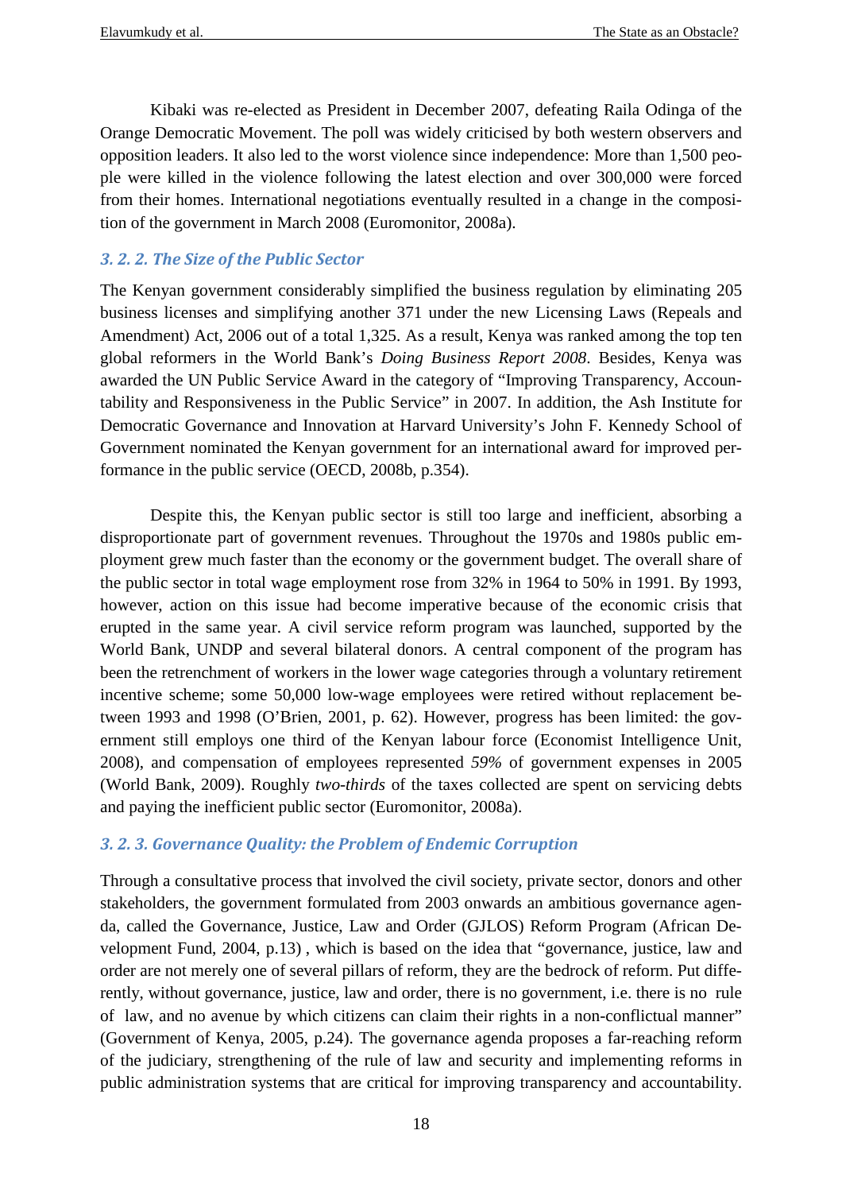Kibaki was re-elected as President in December 2007, defeating Raila Odinga of the Orange Democratic Movement. The poll was widely criticised by both western observers and opposition leaders. It also led to the worst violence since independence: More than 1,500 people were killed in the violence following the latest election and over 300,000 were forced from their homes. International negotiations eventually resulted in a change in the composition of the government in March 2008 (Euromonitor, 2008a).

### 3. 2. 2. The Size of the Public Sector

The Kenyan government considerably simplified the business regulation by eliminating 205 business licenses and simplifying another 371 under the new Licensing Laws (Repeals and Amendment) Act, 2006 out of a total 1,325. As a result, Kenya was ranked among the top ten global reformers in the World Bank's *Doing Business Report 2008*. Besides, Kenya was awarded the UN Public Service Award in the category of "Improving Transparency, Accountability and Responsiveness in the Public Service" in 2007. In addition, the Ash Institute for Democratic Governance and Innovation at Harvard University's John F. Kennedy School of Government nominated the Kenyan government for an international award for improved performance in the public service (OECD, 2008b, p.354).

Despite this, the Kenyan public sector is still too large and inefficient, absorbing a disproportionate part of government revenues. Throughout the 1970s and 1980s public employment grew much faster than the economy or the government budget. The overall share of the public sector in total wage employment rose from 32% in 1964 to 50% in 1991. By 1993, however, action on this issue had become imperative because of the economic crisis that erupted in the same year. A civil service reform program was launched, supported by the World Bank, UNDP and several bilateral donors. A central component of the program has been the retrenchment of workers in the lower wage categories through a voluntary retirement incentive scheme; some 50,000 low-wage employees were retired without replacement between 1993 and 1998 (O'Brien, 2001, p. 62). However, progress has been limited: the government still employs one third of the Kenyan labour force (Economist Intelligence Unit, 2008), and compensation of employees represented *59%* of government expenses in 2005 (World Bank, 2009). Roughly *two-thirds* of the taxes collected are spent on servicing debts and paying the inefficient public sector (Euromonitor, 2008a).

### 3. 2. 3. Governance Quality: the Problem of Endemic Corruption

Through a consultative process that involved the civil society, private sector, donors and other stakeholders, the government formulated from 2003 onwards an ambitious governance agenda, called the Governance, Justice, Law and Order (GJLOS) Reform Program (African Development Fund, 2004, p.13) , which is based on the idea that "governance, justice, law and order are not merely one of several pillars of reform, they are the bedrock of reform. Put differently, without governance, justice, law and order, there is no government, i.e. there is no rule of law, and no avenue by which citizens can claim their rights in a non-conflictual manner" (Government of Kenya, 2005, p.24). The governance agenda proposes a far-reaching reform of the judiciary, strengthening of the rule of law and security and implementing reforms in public administration systems that are critical for improving transparency and accountability.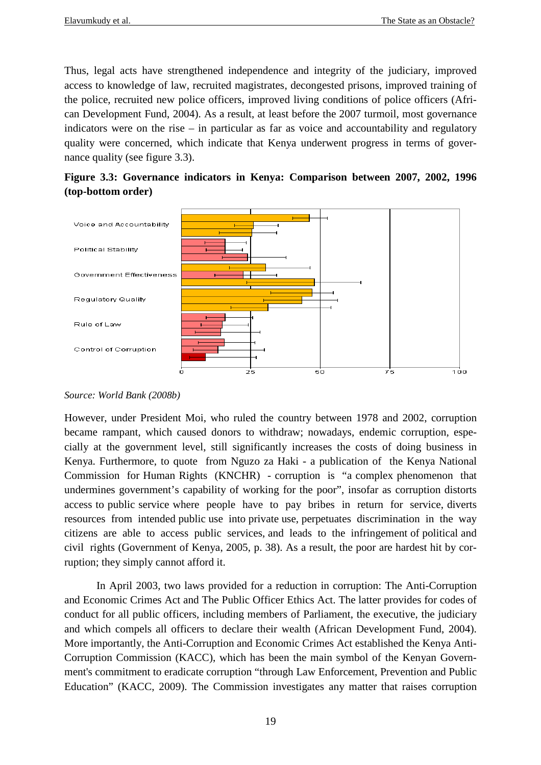Thus, legal acts have strengthened independence and integrity of the judiciary, improved access to knowledge of law, recruited magistrates, decongested prisons, improved training of the police, recruited new police officers, improved living conditions of police officers (African Development Fund, 2004). As a result, at least before the 2007 turmoil, most governance indicators were on the rise – in particular as far as voice and accountability and regulatory quality were concerned, which indicate that Kenya underwent progress in terms of governance quality (see figure 3.3).

**Figure 3.3: Governance indicators in Kenya: Comparison between 2007, 2002, 1996 (top-bottom order)**

*Source: World Bank (2008b)*

However, under President Moi, who ruled the country between 1978 and 2002, corruption became rampant, which caused donors to withdraw; nowadays, endemic corruption, especially at the government level, still significantly increases the costs of doing business in Kenya. Furthermore, to quote from Nguzo za Haki - a publication of the Kenya National Commission for Human Rights (KNCHR) - corruption is "a complex phenomenon that undermines government's capability of working for the poor", insofar as corruption distorts access to public service where people have to pay bribes in return for service, diverts resources from intended public use into private use, perpetuates discrimination in the way citizens are able to access public services, and leads to the infringement of political and civil rights (Government of Kenya, 2005, p. 38). As a result, the poor are hardest hit by corruption; they simply cannot afford it.

In April 2003, two laws provided for a reduction in corruption: The Anti-Corruption and Economic Crimes Act and The Public Officer Ethics Act. The latter provides for codes of conduct for all public officers, including members of Parliament, the executive, the judiciary and which compels all officers to declare their wealth (African Development Fund, 2004). More importantly, the Anti-Corruption and Economic Crimes Act established the Kenya Anti-Corruption Commission (KACC), which has been the main symbol of the Kenyan Government's commitment to eradicate corruption "through Law Enforcement, Prevention and Public Education" (KACC, 2009). The Commission investigates any matter that raises corruption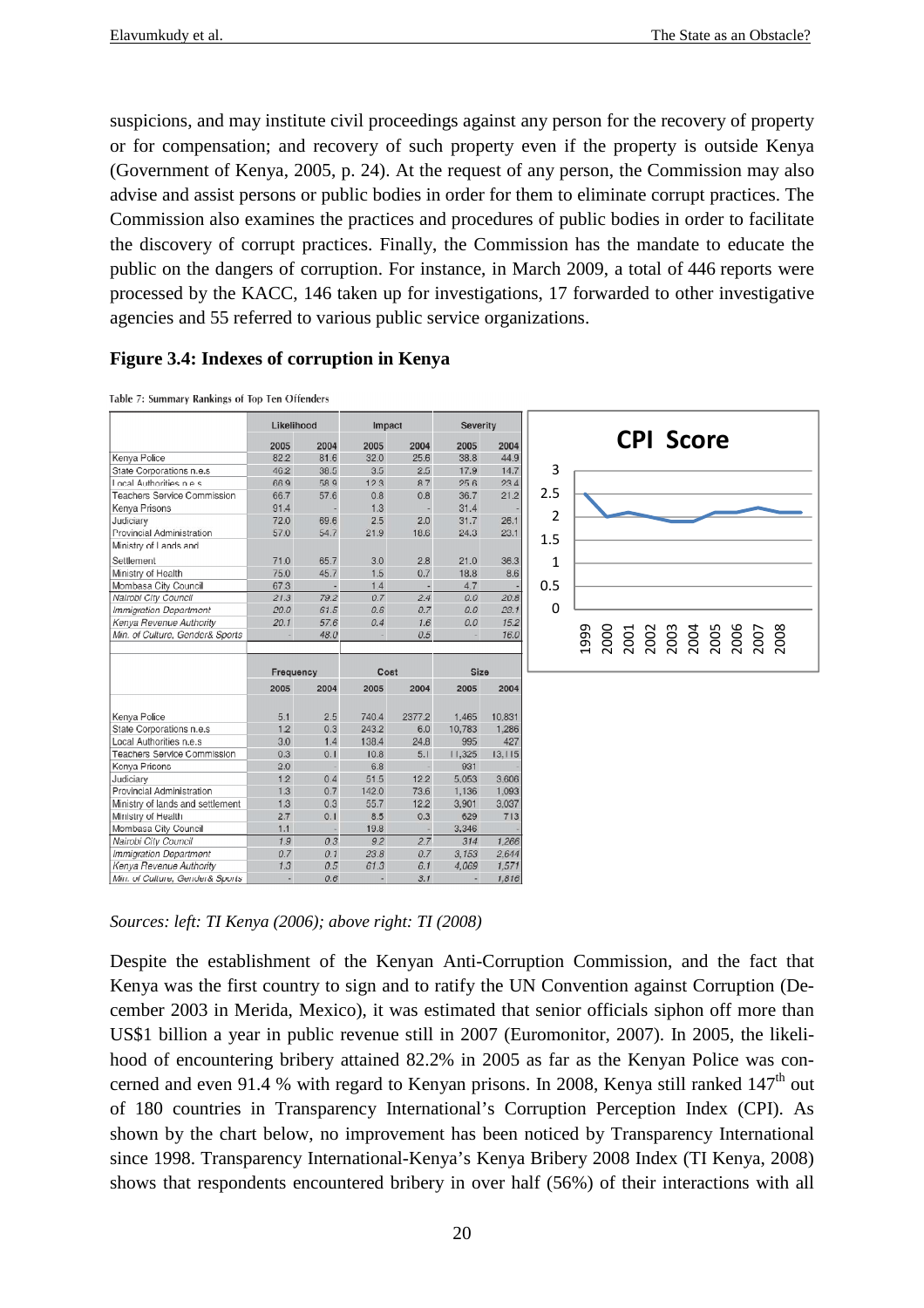suspicions, and may institute civil proceedings against any person for the recovery of property or for compensation; and recovery of such property even if the property is outside Kenya (Government of Kenya, 2005, p. 24). At the request of any person, the Commission may also advise and assist persons or public bodies in order for them to eliminate corrupt practices. The Commission also examines the practices and procedures of public bodies in order to facilitate the discovery of corrupt practices. Finally, the Commission has the mandate to educate the public on the dangers of corruption. For instance, in March 2009, a total of 446 reports were processed by the KACC, 146 taken up for investigations, 17 forwarded to other investigative agencies and 55 referred to various public service organizations.

**Figure 3.4: Indexes of corruption in Kenya**

Table 7: Summary Rankings of Top Ten Offenders

| | Likelihood | | Impact | | Severity | |
|---|---|---|---|---|---|---|
| | 2005 | 2004 | 2005 | 2004 | 2005 | 2004 |
| Kenya Police | 82.2 | 81.6 | 32.0 | 25.6 | 38.8 | 44.9 |
| State Corporations n.e.s | 40.2 | 36.5 | 3.5 | 2.5 | 17.9 | 14.7 |
| Local Authorities n.e.s | 68.9 | 58.9 | 12.3 | 8.7 | 25.6 | 23.4 |
| Teachers Service Commission | 66.7 | 57.6 | 0.8 | 0.8 | 36.7 | 21.2 |
| Kenya Prisons | 91.4 | - | 1.3 | - | 31.4 | - |
| Judiciary | 72.0 | 69.6 | 2.5 | 2.0 | 31.7 | 26.1 |
| Provincial Administration | 57.0 | 54.7 | 21.9 | 18.6 | 24.3 | 23.1 |
| Ministry of Lands and Settlement | 71.0 | 65.7 | 3.0 | 2.8 | 21.0 | 36.3 |
| Ministry of Health | 75.0 | 45.7 | 1.5 | 0.7 | 18.8 | 8.6 |
| Mombasa City Council | 67.3 | - | 1.4 | - | 4.7 | - |
| *Nairobi City Council* | *21.3* | *79.2* | *0.7* | *2.4* | *0.0* | *20.8* |
| *Immigration Department* | *20.0* | *61.5* | *0.6* | *0.7* | *0.0* | *23.1* |
| *Kenya Revenue Authority* | *20.1* | *57.6* | *0.4* | *1.6* | *0.0* | *15.2* |
| *Min. of Culture, Gender& Sports* | *-* | *48.0* | *-* | *0.5* | *-* | *16.0* |

| | Frequency | | Cost | | Size | |
|---|---|---|---|---|---|---|
| | 2005 | 2004 | 2005 | 2004 | 2005 | 2004 |
| Kenya Police | 5.1 | 2.5 | 740.4 | 2377.2 | 1,465 | 10,831 |
| State Corporations n.e.s | 1.2 | 0.3 | 243.2 | 6.0 | 10,783 | 1,286 |
| Local Authorities n.e.s | 3.0 | 1.4 | 138.4 | 24.8 | 995 | 427 |
| Teachers Service Commission | 0.3 | 0.1 | 10.8 | 5.1 | 11,325 | 13,115 |
| Kenya Prisons | 2.0 | - | 6.8 | - | 931 | - |
| Judiciary | 1.2 | 0.4 | 51.5 | 12.2 | 5,053 | 3,606 |
| Provincial Administration | 1.3 | 0.7 | 142.0 | 73.6 | 1,136 | 1,093 |
| Ministry of lands and settlement | 1.3 | 0.3 | 55.7 | 12.2 | 3,901 | 3,037 |
| Ministry of Health | 2.7 | 0.1 | 8.5 | 0.3 | 629 | 713 |
| Mombasa City Council | 1.1 | - | 19.8 | - | 3,346 | - |
| *Nairobi City Council* | *1.9* | *0.3* | *9.2* | *2.7* | *314* | *1,266* |
| *Immigration Department* | *0.7* | *0.1* | *23.8* | *0.7* | *3,153* | *2,644* |
| *Kenya Revenue Authority* | *1.3* | *0.5* | *61.3* | *6.1* | *4,069* | *1,571* |
| *Min. of Culture, Gender& Sports* | *-* | *0.6* | *-* | *3.1* | *-* | *1,816* |

CPI Score

*Sources: left: TI Kenya (2006); above right: TI (2008)*

Despite the establishment of the Kenyan Anti-Corruption Commission, and the fact that Kenya was the first country to sign and to ratify the UN Convention against Corruption (December 2003 in Merida, Mexico), it was estimated that senior officials siphon off more than US$1 billion a year in public revenue still in 2007 (Euromonitor, 2007). In 2005, the likelihood of encountering bribery attained 82.2% in 2005 as far as the Kenyan Police was concerned and even 91.4 % with regard to Kenyan prisons. In 2008, Kenya still ranked 147[th] out of 180 countries in Transparency International's Corruption Perception Index (CPI). As shown by the chart below, no improvement has been noticed by Transparency International since 1998. Transparency International-Kenya's Kenya Bribery 2008 Index (TI Kenya, 2008) shows that respondents encountered bribery in over half (56%) of their interactions with all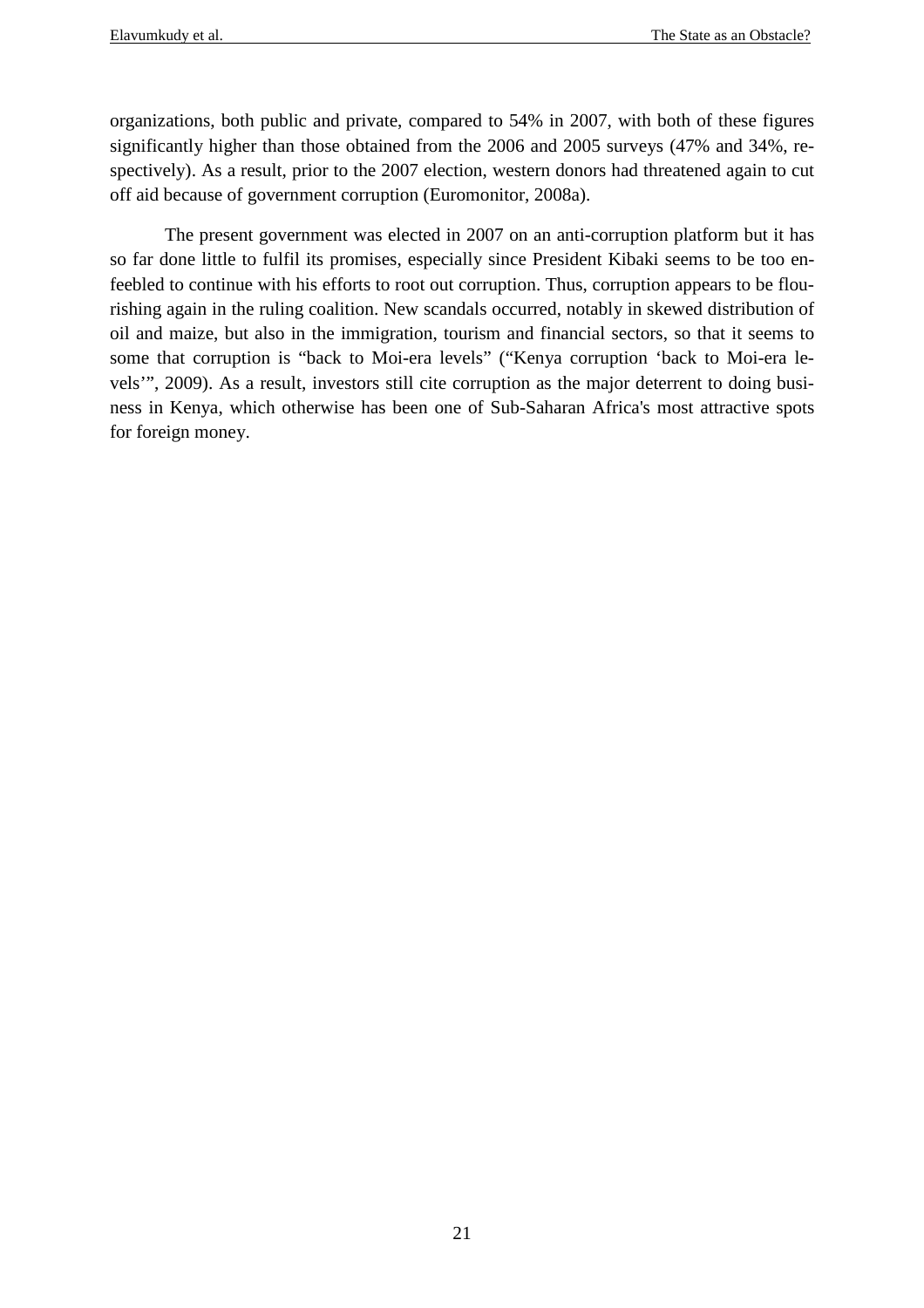organizations, both public and private, compared to 54% in 2007, with both of these figures significantly higher than those obtained from the 2006 and 2005 surveys (47% and 34%, respectively). As a result, prior to the 2007 election, western donors had threatened again to cut off aid because of government corruption (Euromonitor, 2008a).

The present government was elected in 2007 on an anti-corruption platform but it has so far done little to fulfil its promises, especially since President Kibaki seems to be too enfeebled to continue with his efforts to root out corruption. Thus, corruption appears to be flourishing again in the ruling coalition. New scandals occurred, notably in skewed distribution of oil and maize, but also in the immigration, tourism and financial sectors, so that it seems to some that corruption is "back to Moi-era levels" ("Kenya corruption 'back to Moi-era levels'", 2009). As a result, investors still cite corruption as the major deterrent to doing business in Kenya, which otherwise has been one of Sub-Saharan Africa's most attractive spots for foreign money.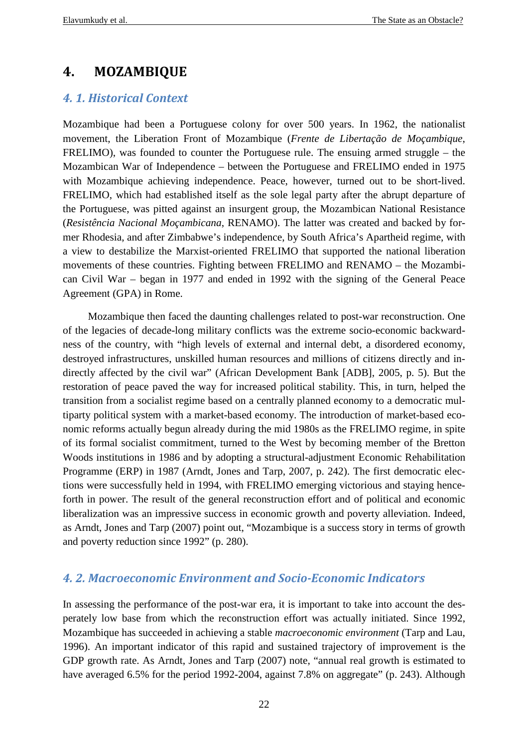# 4. MOZAMBIQUE

## 4. 1. Historical Context

Mozambique had been a Portuguese colony for over 500 years. In 1962, the nationalist movement, the Liberation Front of Mozambique (*Frente de Libertação de Moçambique*, FRELIMO), was founded to counter the Portuguese rule. The ensuing armed struggle – the Mozambican War of Independence – between the Portuguese and FRELIMO ended in 1975 with Mozambique achieving independence. Peace, however, turned out to be short-lived. FRELIMO, which had established itself as the sole legal party after the abrupt departure of the Portuguese, was pitted against an insurgent group, the Mozambican National Resistance (*Resistência Nacional Moçambicana*, RENAMO). The latter was created and backed by former Rhodesia, and after Zimbabwe's independence, by South Africa's Apartheid regime, with a view to destabilize the Marxist-oriented FRELIMO that supported the national liberation movements of these countries. Fighting between FRELIMO and RENAMO – the Mozambican Civil War – began in 1977 and ended in 1992 with the signing of the General Peace Agreement (GPA) in Rome.

Mozambique then faced the daunting challenges related to post-war reconstruction. One of the legacies of decade-long military conflicts was the extreme socio-economic backwardness of the country, with "high levels of external and internal debt, a disordered economy, destroyed infrastructures, unskilled human resources and millions of citizens directly and indirectly affected by the civil war" (African Development Bank [ADB], 2005, p. 5). But the restoration of peace paved the way for increased political stability. This, in turn, helped the transition from a socialist regime based on a centrally planned economy to a democratic multiparty political system with a market-based economy. The introduction of market-based economic reforms actually begun already during the mid 1980s as the FRELIMO regime, in spite of its formal socialist commitment, turned to the West by becoming member of the Bretton Woods institutions in 1986 and by adopting a structural-adjustment Economic Rehabilitation Programme (ERP) in 1987 (Arndt, Jones and Tarp, 2007, p. 242). The first democratic elections were successfully held in 1994, with FRELIMO emerging victorious and staying henceforth in power. The result of the general reconstruction effort and of political and economic liberalization was an impressive success in economic growth and poverty alleviation. Indeed, as Arndt, Jones and Tarp (2007) point out, "Mozambique is a success story in terms of growth and poverty reduction since 1992" (p. 280).

## 4. 2. Macroeconomic Environment and Socio-Economic Indicators

In assessing the performance of the post-war era, it is important to take into account the desperately low base from which the reconstruction effort was actually initiated. Since 1992, Mozambique has succeeded in achieving a stable *macroeconomic environment* (Tarp and Lau, 1996). An important indicator of this rapid and sustained trajectory of improvement is the GDP growth rate. As Arndt, Jones and Tarp (2007) note, "annual real growth is estimated to have averaged 6.5% for the period 1992-2004, against 7.8% on aggregate" (p. 243). Although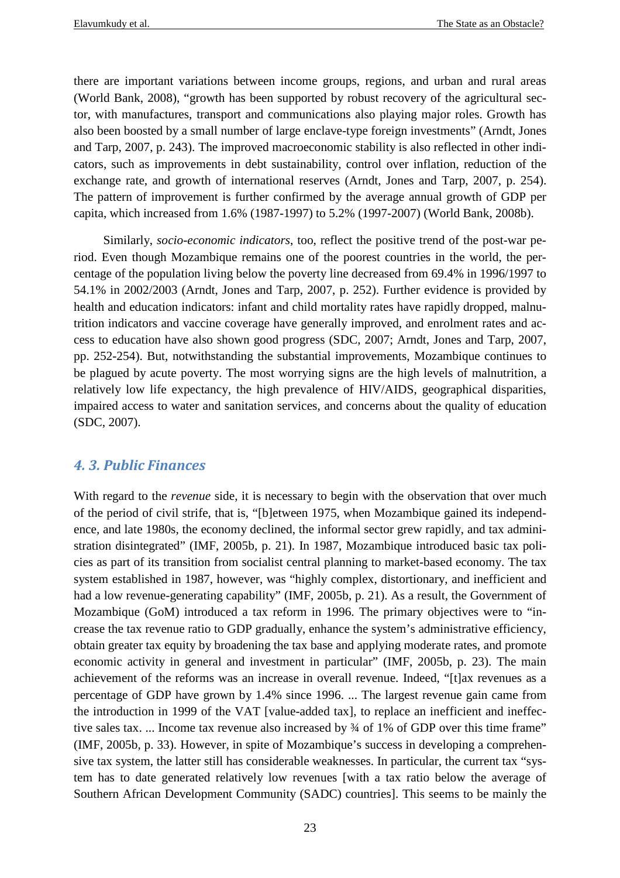there are important variations between income groups, regions, and urban and rural areas (World Bank, 2008), "growth has been supported by robust recovery of the agricultural sector, with manufactures, transport and communications also playing major roles. Growth has also been boosted by a small number of large enclave-type foreign investments" (Arndt, Jones and Tarp, 2007, p. 243). The improved macroeconomic stability is also reflected in other indicators, such as improvements in debt sustainability, control over inflation, reduction of the exchange rate, and growth of international reserves (Arndt, Jones and Tarp, 2007, p. 254). The pattern of improvement is further confirmed by the average annual growth of GDP per capita, which increased from 1.6% (1987-1997) to 5.2% (1997-2007) (World Bank, 2008b).

Similarly, *socio-economic indicators*, too, reflect the positive trend of the post-war period. Even though Mozambique remains one of the poorest countries in the world, the percentage of the population living below the poverty line decreased from 69.4% in 1996/1997 to 54.1% in 2002/2003 (Arndt, Jones and Tarp, 2007, p. 252). Further evidence is provided by health and education indicators: infant and child mortality rates have rapidly dropped, malnutrition indicators and vaccine coverage have generally improved, and enrolment rates and access to education have also shown good progress (SDC, 2007; Arndt, Jones and Tarp, 2007, pp. 252-254). But, notwithstanding the substantial improvements, Mozambique continues to be plagued by acute poverty. The most worrying signs are the high levels of malnutrition, a relatively low life expectancy, the high prevalence of HIV/AIDS, geographical disparities, impaired access to water and sanitation services, and concerns about the quality of education (SDC, 2007).

## 4. 3. Public Finances

With regard to the *revenue* side, it is necessary to begin with the observation that over much of the period of civil strife, that is, "[b]etween 1975, when Mozambique gained its independence, and late 1980s, the economy declined, the informal sector grew rapidly, and tax administration disintegrated" (IMF, 2005b, p. 21). In 1987, Mozambique introduced basic tax policies as part of its transition from socialist central planning to market-based economy. The tax system established in 1987, however, was "highly complex, distortionary, and inefficient and had a low revenue-generating capability" (IMF, 2005b, p. 21). As a result, the Government of Mozambique (GoM) introduced a tax reform in 1996. The primary objectives were to "increase the tax revenue ratio to GDP gradually, enhance the system's administrative efficiency, obtain greater tax equity by broadening the tax base and applying moderate rates, and promote economic activity in general and investment in particular" (IMF, 2005b, p. 23). The main achievement of the reforms was an increase in overall revenue. Indeed, "[t]ax revenues as a percentage of GDP have grown by 1.4% since 1996. ... The largest revenue gain came from the introduction in 1999 of the VAT [value-added tax], to replace an inefficient and ineffective sales tax. ... Income tax revenue also increased by ¾ of 1% of GDP over this time frame" (IMF, 2005b, p. 33). However, in spite of Mozambique's success in developing a comprehensive tax system, the latter still has considerable weaknesses. In particular, the current tax "system has to date generated relatively low revenues [with a tax ratio below the average of Southern African Development Community (SADC) countries]. This seems to be mainly the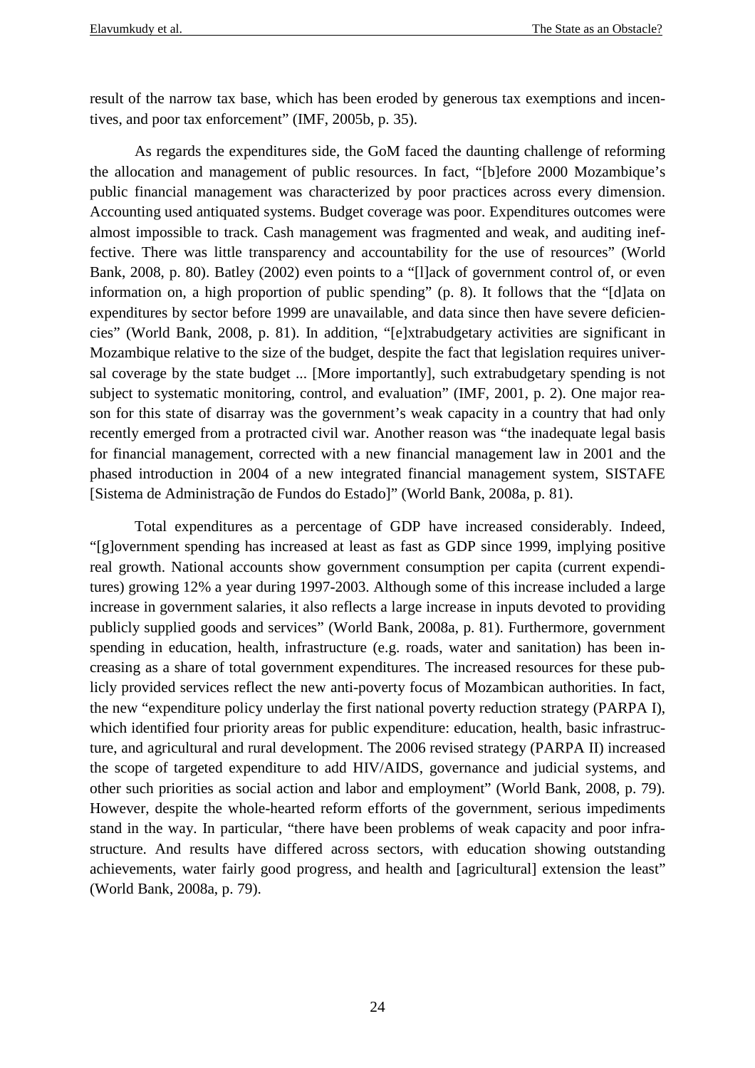result of the narrow tax base, which has been eroded by generous tax exemptions and incentives, and poor tax enforcement" (IMF, 2005b, p. 35).

As regards the expenditures side, the GoM faced the daunting challenge of reforming the allocation and management of public resources. In fact, "[b]efore 2000 Mozambique's public financial management was characterized by poor practices across every dimension. Accounting used antiquated systems. Budget coverage was poor. Expenditures outcomes were almost impossible to track. Cash management was fragmented and weak, and auditing ineffective. There was little transparency and accountability for the use of resources" (World Bank, 2008, p. 80). Batley (2002) even points to a "[l]ack of government control of, or even information on, a high proportion of public spending" (p. 8). It follows that the "[d]ata on expenditures by sector before 1999 are unavailable, and data since then have severe deficiencies" (World Bank, 2008, p. 81). In addition, "[e]xtrabudgetary activities are significant in Mozambique relative to the size of the budget, despite the fact that legislation requires universal coverage by the state budget ... [More importantly], such extrabudgetary spending is not subject to systematic monitoring, control, and evaluation" (IMF, 2001, p. 2). One major reason for this state of disarray was the government's weak capacity in a country that had only recently emerged from a protracted civil war. Another reason was "the inadequate legal basis for financial management, corrected with a new financial management law in 2001 and the phased introduction in 2004 of a new integrated financial management system, SISTAFE [Sistema de Administração de Fundos do Estado]" (World Bank, 2008a, p. 81).

Total expenditures as a percentage of GDP have increased considerably. Indeed, "[g]overnment spending has increased at least as fast as GDP since 1999, implying positive real growth. National accounts show government consumption per capita (current expenditures) growing 12% a year during 1997-2003. Although some of this increase included a large increase in government salaries, it also reflects a large increase in inputs devoted to providing publicly supplied goods and services" (World Bank, 2008a, p. 81). Furthermore, government spending in education, health, infrastructure (e.g. roads, water and sanitation) has been increasing as a share of total government expenditures. The increased resources for these publicly provided services reflect the new anti-poverty focus of Mozambican authorities. In fact, the new "expenditure policy underlay the first national poverty reduction strategy (PARPA I), which identified four priority areas for public expenditure: education, health, basic infrastructure, and agricultural and rural development. The 2006 revised strategy (PARPA II) increased the scope of targeted expenditure to add HIV/AIDS, governance and judicial systems, and other such priorities as social action and labor and employment" (World Bank, 2008, p. 79). However, despite the whole-hearted reform efforts of the government, serious impediments stand in the way. In particular, "there have been problems of weak capacity and poor infrastructure. And results have differed across sectors, with education showing outstanding achievements, water fairly good progress, and health and [agricultural] extension the least" (World Bank, 2008a, p. 79).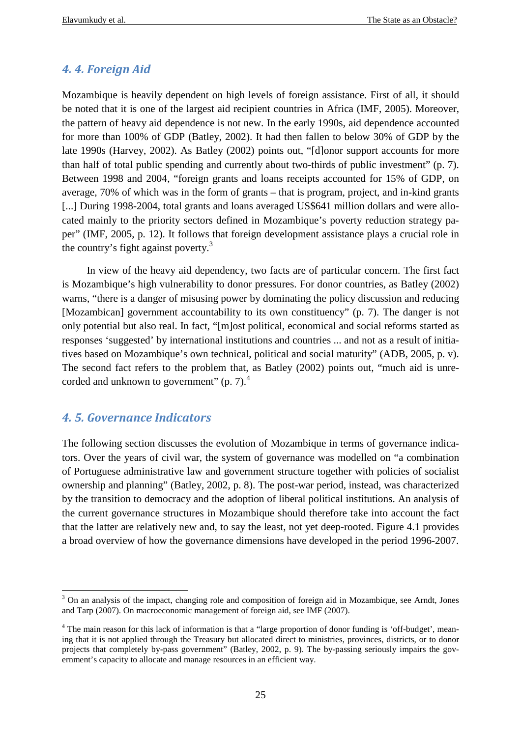## *4. 4. Foreign Aid*

Mozambique is heavily dependent on high levels of foreign assistance. First of all, it should be noted that it is one of the largest aid recipient countries in Africa (IMF, 2005). Moreover, the pattern of heavy aid dependence is not new. In the early 1990s, aid dependence accounted for more than 100% of GDP (Batley, 2002). It had then fallen to below 30% of GDP by the late 1990s (Harvey, 2002). As Batley (2002) points out, "[d]onor support accounts for more than half of total public spending and currently about two-thirds of public investment" (p. 7). Between 1998 and 2004, "foreign grants and loans receipts accounted for 15% of GDP, on average, 70% of which was in the form of grants – that is program, project, and in-kind grants [...] During 1998-2004, total grants and loans averaged US$641 million dollars and were allocated mainly to the priority sectors defined in Mozambique's poverty reduction strategy paper" (IMF, 2005, p. 12). It follows that foreign development assistance plays a crucial role in the country's fight against poverty.[3]

In view of the heavy aid dependency, two facts are of particular concern. The first fact is Mozambique's high vulnerability to donor pressures. For donor countries, as Batley (2002) warns, "there is a danger of misusing power by dominating the policy discussion and reducing [Mozambican] government accountability to its own constituency" (p. 7). The danger is not only potential but also real. In fact, "[m]ost political, economical and social reforms started as responses 'suggested' by international institutions and countries ... and not as a result of initiatives based on Mozambique's own technical, political and social maturity" (ADB, 2005, p. v). The second fact refers to the problem that, as Batley (2002) points out, "much aid is unrecorded and unknown to government" (p. 7).[4]

## *4. 5. Governance Indicators*

The following section discusses the evolution of Mozambique in terms of governance indicators. Over the years of civil war, the system of governance was modelled on "a combination of Portuguese administrative law and government structure together with policies of socialist ownership and planning" (Batley, 2002, p. 8). The post-war period, instead, was characterized by the transition to democracy and the adoption of liberal political institutions. An analysis of the current governance structures in Mozambique should therefore take into account the fact that the latter are relatively new and, to say the least, not yet deep-rooted. Figure 4.1 provides a broad overview of how the governance dimensions have developed in the period 1996-2007.

---

[3] On an analysis of the impact, changing role and composition of foreign aid in Mozambique, see Arndt, Jones and Tarp (2007). On macroeconomic management of foreign aid, see IMF (2007).

[4] The main reason for this lack of information is that a "large proportion of donor funding is 'off-budget', meaning that it is not applied through the Treasury but allocated direct to ministries, provinces, districts, or to donor projects that completely by-pass government" (Batley, 2002, p. 9). The by-passing seriously impairs the government's capacity to allocate and manage resources in an efficient way.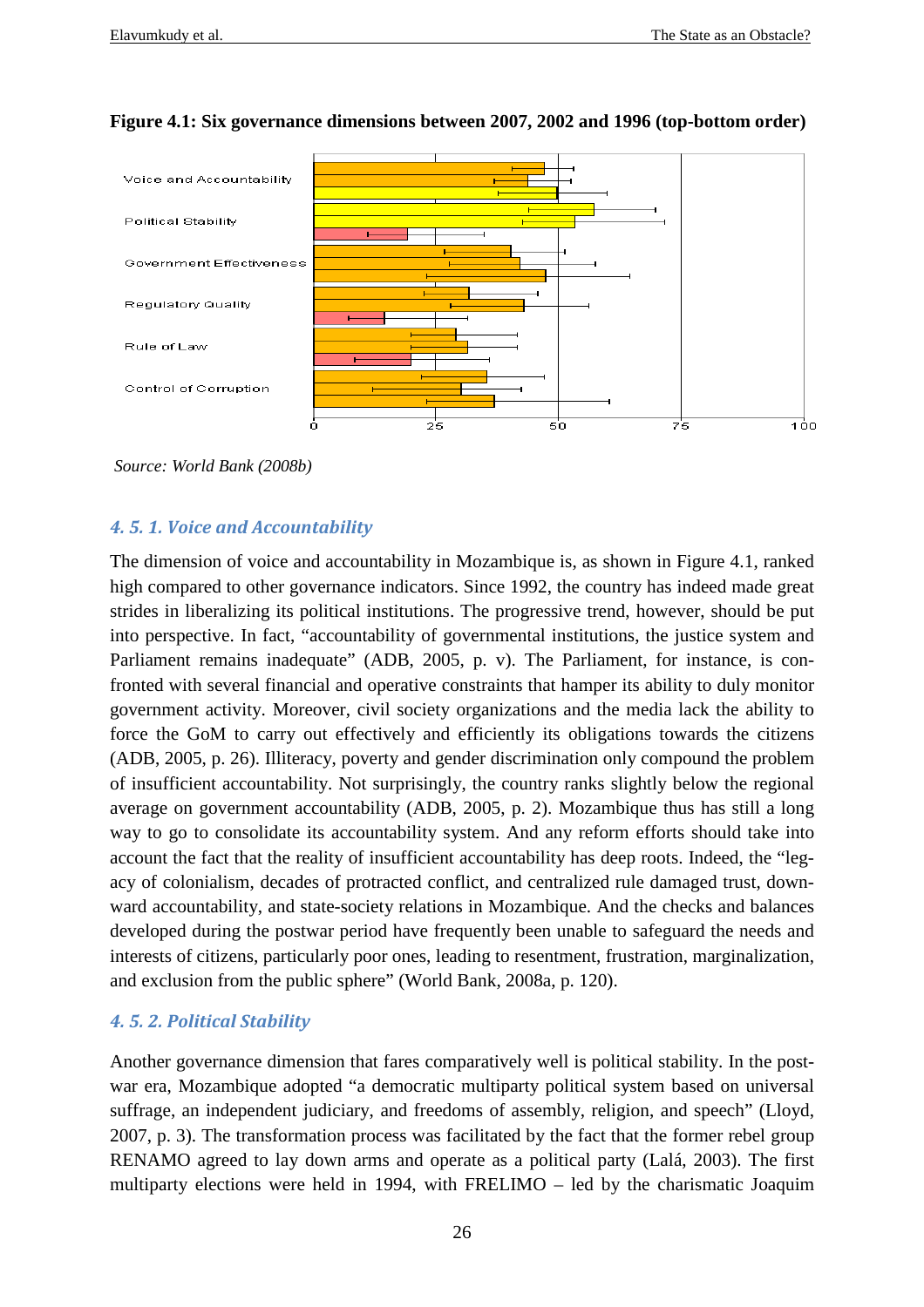**Figure 4.1: Six governance dimensions between 2007, 2002 and 1996 (top-bottom order)**

*Source: World Bank (2008b)*

### *4. 5. 1. Voice and Accountability*

The dimension of voice and accountability in Mozambique is, as shown in Figure 4.1, ranked high compared to other governance indicators. Since 1992, the country has indeed made great strides in liberalizing its political institutions. The progressive trend, however, should be put into perspective. In fact, "accountability of governmental institutions, the justice system and Parliament remains inadequate" (ADB, 2005, p. v). The Parliament, for instance, is confronted with several financial and operative constraints that hamper its ability to duly monitor government activity. Moreover, civil society organizations and the media lack the ability to force the GoM to carry out effectively and efficiently its obligations towards the citizens (ADB, 2005, p. 26). Illiteracy, poverty and gender discrimination only compound the problem of insufficient accountability. Not surprisingly, the country ranks slightly below the regional average on government accountability (ADB, 2005, p. 2). Mozambique thus has still a long way to go to consolidate its accountability system. And any reform efforts should take into account the fact that the reality of insufficient accountability has deep roots. Indeed, the "legacy of colonialism, decades of protracted conflict, and centralized rule damaged trust, downward accountability, and state-society relations in Mozambique. And the checks and balances developed during the postwar period have frequently been unable to safeguard the needs and interests of citizens, particularly poor ones, leading to resentment, frustration, marginalization, and exclusion from the public sphere" (World Bank, 2008a, p. 120).

### *4. 5. 2. Political Stability*

Another governance dimension that fares comparatively well is political stability. In the postwar era, Mozambique adopted "a democratic multiparty political system based on universal suffrage, an independent judiciary, and freedoms of assembly, religion, and speech" (Lloyd, 2007, p. 3). The transformation process was facilitated by the fact that the former rebel group RENAMO agreed to lay down arms and operate as a political party (Lalá, 2003). The first multiparty elections were held in 1994, with FRELIMO – led by the charismatic Joaquim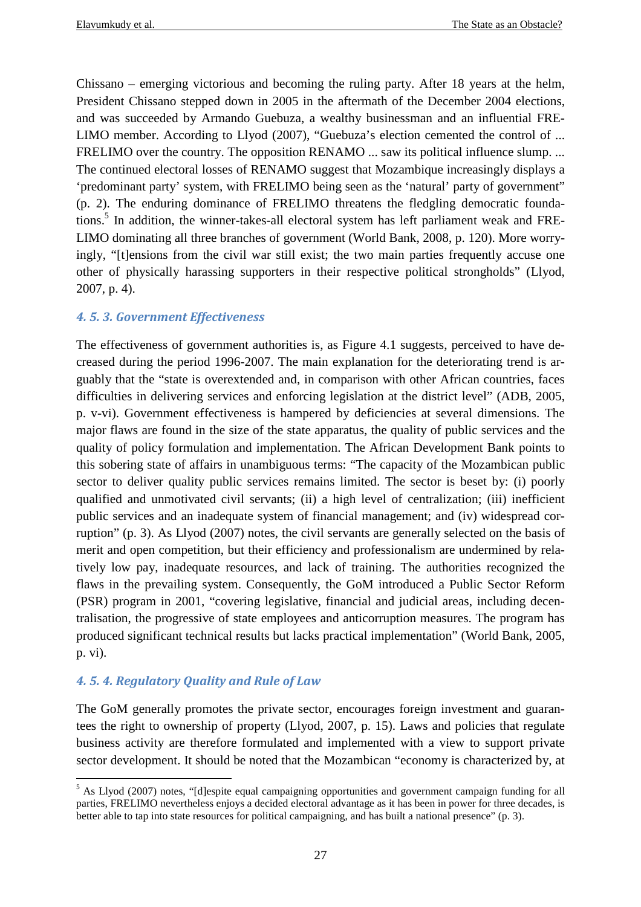Chissano – emerging victorious and becoming the ruling party. After 18 years at the helm, President Chissano stepped down in 2005 in the aftermath of the December 2004 elections, and was succeeded by Armando Guebuza, a wealthy businessman and an influential FRELIMO member. According to Llyod (2007), "Guebuza's election cemented the control of ... FRELIMO over the country. The opposition RENAMO ... saw its political influence slump. ... The continued electoral losses of RENAMO suggest that Mozambique increasingly displays a 'predominant party' system, with FRELIMO being seen as the 'natural' party of government" (p. 2). The enduring dominance of FRELIMO threatens the fledgling democratic foundations.[5] In addition, the winner-takes-all electoral system has left parliament weak and FRELIMO dominating all three branches of government (World Bank, 2008, p. 120). More worryingly, "[t]ensions from the civil war still exist; the two main parties frequently accuse one other of physically harassing supporters in their respective political strongholds" (Llyod, 2007, p. 4).

### 4. 5. 3. Government Effectiveness

The effectiveness of government authorities is, as Figure 4.1 suggests, perceived to have decreased during the period 1996-2007. The main explanation for the deteriorating trend is arguably that the "state is overextended and, in comparison with other African countries, faces difficulties in delivering services and enforcing legislation at the district level" (ADB, 2005, p. v-vi). Government effectiveness is hampered by deficiencies at several dimensions. The major flaws are found in the size of the state apparatus, the quality of public services and the quality of policy formulation and implementation. The African Development Bank points to this sobering state of affairs in unambiguous terms: "The capacity of the Mozambican public sector to deliver quality public services remains limited. The sector is beset by: (i) poorly qualified and unmotivated civil servants; (ii) a high level of centralization; (iii) inefficient public services and an inadequate system of financial management; and (iv) widespread corruption" (p. 3). As Llyod (2007) notes, the civil servants are generally selected on the basis of merit and open competition, but their efficiency and professionalism are undermined by relatively low pay, inadequate resources, and lack of training. The authorities recognized the flaws in the prevailing system. Consequently, the GoM introduced a Public Sector Reform (PSR) program in 2001, "covering legislative, financial and judicial areas, including decentralisation, the progressive of state employees and anticorruption measures. The program has produced significant technical results but lacks practical implementation" (World Bank, 2005, p. vi).

### 4. 5. 4. Regulatory Quality and Rule of Law

The GoM generally promotes the private sector, encourages foreign investment and guarantees the right to ownership of property (Llyod, 2007, p. 15). Laws and policies that regulate business activity are therefore formulated and implemented with a view to support private sector development. It should be noted that the Mozambican "economy is characterized by, at

---

[5] As Llyod (2007) notes, "[d]espite equal campaigning opportunities and government campaign funding for all parties, FRELIMO nevertheless enjoys a decided electoral advantage as it has been in power for three decades, is better able to tap into state resources for political campaigning, and has built a national presence" (p. 3).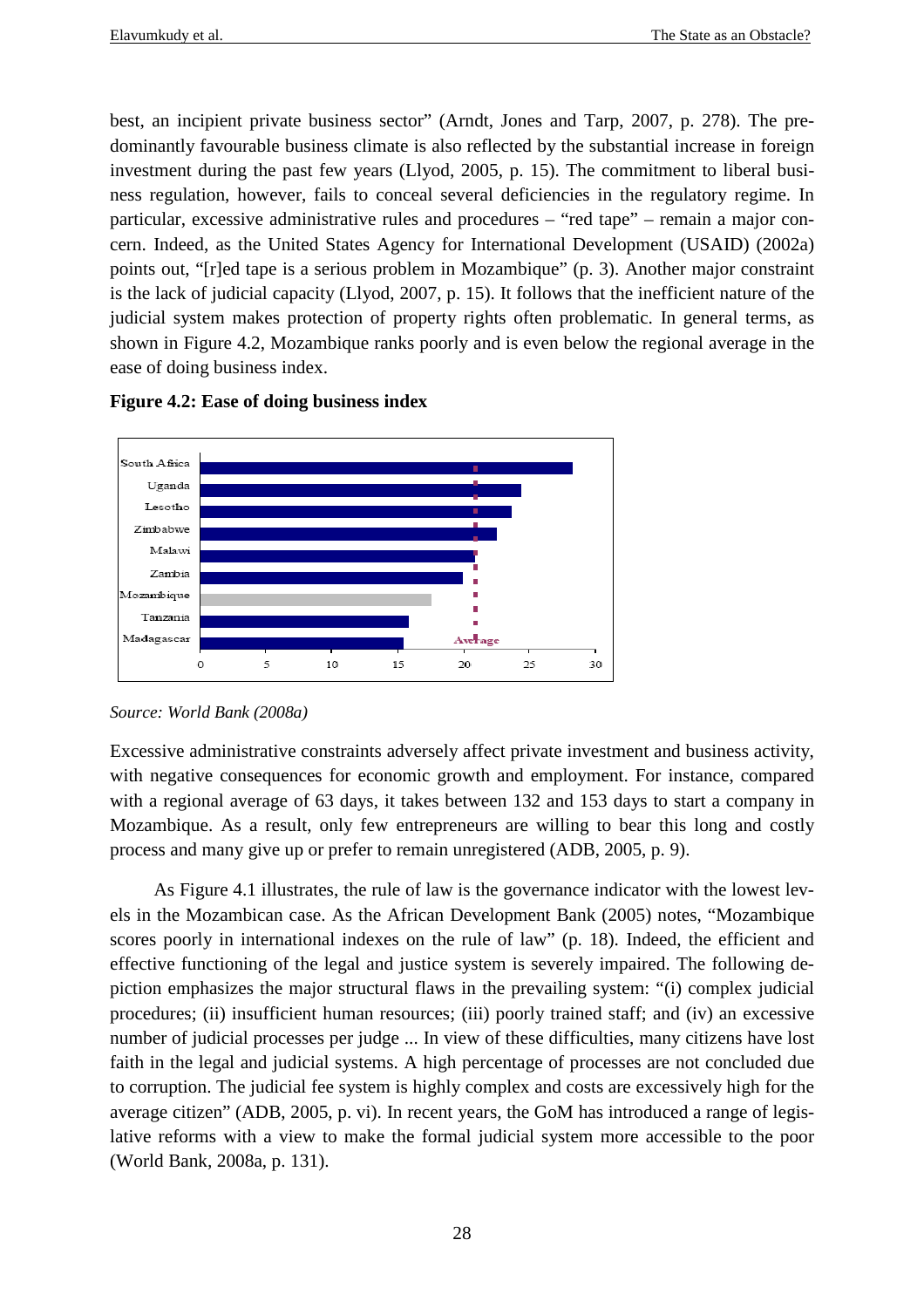best, an incipient private business sector" (Arndt, Jones and Tarp, 2007, p. 278). The predominantly favourable business climate is also reflected by the substantial increase in foreign investment during the past few years (Llyod, 2005, p. 15). The commitment to liberal business regulation, however, fails to conceal several deficiencies in the regulatory regime. In particular, excessive administrative rules and procedures – "red tape" – remain a major concern. Indeed, as the United States Agency for International Development (USAID) (2002a) points out, "[r]ed tape is a serious problem in Mozambique" (p. 3). Another major constraint is the lack of judicial capacity (Llyod, 2007, p. 15). It follows that the inefficient nature of the judicial system makes protection of property rights often problematic. In general terms, as shown in Figure 4.2, Mozambique ranks poorly and is even below the regional average in the ease of doing business index.

**Figure 4.2: Ease of doing business index**

*Source: World Bank (2008a)*

Excessive administrative constraints adversely affect private investment and business activity, with negative consequences for economic growth and employment. For instance, compared with a regional average of 63 days, it takes between 132 and 153 days to start a company in Mozambique. As a result, only few entrepreneurs are willing to bear this long and costly process and many give up or prefer to remain unregistered (ADB, 2005, p. 9).

As Figure 4.1 illustrates, the rule of law is the governance indicator with the lowest levels in the Mozambican case. As the African Development Bank (2005) notes, "Mozambique scores poorly in international indexes on the rule of law" (p. 18). Indeed, the efficient and effective functioning of the legal and justice system is severely impaired. The following depiction emphasizes the major structural flaws in the prevailing system: "(i) complex judicial procedures; (ii) insufficient human resources; (iii) poorly trained staff; and (iv) an excessive number of judicial processes per judge ... In view of these difficulties, many citizens have lost faith in the legal and judicial systems. A high percentage of processes are not concluded due to corruption. The judicial fee system is highly complex and costs are excessively high for the average citizen" (ADB, 2005, p. vi). In recent years, the GoM has introduced a range of legislative reforms with a view to make the formal judicial system more accessible to the poor (World Bank, 2008a, p. 131).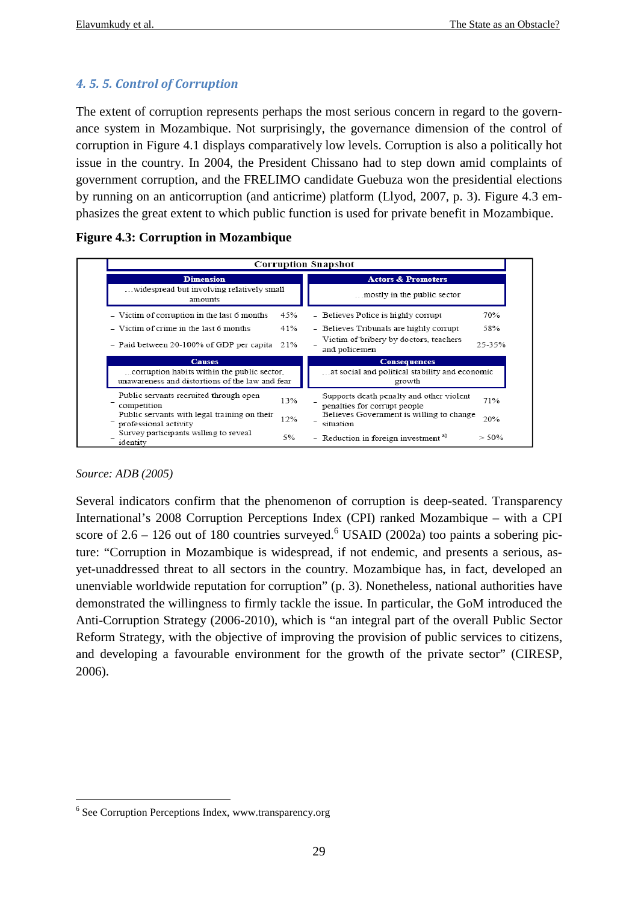### 4. 5. 5. Control of Corruption

The extent of corruption represents perhaps the most serious concern in regard to the governance system in Mozambique. Not surprisingly, the governance dimension of the control of corruption in Figure 4.1 displays comparatively low levels. Corruption is also a politically hot issue in the country. In 2004, the President Chissano had to step down amid complaints of government corruption, and the FRELIMO candidate Guebuza won the presidential elections by running on an anticorruption (and anticrime) platform (Llyod, 2007, p. 3). Figure 4.3 emphasizes the great extent to which public function is used for private benefit in Mozambique.

**Figure 4.3: Corruption in Mozambique**

| Corruption Snapshot | | | |
|---|---|---|---|
| **Dimension** | | **Actors & Promoters** | |
| …widespread but involving relatively small amounts | | …mostly in the public sector | |
| – Victim of corruption in the last 6 months | 45% | – Believes Police is highly corrupt | 70% |
| – Victim of crime in the last 6 months | 41% | – Believes Tribunals are highly corrupt | 58% |
| – Paid between 20-100% of GDP per capita | 21% | – Victim of bribery by doctors, teachers and policemen | 25-35% |
| **Causes** | | **Consequences** | |
| …corruption habits within the public sector, unawareness and distortions of the law and fear | | …at social and political stability and economic growth | |
| – Public servants recruited through open competition | 13% | – Supports death penalty and other violent penalties for corrupt people | 71% |
| – Public servants with legal training on their professional activity | 12% | – Believes Government is willing to change situation | 20% |
| – Survey participants willing to reveal identity | 5% | – Reduction in foreign investment [a)] | > 50% |

*Source: ADB (2005)*

Several indicators confirm that the phenomenon of corruption is deep-seated. Transparency International's 2008 Corruption Perceptions Index (CPI) ranked Mozambique – with a CPI score of 2.6 – 126 out of 180 countries surveyed.[6] USAID (2002a) too paints a sobering picture: "Corruption in Mozambique is widespread, if not endemic, and presents a serious, as-yet-unaddressed threat to all sectors in the country. Mozambique has, in fact, developed an unenviable worldwide reputation for corruption" (p. 3). Nonetheless, national authorities have demonstrated the willingness to firmly tackle the issue. In particular, the GoM introduced the Anti-Corruption Strategy (2006-2010), which is "an integral part of the overall Public Sector Reform Strategy, with the objective of improving the provision of public services to citizens, and developing a favourable environment for the growth of the private sector" (CIRESP, 2006).

[6] See Corruption Perceptions Index, www.transparency.org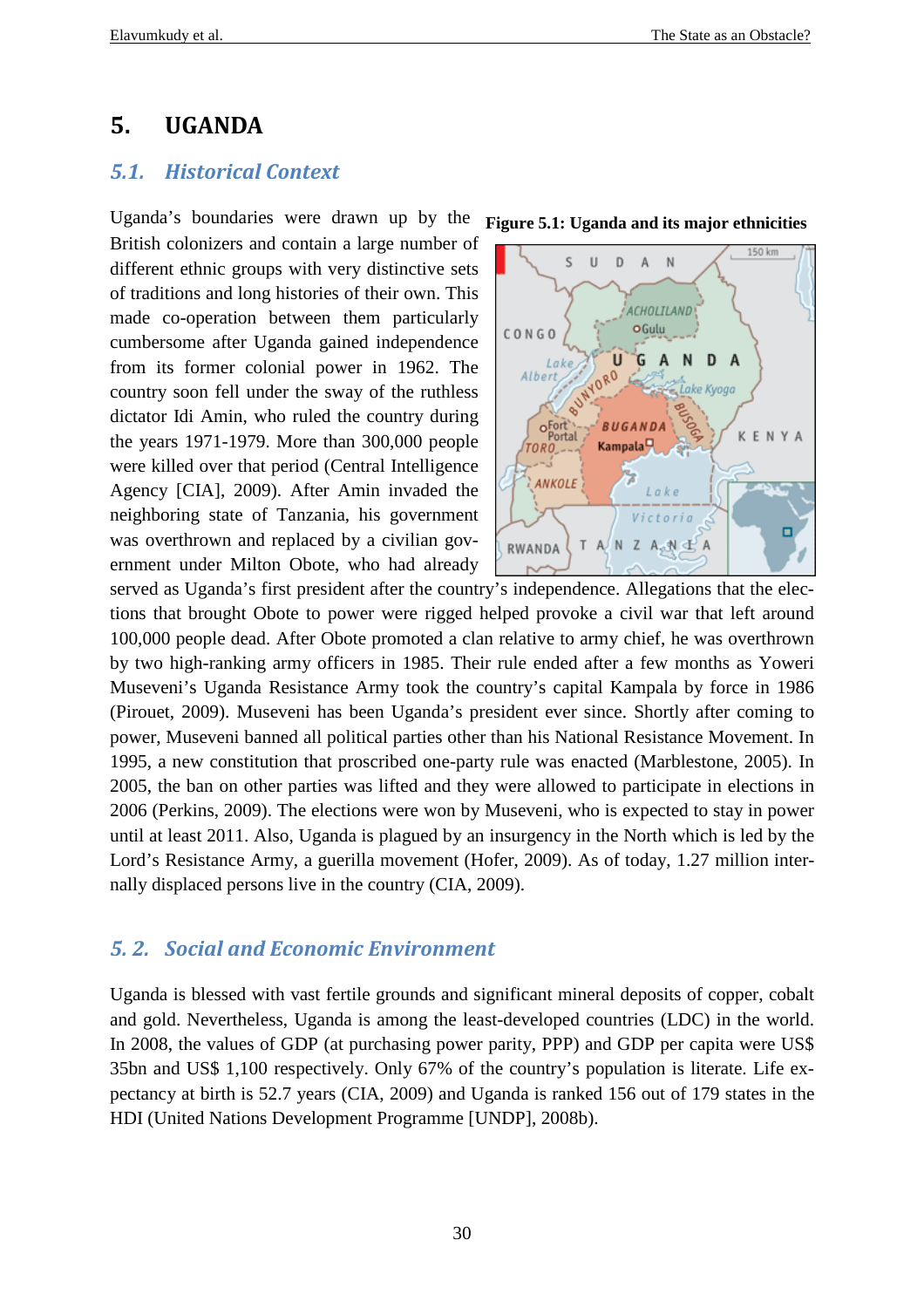# 5. UGANDA

## 5.1. Historical Context

Figure 5.1: Uganda and its major ethnicities

Uganda's boundaries were drawn up by the British colonizers and contain a large number of different ethnic groups with very distinctive sets of traditions and long histories of their own. This made co-operation between them particularly cumbersome after Uganda gained independence from its former colonial power in 1962. The country soon fell under the sway of the ruthless dictator Idi Amin, who ruled the country during the years 1971-1979. More than 300,000 people were killed over that period (Central Intelligence Agency [CIA], 2009). After Amin invaded the neighboring state of Tanzania, his government was overthrown and replaced by a civilian government under Milton Obote, who had already served as Uganda's first president after the country's independence. Allegations that the elections that brought Obote to power were rigged helped provoke a civil war that left around 100,000 people dead. After Obote promoted a clan relative to army chief, he was overthrown by two high-ranking army officers in 1985. Their rule ended after a few months as Yoweri Museveni's Uganda Resistance Army took the country's capital Kampala by force in 1986 (Pirouet, 2009). Museveni has been Uganda's president ever since. Shortly after coming to power, Museveni banned all political parties other than his National Resistance Movement. In 1995, a new constitution that proscribed one-party rule was enacted (Marblestone, 2005). In 2005, the ban on other parties was lifted and they were allowed to participate in elections in 2006 (Perkins, 2009). The elections were won by Museveni, who is expected to stay in power until at least 2011. Also, Uganda is plagued by an insurgency in the North which is led by the Lord's Resistance Army, a guerilla movement (Hofer, 2009). As of today, 1.27 million internally displaced persons live in the country (CIA, 2009).

## 5. 2. Social and Economic Environment

Uganda is blessed with vast fertile grounds and significant mineral deposits of copper, cobalt and gold. Nevertheless, Uganda is among the least-developed countries (LDC) in the world. In 2008, the values of GDP (at purchasing power parity, PPP) and GDP per capita were US$ 35bn and US$ 1,100 respectively. Only 67% of the country's population is literate. Life expectancy at birth is 52.7 years (CIA, 2009) and Uganda is ranked 156 out of 179 states in the HDI (United Nations Development Programme [UNDP], 2008b).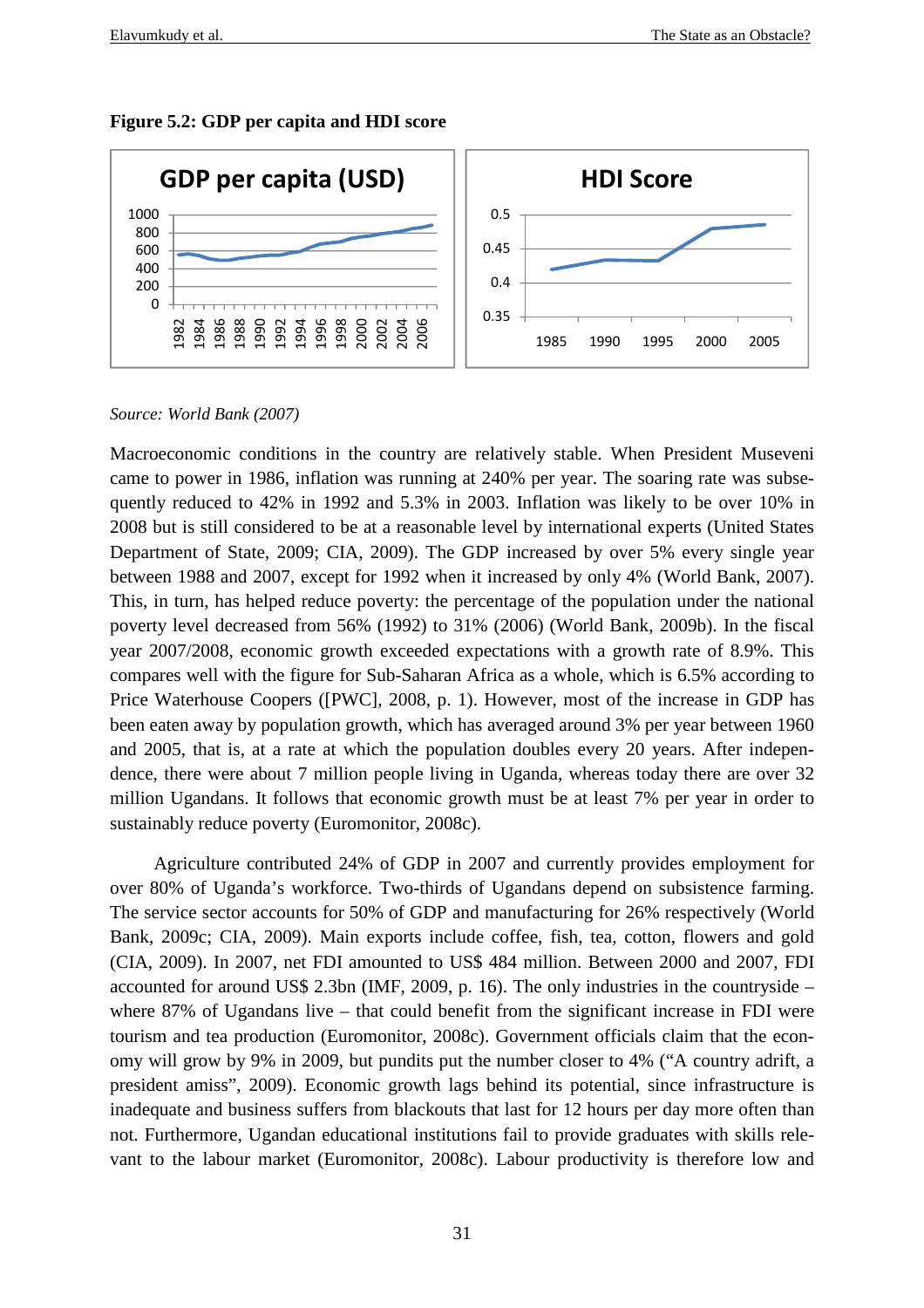**Figure 5.2: GDP per capita and HDI score**

*Source: World Bank (2007)*

Macroeconomic conditions in the country are relatively stable. When President Museveni came to power in 1986, inflation was running at 240% per year. The soaring rate was subsequently reduced to 42% in 1992 and 5.3% in 2003. Inflation was likely to be over 10% in 2008 but is still considered to be at a reasonable level by international experts (United States Department of State, 2009; CIA, 2009). The GDP increased by over 5% every single year between 1988 and 2007, except for 1992 when it increased by only 4% (World Bank, 2007). This, in turn, has helped reduce poverty: the percentage of the population under the national poverty level decreased from 56% (1992) to 31% (2006) (World Bank, 2009b). In the fiscal year 2007/2008, economic growth exceeded expectations with a growth rate of 8.9%. This compares well with the figure for Sub-Saharan Africa as a whole, which is 6.5% according to Price Waterhouse Coopers ([PWC], 2008, p. 1). However, most of the increase in GDP has been eaten away by population growth, which has averaged around 3% per year between 1960 and 2005, that is, at a rate at which the population doubles every 20 years. After independence, there were about 7 million people living in Uganda, whereas today there are over 32 million Ugandans. It follows that economic growth must be at least 7% per year in order to sustainably reduce poverty (Euromonitor, 2008c).

Agriculture contributed 24% of GDP in 2007 and currently provides employment for over 80% of Uganda's workforce. Two-thirds of Ugandans depend on subsistence farming. The service sector accounts for 50% of GDP and manufacturing for 26% respectively (World Bank, 2009c; CIA, 2009). Main exports include coffee, fish, tea, cotton, flowers and gold (CIA, 2009). In 2007, net FDI amounted to US$ 484 million. Between 2000 and 2007, FDI accounted for around US$ 2.3bn (IMF, 2009, p. 16). The only industries in the countryside – where 87% of Ugandans live – that could benefit from the significant increase in FDI were tourism and tea production (Euromonitor, 2008c). Government officials claim that the economy will grow by 9% in 2009, but pundits put the number closer to 4% ("A country adrift, a president amiss", 2009). Economic growth lags behind its potential, since infrastructure is inadequate and business suffers from blackouts that last for 12 hours per day more often than not. Furthermore, Ugandan educational institutions fail to provide graduates with skills relevant to the labour market (Euromonitor, 2008c). Labour productivity is therefore low and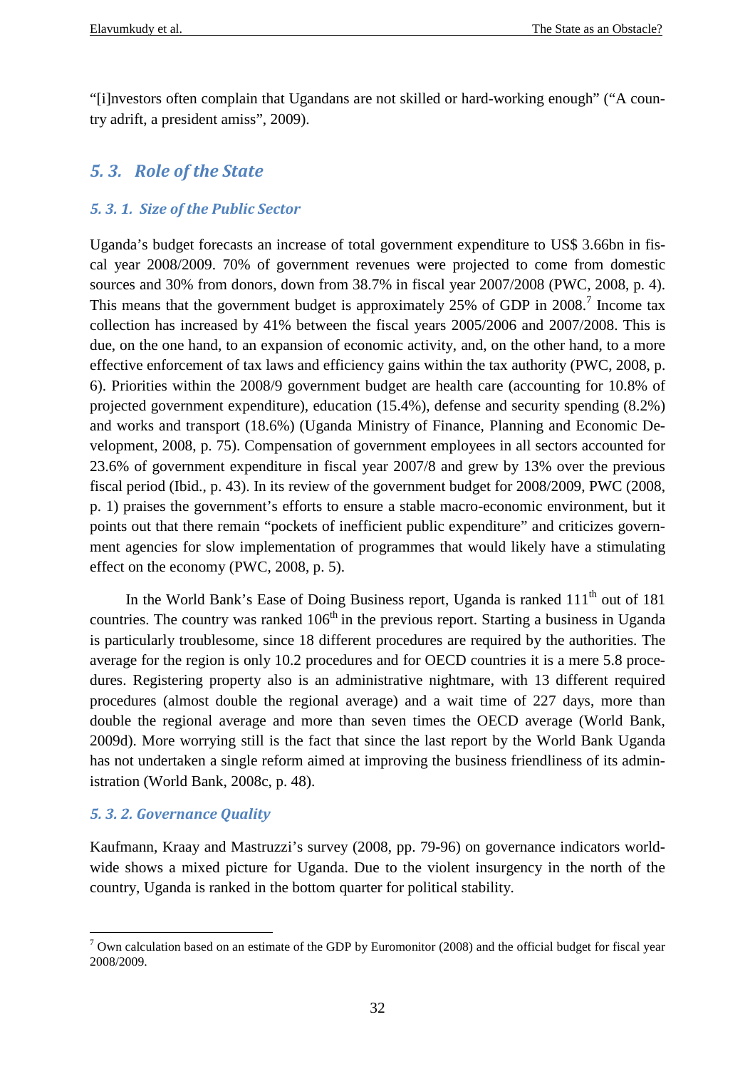"[i]nvestors often complain that Ugandans are not skilled or hard-working enough" ("A country adrift, a president amiss", 2009).

## *5. 3. Role of the State*

### *5. 3. 1. Size of the Public Sector*

Uganda's budget forecasts an increase of total government expenditure to US$ 3.66bn in fiscal year 2008/2009. 70% of government revenues were projected to come from domestic sources and 30% from donors, down from 38.7% in fiscal year 2007/2008 (PWC, 2008, p. 4). This means that the government budget is approximately 25% of GDP in 2008.[7] Income tax collection has increased by 41% between the fiscal years 2005/2006 and 2007/2008. This is due, on the one hand, to an expansion of economic activity, and, on the other hand, to a more effective enforcement of tax laws and efficiency gains within the tax authority (PWC, 2008, p. 6). Priorities within the 2008/9 government budget are health care (accounting for 10.8% of projected government expenditure), education (15.4%), defense and security spending (8.2%) and works and transport (18.6%) (Uganda Ministry of Finance, Planning and Economic Development, 2008, p. 75). Compensation of government employees in all sectors accounted for 23.6% of government expenditure in fiscal year 2007/8 and grew by 13% over the previous fiscal period (Ibid., p. 43). In its review of the government budget for 2008/2009, PWC (2008, p. 1) praises the government's efforts to ensure a stable macro-economic environment, but it points out that there remain "pockets of inefficient public expenditure" and criticizes government agencies for slow implementation of programmes that would likely have a stimulating effect on the economy (PWC, 2008, p. 5).

In the World Bank's Ease of Doing Business report, Uganda is ranked 111th out of 181 countries. The country was ranked 106th in the previous report. Starting a business in Uganda is particularly troublesome, since 18 different procedures are required by the authorities. The average for the region is only 10.2 procedures and for OECD countries it is a mere 5.8 procedures. Registering property also is an administrative nightmare, with 13 different required procedures (almost double the regional average) and a wait time of 227 days, more than double the regional average and more than seven times the OECD average (World Bank, 2009d). More worrying still is the fact that since the last report by the World Bank Uganda has not undertaken a single reform aimed at improving the business friendliness of its administration (World Bank, 2008c, p. 48).

### *5. 3. 2. Governance Quality*

Kaufmann, Kraay and Mastruzzi's survey (2008, pp. 79-96) on governance indicators worldwide shows a mixed picture for Uganda. Due to the violent insurgency in the north of the country, Uganda is ranked in the bottom quarter for political stability.

---

[7] Own calculation based on an estimate of the GDP by Euromonitor (2008) and the official budget for fiscal year 2008/2009.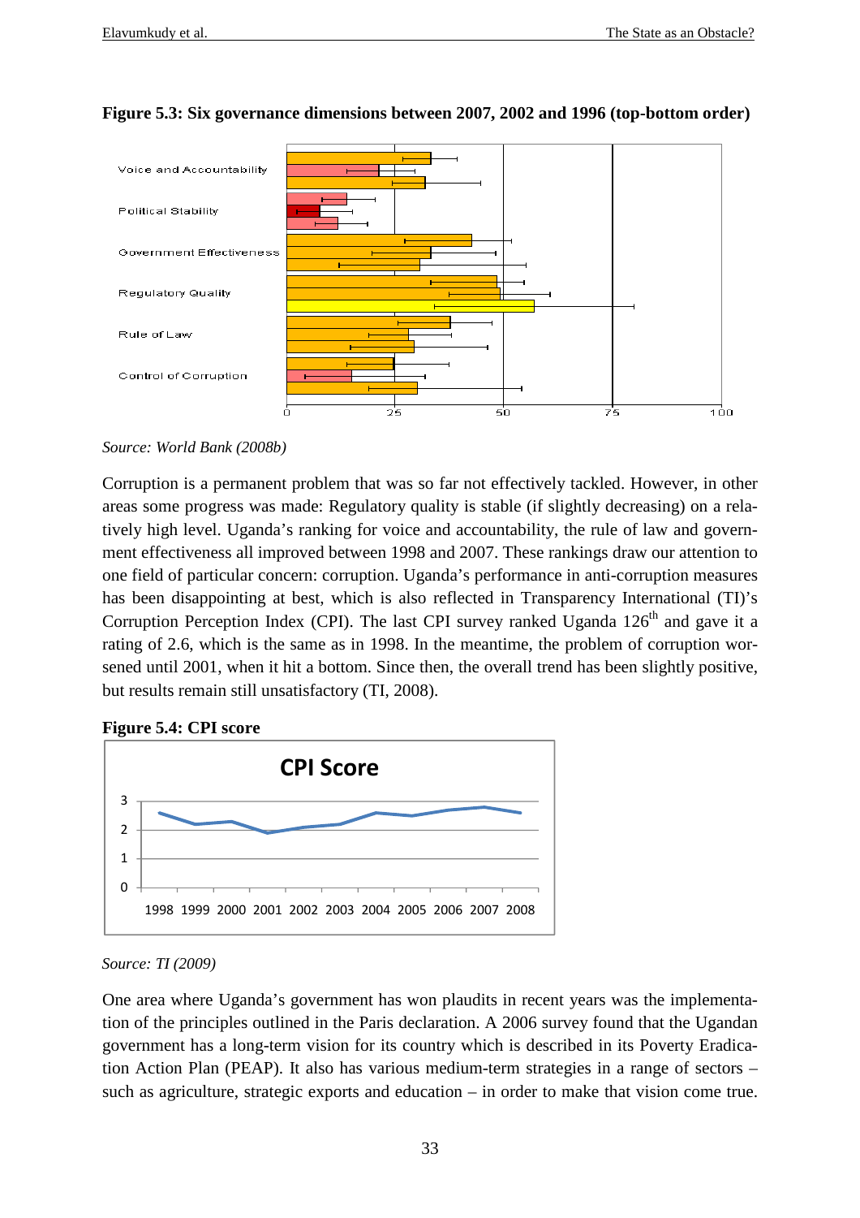**Figure 5.3: Six governance dimensions between 2007, 2002 and 1996 (top-bottom order)**

*Source: World Bank (2008b)*

Corruption is a permanent problem that was so far not effectively tackled. However, in other areas some progress was made: Regulatory quality is stable (if slightly decreasing) on a relatively high level. Uganda's ranking for voice and accountability, the rule of law and government effectiveness all improved between 1998 and 2007. These rankings draw our attention to one field of particular concern: corruption. Uganda's performance in anti-corruption measures has been disappointing at best, which is also reflected in Transparency International (TI)'s Corruption Perception Index (CPI). The last CPI survey ranked Uganda 126th and gave it a rating of 2.6, which is the same as in 1998. In the meantime, the problem of corruption worsened until 2001, when it hit a bottom. Since then, the overall trend has been slightly positive, but results remain still unsatisfactory (TI, 2008).

**Figure 5.4: CPI score**

*Source: TI (2009)*

One area where Uganda's government has won plaudits in recent years was the implementation of the principles outlined in the Paris declaration. A 2006 survey found that the Ugandan government has a long-term vision for its country which is described in its Poverty Eradication Action Plan (PEAP). It also has various medium-term strategies in a range of sectors – such as agriculture, strategic exports and education – in order to make that vision come true.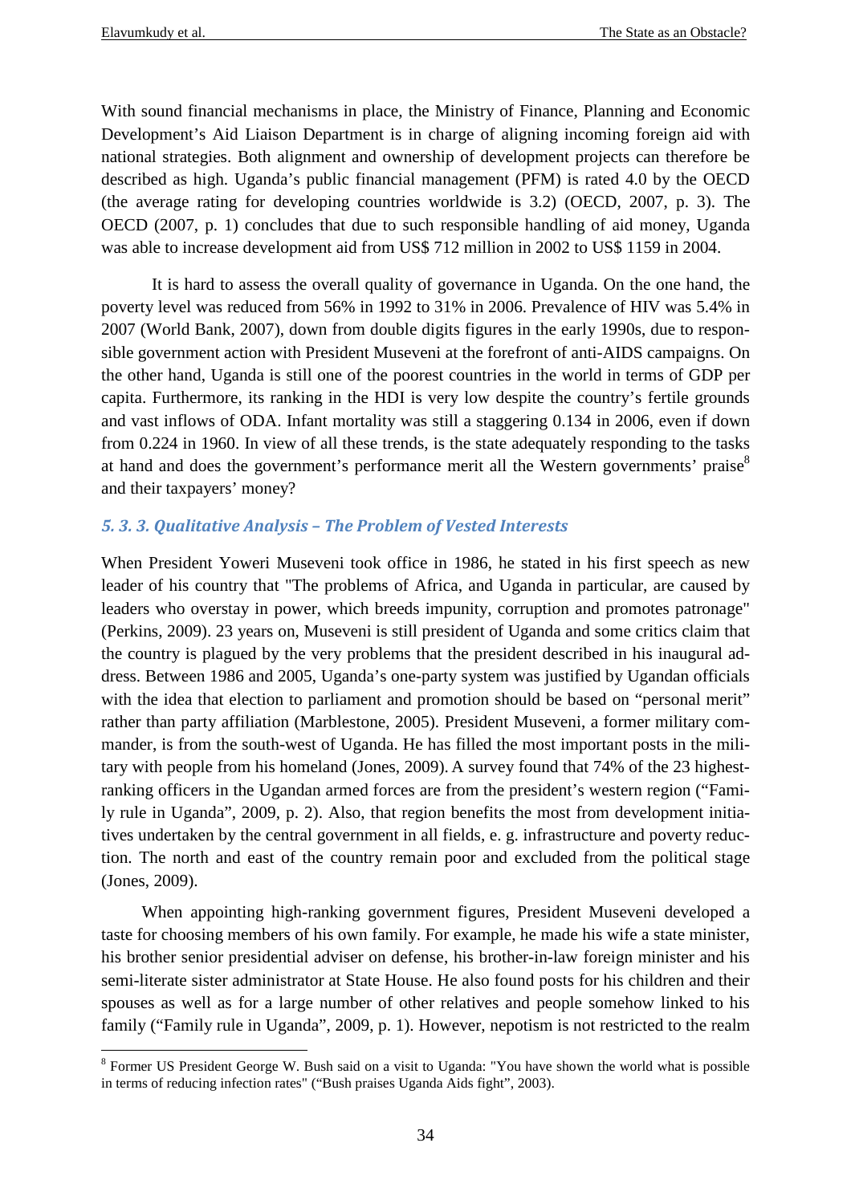With sound financial mechanisms in place, the Ministry of Finance, Planning and Economic Development's Aid Liaison Department is in charge of aligning incoming foreign aid with national strategies. Both alignment and ownership of development projects can therefore be described as high. Uganda's public financial management (PFM) is rated 4.0 by the OECD (the average rating for developing countries worldwide is 3.2) (OECD, 2007, p. 3). The OECD (2007, p. 1) concludes that due to such responsible handling of aid money, Uganda was able to increase development aid from US$ 712 million in 2002 to US$ 1159 in 2004.

It is hard to assess the overall quality of governance in Uganda. On the one hand, the poverty level was reduced from 56% in 1992 to 31% in 2006. Prevalence of HIV was 5.4% in 2007 (World Bank, 2007), down from double digits figures in the early 1990s, due to responsible government action with President Museveni at the forefront of anti-AIDS campaigns. On the other hand, Uganda is still one of the poorest countries in the world in terms of GDP per capita. Furthermore, its ranking in the HDI is very low despite the country's fertile grounds and vast inflows of ODA. Infant mortality was still a staggering 0.134 in 2006, even if down from 0.224 in 1960. In view of all these trends, is the state adequately responding to the tasks at hand and does the government's performance merit all the Western governments' praise[8] and their taxpayers' money?

### *5. 3. 3. Qualitative Analysis – The Problem of Vested Interests*

When President Yoweri Museveni took office in 1986, he stated in his first speech as new leader of his country that "The problems of Africa, and Uganda in particular, are caused by leaders who overstay in power, which breeds impunity, corruption and promotes patronage" (Perkins, 2009). 23 years on, Museveni is still president of Uganda and some critics claim that the country is plagued by the very problems that the president described in his inaugural address. Between 1986 and 2005, Uganda's one-party system was justified by Ugandan officials with the idea that election to parliament and promotion should be based on "personal merit" rather than party affiliation (Marblestone, 2005). President Museveni, a former military commander, is from the south-west of Uganda. He has filled the most important posts in the military with people from his homeland (Jones, 2009). A survey found that 74% of the 23 highest-ranking officers in the Ugandan armed forces are from the president's western region ("Family rule in Uganda", 2009, p. 2). Also, that region benefits the most from development initiatives undertaken by the central government in all fields, e. g. infrastructure and poverty reduction. The north and east of the country remain poor and excluded from the political stage (Jones, 2009).

When appointing high-ranking government figures, President Museveni developed a taste for choosing members of his own family. For example, he made his wife a state minister, his brother senior presidential adviser on defense, his brother-in-law foreign minister and his semi-literate sister administrator at State House. He also found posts for his children and their spouses as well as for a large number of other relatives and people somehow linked to his family ("Family rule in Uganda", 2009, p. 1). However, nepotism is not restricted to the realm

[8] Former US President George W. Bush said on a visit to Uganda: "You have shown the world what is possible in terms of reducing infection rates" ("Bush praises Uganda Aids fight", 2003).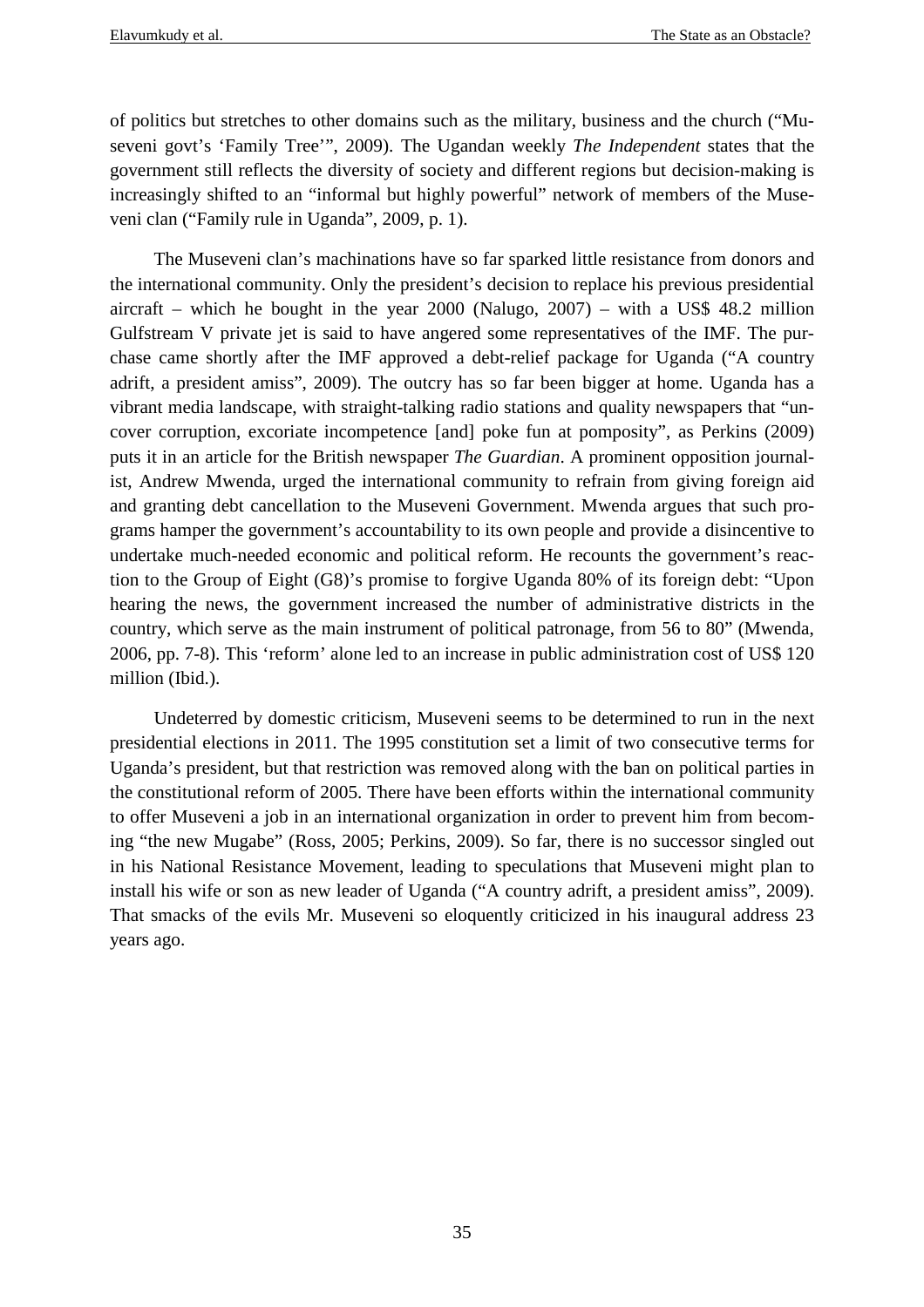of politics but stretches to other domains such as the military, business and the church ("Museveni govt's 'Family Tree'", 2009). The Ugandan weekly *The Independent* states that the government still reflects the diversity of society and different regions but decision-making is increasingly shifted to an "informal but highly powerful" network of members of the Museveni clan ("Family rule in Uganda", 2009, p. 1).

The Museveni clan's machinations have so far sparked little resistance from donors and the international community. Only the president's decision to replace his previous presidential aircraft – which he bought in the year 2000 (Nalugo, 2007) – with a US$ 48.2 million Gulfstream V private jet is said to have angered some representatives of the IMF. The purchase came shortly after the IMF approved a debt-relief package for Uganda ("A country adrift, a president amiss", 2009). The outcry has so far been bigger at home. Uganda has a vibrant media landscape, with straight-talking radio stations and quality newspapers that "uncover corruption, excoriate incompetence [and] poke fun at pomposity", as Perkins (2009) puts it in an article for the British newspaper *The Guardian*. A prominent opposition journalist, Andrew Mwenda, urged the international community to refrain from giving foreign aid and granting debt cancellation to the Museveni Government. Mwenda argues that such programs hamper the government's accountability to its own people and provide a disincentive to undertake much-needed economic and political reform. He recounts the government's reaction to the Group of Eight (G8)'s promise to forgive Uganda 80% of its foreign debt: "Upon hearing the news, the government increased the number of administrative districts in the country, which serve as the main instrument of political patronage, from 56 to 80" (Mwenda, 2006, pp. 7-8). This 'reform' alone led to an increase in public administration cost of US$ 120 million (Ibid.).

Undeterred by domestic criticism, Museveni seems to be determined to run in the next presidential elections in 2011. The 1995 constitution set a limit of two consecutive terms for Uganda's president, but that restriction was removed along with the ban on political parties in the constitutional reform of 2005. There have been efforts within the international community to offer Museveni a job in an international organization in order to prevent him from becoming "the new Mugabe" (Ross, 2005; Perkins, 2009). So far, there is no successor singled out in his National Resistance Movement, leading to speculations that Museveni might plan to install his wife or son as new leader of Uganda ("A country adrift, a president amiss", 2009). That smacks of the evils Mr. Museveni so eloquently criticized in his inaugural address 23 years ago.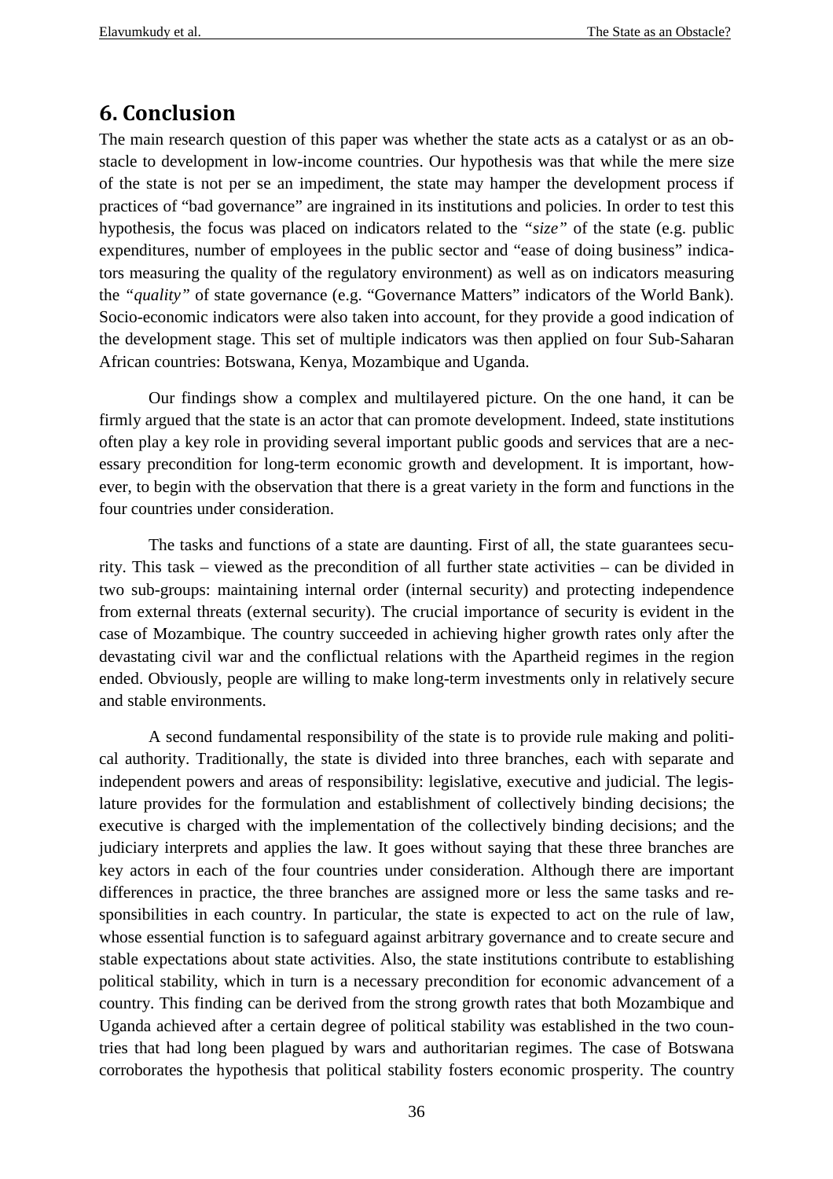## 6. Conclusion

The main research question of this paper was whether the state acts as a catalyst or as an obstacle to development in low-income countries. Our hypothesis was that while the mere size of the state is not per se an impediment, the state may hamper the development process if practices of "bad governance" are ingrained in its institutions and policies. In order to test this hypothesis, the focus was placed on indicators related to the *"size"* of the state (e.g. public expenditures, number of employees in the public sector and "ease of doing business" indicators measuring the quality of the regulatory environment) as well as on indicators measuring the *"quality"* of state governance (e.g. "Governance Matters" indicators of the World Bank). Socio-economic indicators were also taken into account, for they provide a good indication of the development stage. This set of multiple indicators was then applied on four Sub-Saharan African countries: Botswana, Kenya, Mozambique and Uganda.

Our findings show a complex and multilayered picture. On the one hand, it can be firmly argued that the state is an actor that can promote development. Indeed, state institutions often play a key role in providing several important public goods and services that are a necessary precondition for long-term economic growth and development. It is important, however, to begin with the observation that there is a great variety in the form and functions in the four countries under consideration.

The tasks and functions of a state are daunting. First of all, the state guarantees security. This task – viewed as the precondition of all further state activities – can be divided in two sub-groups: maintaining internal order (internal security) and protecting independence from external threats (external security). The crucial importance of security is evident in the case of Mozambique. The country succeeded in achieving higher growth rates only after the devastating civil war and the conflictual relations with the Apartheid regimes in the region ended. Obviously, people are willing to make long-term investments only in relatively secure and stable environments.

A second fundamental responsibility of the state is to provide rule making and political authority. Traditionally, the state is divided into three branches, each with separate and independent powers and areas of responsibility: legislative, executive and judicial. The legislature provides for the formulation and establishment of collectively binding decisions; the executive is charged with the implementation of the collectively binding decisions; and the judiciary interprets and applies the law. It goes without saying that these three branches are key actors in each of the four countries under consideration. Although there are important differences in practice, the three branches are assigned more or less the same tasks and responsibilities in each country. In particular, the state is expected to act on the rule of law, whose essential function is to safeguard against arbitrary governance and to create secure and stable expectations about state activities. Also, the state institutions contribute to establishing political stability, which in turn is a necessary precondition for economic advancement of a country. This finding can be derived from the strong growth rates that both Mozambique and Uganda achieved after a certain degree of political stability was established in the two countries that had long been plagued by wars and authoritarian regimes. The case of Botswana corroborates the hypothesis that political stability fosters economic prosperity. The country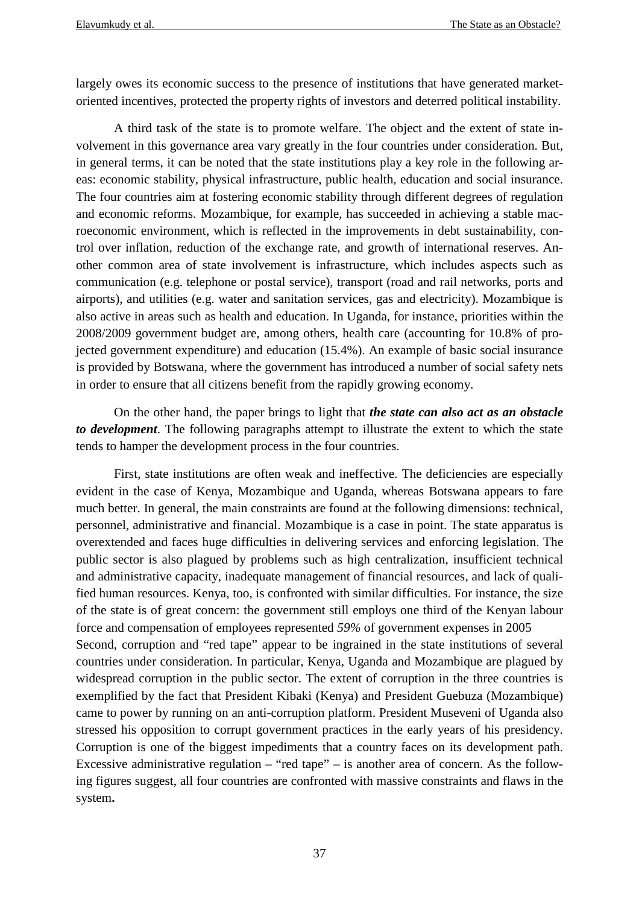largely owes its economic success to the presence of institutions that have generated market-oriented incentives, protected the property rights of investors and deterred political instability.

A third task of the state is to promote welfare. The object and the extent of state involvement in this governance area vary greatly in the four countries under consideration. But, in general terms, it can be noted that the state institutions play a key role in the following areas: economic stability, physical infrastructure, public health, education and social insurance. The four countries aim at fostering economic stability through different degrees of regulation and economic reforms. Mozambique, for example, has succeeded in achieving a stable macroeconomic environment, which is reflected in the improvements in debt sustainability, control over inflation, reduction of the exchange rate, and growth of international reserves. Another common area of state involvement is infrastructure, which includes aspects such as communication (e.g. telephone or postal service), transport (road and rail networks, ports and airports), and utilities (e.g. water and sanitation services, gas and electricity). Mozambique is also active in areas such as health and education. In Uganda, for instance, priorities within the 2008/2009 government budget are, among others, health care (accounting for 10.8% of projected government expenditure) and education (15.4%). An example of basic social insurance is provided by Botswana, where the government has introduced a number of social safety nets in order to ensure that all citizens benefit from the rapidly growing economy.

On the other hand, the paper brings to light that ***the state can also act as an obstacle to development***. The following paragraphs attempt to illustrate the extent to which the state tends to hamper the development process in the four countries.

First, state institutions are often weak and ineffective. The deficiencies are especially evident in the case of Kenya, Mozambique and Uganda, whereas Botswana appears to fare much better. In general, the main constraints are found at the following dimensions: technical, personnel, administrative and financial. Mozambique is a case in point. The state apparatus is overextended and faces huge difficulties in delivering services and enforcing legislation. The public sector is also plagued by problems such as high centralization, insufficient technical and administrative capacity, inadequate management of financial resources, and lack of qualified human resources. Kenya, too, is confronted with similar difficulties. For instance, the size of the state is of great concern: the government still employs one third of the Kenyan labour force and compensation of employees represented *59%* of government expenses in 2005
Second, corruption and "red tape" appear to be ingrained in the state institutions of several countries under consideration. In particular, Kenya, Uganda and Mozambique are plagued by widespread corruption in the public sector. The extent of corruption in the three countries is exemplified by the fact that President Kibaki (Kenya) and President Guebuza (Mozambique) came to power by running on an anti-corruption platform. President Museveni of Uganda also stressed his opposition to corrupt government practices in the early years of his presidency. Corruption is one of the biggest impediments that a country faces on its development path. Excessive administrative regulation – "red tape" – is another area of concern. As the following figures suggest, all four countries are confronted with massive constraints and flaws in the system**.**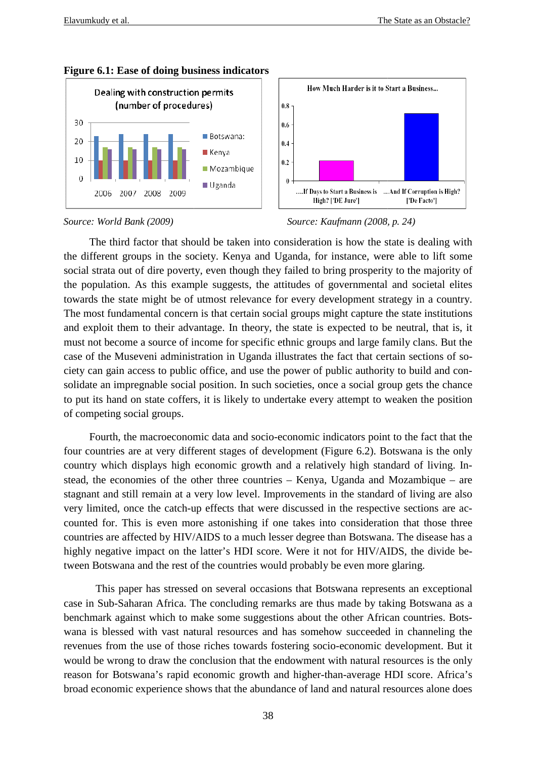**Figure 6.1: Ease of doing business indicators**

*Source: World Bank (2009)*

*Source: Kaufmann (2008, p. 24)*

The third factor that should be taken into consideration is how the state is dealing with the different groups in the society. Kenya and Uganda, for instance, were able to lift some social strata out of dire poverty, even though they failed to bring prosperity to the majority of the population. As this example suggests, the attitudes of governmental and societal elites towards the state might be of utmost relevance for every development strategy in a country. The most fundamental concern is that certain social groups might capture the state institutions and exploit them to their advantage. In theory, the state is expected to be neutral, that is, it must not become a source of income for specific ethnic groups and large family clans. But the case of the Museveni administration in Uganda illustrates the fact that certain sections of society can gain access to public office, and use the power of public authority to build and consolidate an impregnable social position. In such societies, once a social group gets the chance to put its hand on state coffers, it is likely to undertake every attempt to weaken the position of competing social groups.

Fourth, the macroeconomic data and socio-economic indicators point to the fact that the four countries are at very different stages of development (Figure 6.2). Botswana is the only country which displays high economic growth and a relatively high standard of living. Instead, the economies of the other three countries – Kenya, Uganda and Mozambique – are stagnant and still remain at a very low level. Improvements in the standard of living are also very limited, once the catch-up effects that were discussed in the respective sections are accounted for. This is even more astonishing if one takes into consideration that those three countries are affected by HIV/AIDS to a much lesser degree than Botswana. The disease has a highly negative impact on the latter's HDI score. Were it not for HIV/AIDS, the divide between Botswana and the rest of the countries would probably be even more glaring.

This paper has stressed on several occasions that Botswana represents an exceptional case in Sub-Saharan Africa. The concluding remarks are thus made by taking Botswana as a benchmark against which to make some suggestions about the other African countries. Botswana is blessed with vast natural resources and has somehow succeeded in channeling the revenues from the use of those riches towards fostering socio-economic development. But it would be wrong to draw the conclusion that the endowment with natural resources is the only reason for Botswana's rapid economic growth and higher-than-average HDI score. Africa's broad economic experience shows that the abundance of land and natural resources alone does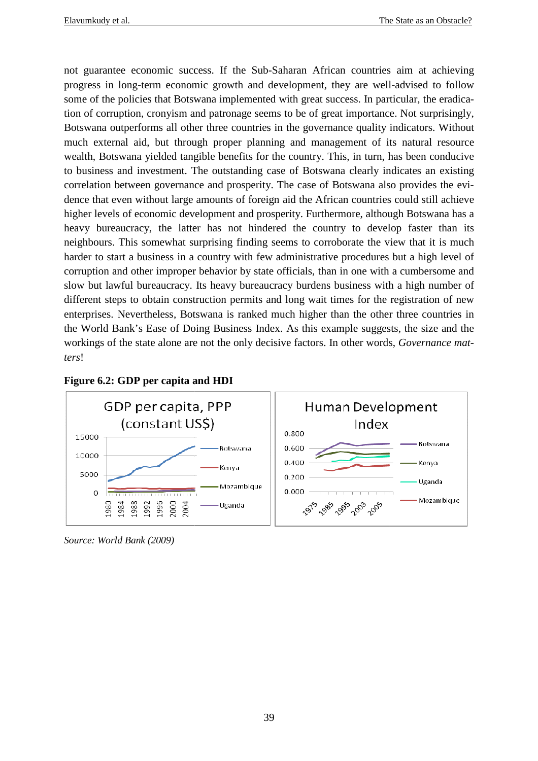not guarantee economic success. If the Sub-Saharan African countries aim at achieving progress in long-term economic growth and development, they are well-advised to follow some of the policies that Botswana implemented with great success. In particular, the eradication of corruption, cronyism and patronage seems to be of great importance. Not surprisingly, Botswana outperforms all other three countries in the governance quality indicators. Without much external aid, but through proper planning and management of its natural resource wealth, Botswana yielded tangible benefits for the country. This, in turn, has been conducive to business and investment. The outstanding case of Botswana clearly indicates an existing correlation between governance and prosperity. The case of Botswana also provides the evidence that even without large amounts of foreign aid the African countries could still achieve higher levels of economic development and prosperity. Furthermore, although Botswana has a heavy bureaucracy, the latter has not hindered the country to develop faster than its neighbours. This somewhat surprising finding seems to corroborate the view that it is much harder to start a business in a country with few administrative procedures but a high level of corruption and other improper behavior by state officials, than in one with a cumbersome and slow but lawful bureaucracy. Its heavy bureaucracy burdens business with a high number of different steps to obtain construction permits and long wait times for the registration of new enterprises. Nevertheless, Botswana is ranked much higher than the other three countries in the World Bank's Ease of Doing Business Index. As this example suggests, the size and the workings of the state alone are not the only decisive factors. In other words, *Governance matters*!

**Figure 6.2: GDP per capita and HDI**

*Source: World Bank (2009)*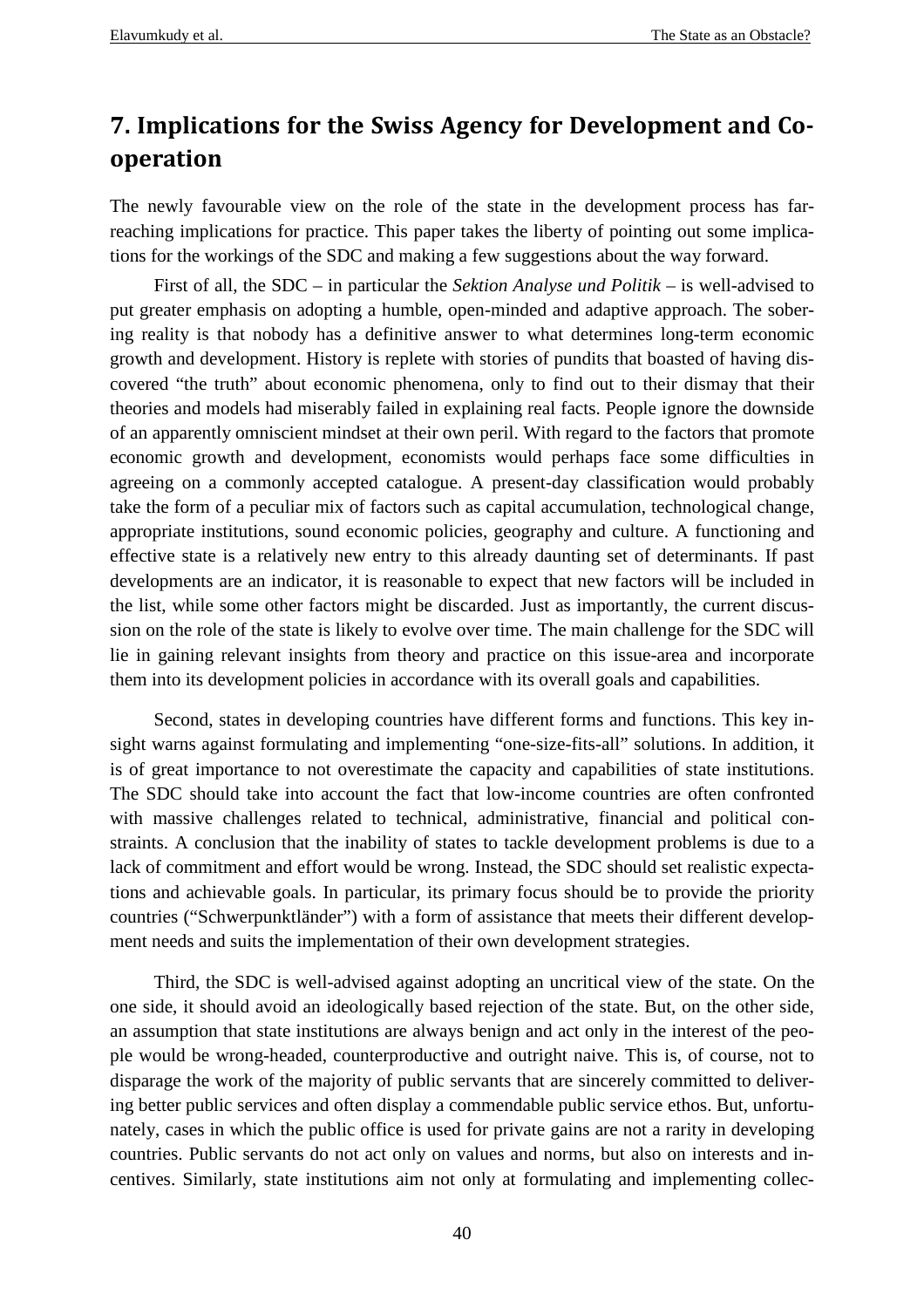## 7. Implications for the Swiss Agency for Development and Cooperation

The newly favourable view on the role of the state in the development process has far-reaching implications for practice. This paper takes the liberty of pointing out some implications for the workings of the SDC and making a few suggestions about the way forward.

First of all, the SDC – in particular the *Sektion Analyse und Politik* – is well-advised to put greater emphasis on adopting a humble, open-minded and adaptive approach. The sobering reality is that nobody has a definitive answer to what determines long-term economic growth and development. History is replete with stories of pundits that boasted of having discovered "the truth" about economic phenomena, only to find out to their dismay that their theories and models had miserably failed in explaining real facts. People ignore the downside of an apparently omniscient mindset at their own peril. With regard to the factors that promote economic growth and development, economists would perhaps face some difficulties in agreeing on a commonly accepted catalogue. A present-day classification would probably take the form of a peculiar mix of factors such as capital accumulation, technological change, appropriate institutions, sound economic policies, geography and culture. A functioning and effective state is a relatively new entry to this already daunting set of determinants. If past developments are an indicator, it is reasonable to expect that new factors will be included in the list, while some other factors might be discarded. Just as importantly, the current discussion on the role of the state is likely to evolve over time. The main challenge for the SDC will lie in gaining relevant insights from theory and practice on this issue-area and incorporate them into its development policies in accordance with its overall goals and capabilities.

Second, states in developing countries have different forms and functions. This key insight warns against formulating and implementing "one-size-fits-all" solutions. In addition, it is of great importance to not overestimate the capacity and capabilities of state institutions. The SDC should take into account the fact that low-income countries are often confronted with massive challenges related to technical, administrative, financial and political constraints. A conclusion that the inability of states to tackle development problems is due to a lack of commitment and effort would be wrong. Instead, the SDC should set realistic expectations and achievable goals. In particular, its primary focus should be to provide the priority countries ("Schwerpunktländer") with a form of assistance that meets their different development needs and suits the implementation of their own development strategies.

Third, the SDC is well-advised against adopting an uncritical view of the state. On the one side, it should avoid an ideologically based rejection of the state. But, on the other side, an assumption that state institutions are always benign and act only in the interest of the people would be wrong-headed, counterproductive and outright naive. This is, of course, not to disparage the work of the majority of public servants that are sincerely committed to delivering better public services and often display a commendable public service ethos. But, unfortunately, cases in which the public office is used for private gains are not a rarity in developing countries. Public servants do not act only on values and norms, but also on interests and incentives. Similarly, state institutions aim not only at formulating and implementing collec-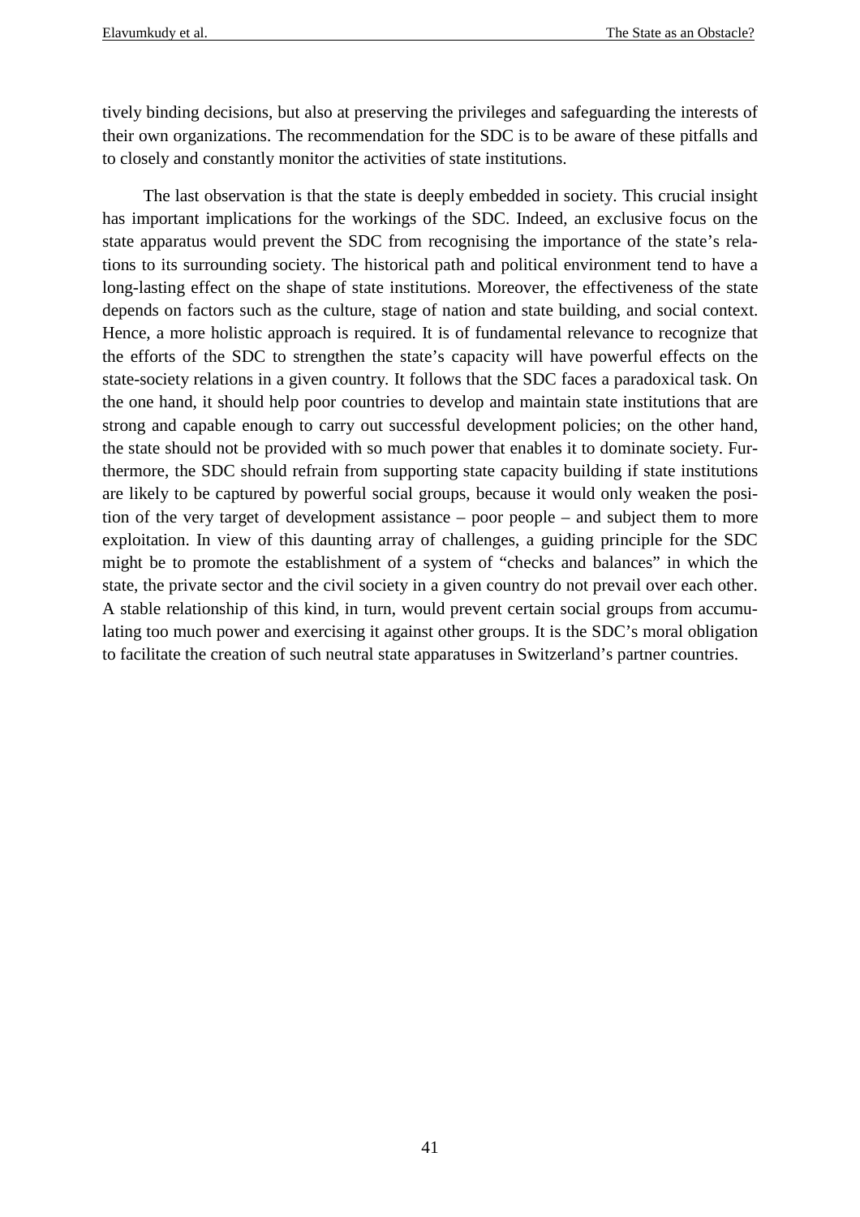tively binding decisions, but also at preserving the privileges and safeguarding the interests of their own organizations. The recommendation for the SDC is to be aware of these pitfalls and to closely and constantly monitor the activities of state institutions.

The last observation is that the state is deeply embedded in society. This crucial insight has important implications for the workings of the SDC. Indeed, an exclusive focus on the state apparatus would prevent the SDC from recognising the importance of the state's relations to its surrounding society. The historical path and political environment tend to have a long-lasting effect on the shape of state institutions. Moreover, the effectiveness of the state depends on factors such as the culture, stage of nation and state building, and social context. Hence, a more holistic approach is required. It is of fundamental relevance to recognize that the efforts of the SDC to strengthen the state's capacity will have powerful effects on the state-society relations in a given country. It follows that the SDC faces a paradoxical task. On the one hand, it should help poor countries to develop and maintain state institutions that are strong and capable enough to carry out successful development policies; on the other hand, the state should not be provided with so much power that enables it to dominate society. Furthermore, the SDC should refrain from supporting state capacity building if state institutions are likely to be captured by powerful social groups, because it would only weaken the position of the very target of development assistance – poor people – and subject them to more exploitation. In view of this daunting array of challenges, a guiding principle for the SDC might be to promote the establishment of a system of "checks and balances" in which the state, the private sector and the civil society in a given country do not prevail over each other. A stable relationship of this kind, in turn, would prevent certain social groups from accumulating too much power and exercising it against other groups. It is the SDC's moral obligation to facilitate the creation of such neutral state apparatuses in Switzerland's partner countries.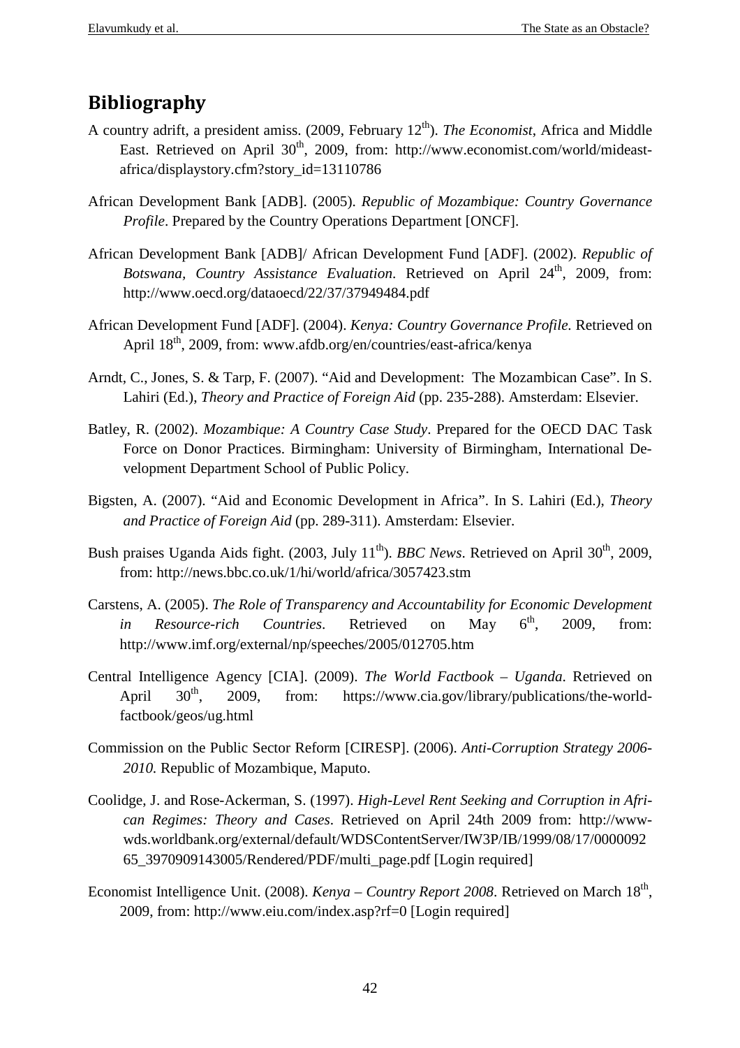## Bibliography

A country adrift, a president amiss. (2009, February 12th). *The Economist*, Africa and Middle East. Retrieved on April 30th, 2009, from: http://www.economist.com/world/mideast-africa/displaystory.cfm?story_id=13110786

African Development Bank [ADB]. (2005). *Republic of Mozambique: Country Governance Profile*. Prepared by the Country Operations Department [ONCF].

African Development Bank [ADB]/ African Development Fund [ADF]. (2002). *Republic of Botswana, Country Assistance Evaluation*. Retrieved on April 24th, 2009, from: http://www.oecd.org/dataoecd/22/37/37949484.pdf

African Development Fund [ADF]. (2004). *Kenya: Country Governance Profile*. Retrieved on April 18th, 2009, from: www.afdb.org/en/countries/east-africa/kenya

Arndt, C., Jones, S. & Tarp, F. (2007). "Aid and Development: The Mozambican Case". In S. Lahiri (Ed.), *Theory and Practice of Foreign Aid* (pp. 235-288). Amsterdam: Elsevier.

Batley, R. (2002). *Mozambique: A Country Case Study*. Prepared for the OECD DAC Task Force on Donor Practices. Birmingham: University of Birmingham, International Development Department School of Public Policy.

Bigsten, A. (2007). "Aid and Economic Development in Africa". In S. Lahiri (Ed.), *Theory and Practice of Foreign Aid* (pp. 289-311). Amsterdam: Elsevier.

Bush praises Uganda Aids fight. (2003, July 11th). *BBC News*. Retrieved on April 30th, 2009, from: http://news.bbc.co.uk/1/hi/world/africa/3057423.stm

Carstens, A. (2005). *The Role of Transparency and Accountability for Economic Development in Resource-rich Countries*. Retrieved on May 6th, 2009, from: http://www.imf.org/external/np/speeches/2005/012705.htm

Central Intelligence Agency [CIA]. (2009). *The World Factbook – Uganda*. Retrieved on April 30th, 2009, from: https://www.cia.gov/library/publications/the-world-factbook/geos/ug.html

Commission on the Public Sector Reform [CIRESP]. (2006). *Anti-Corruption Strategy 2006-2010*. Republic of Mozambique, Maputo.

Coolidge, J. and Rose-Ackerman, S. (1997). *High-Level Rent Seeking and Corruption in African Regimes: Theory and Cases*. Retrieved on April 24th 2009 from: http://www-wds.worldbank.org/external/default/WDSContentServer/IW3P/IB/1999/08/17/000009265_3970909143005/Rendered/PDF/multi_page.pdf [Login required]

Economist Intelligence Unit. (2008). *Kenya – Country Report 2008*. Retrieved on March 18th, 2009, from: http://www.eiu.com/index.asp?rf=0 [Login required]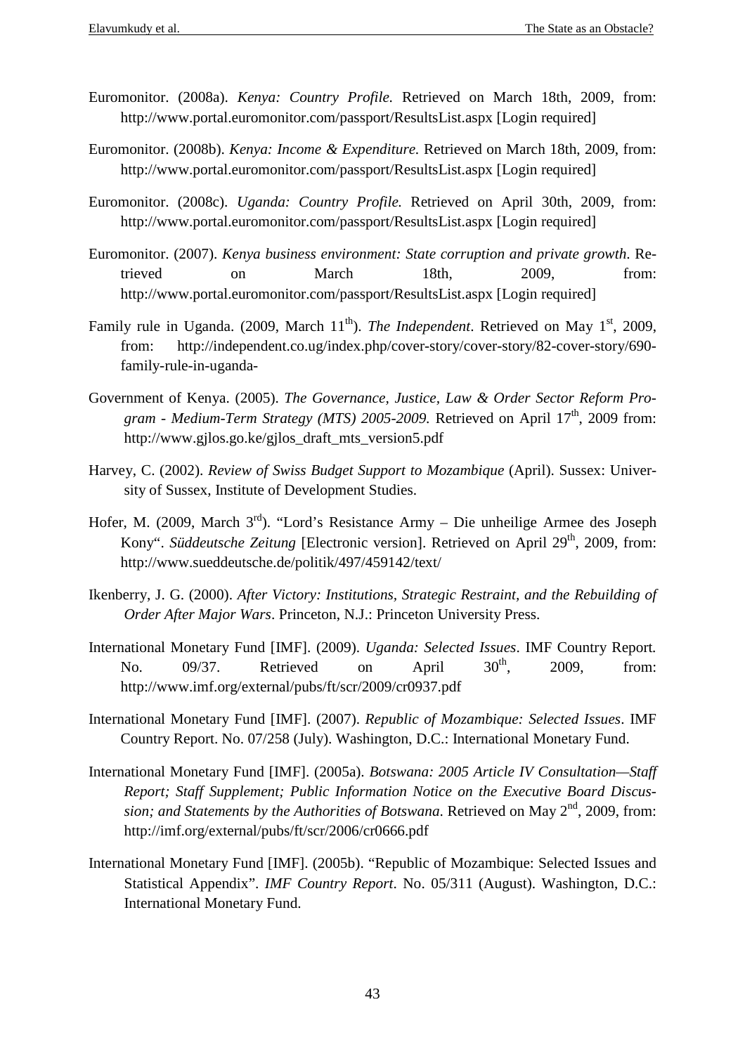Euromonitor. (2008a). *Kenya: Country Profile.* Retrieved on March 18th, 2009, from: http://www.portal.euromonitor.com/passport/ResultsList.aspx [Login required]

Euromonitor. (2008b). *Kenya: Income & Expenditure.* Retrieved on March 18th, 2009, from: http://www.portal.euromonitor.com/passport/ResultsList.aspx [Login required]

Euromonitor. (2008c). *Uganda: Country Profile.* Retrieved on April 30th, 2009, from: http://www.portal.euromonitor.com/passport/ResultsList.aspx [Login required]

Euromonitor. (2007). *Kenya business environment: State corruption and private growth*. Retrieved on March 18th, 2009, from: http://www.portal.euromonitor.com/passport/ResultsList.aspx [Login required]

Family rule in Uganda. (2009, March 11th). *The Independent*. Retrieved on May 1st, 2009, from: http://independent.co.ug/index.php/cover-story/cover-story/82-cover-story/690-family-rule-in-uganda-

Government of Kenya. (2005). *The Governance, Justice, Law & Order Sector Reform Program - Medium-Term Strategy (MTS) 2005-2009.* Retrieved on April 17th, 2009 from: http://www.gjlos.go.ke/gjlos_draft_mts_version5.pdf

Harvey, C. (2002). *Review of Swiss Budget Support to Mozambique* (April). Sussex: University of Sussex, Institute of Development Studies.

Hofer, M. (2009, March 3rd). "Lord's Resistance Army – Die unheilige Armee des Joseph Kony". *Süddeutsche Zeitung* [Electronic version]. Retrieved on April 29th, 2009, from: http://www.sueddeutsche.de/politik/497/459142/text/

Ikenberry, J. G. (2000). *After Victory: Institutions, Strategic Restraint, and the Rebuilding of Order After Major Wars*. Princeton, N.J.: Princeton University Press.

International Monetary Fund [IMF]. (2009). *Uganda: Selected Issues*. IMF Country Report. No. 09/37. Retrieved on April 30th, 2009, from: http://www.imf.org/external/pubs/ft/scr/2009/cr0937.pdf

International Monetary Fund [IMF]. (2007). *Republic of Mozambique: Selected Issues*. IMF Country Report. No. 07/258 (July). Washington, D.C.: International Monetary Fund.

International Monetary Fund [IMF]. (2005a). *Botswana: 2005 Article IV Consultation—Staff Report; Staff Supplement; Public Information Notice on the Executive Board Discussion; and Statements by the Authorities of Botswana*. Retrieved on May 2nd, 2009, from: http://imf.org/external/pubs/ft/scr/2006/cr0666.pdf

International Monetary Fund [IMF]. (2005b). "Republic of Mozambique: Selected Issues and Statistical Appendix". *IMF Country Report*. No. 05/311 (August). Washington, D.C.: International Monetary Fund.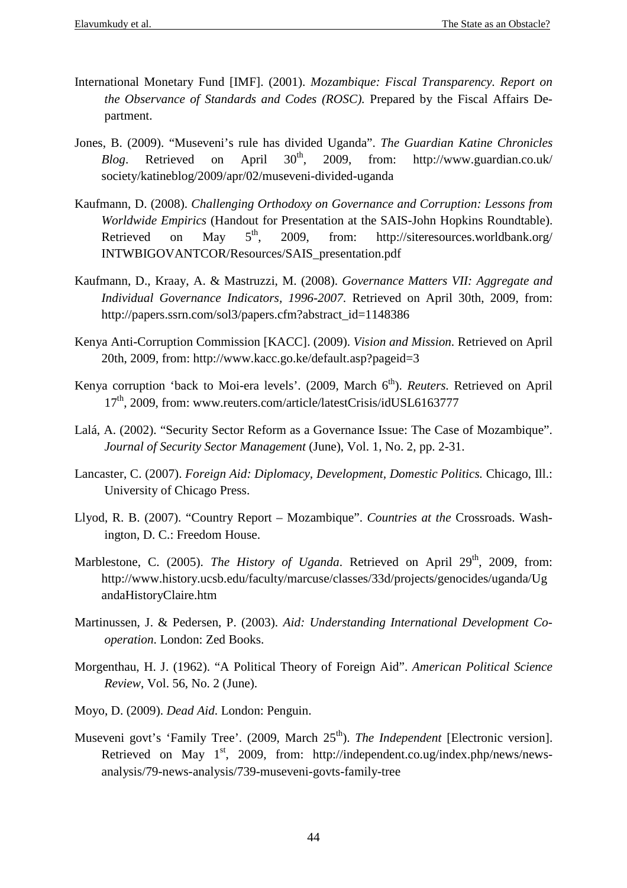International Monetary Fund [IMF]. (2001). *Mozambique: Fiscal Transparency. Report on the Observance of Standards and Codes (ROSC).* Prepared by the Fiscal Affairs Department.

Jones, B. (2009). "Museveni's rule has divided Uganda". *The Guardian Katine Chronicles Blog*. Retrieved on April 30th, 2009, from: http://www.guardian.co.uk/society/katineblog/2009/apr/02/museveni-divided-uganda

Kaufmann, D. (2008). *Challenging Orthodoxy on Governance and Corruption: Lessons from Worldwide Empirics* (Handout for Presentation at the SAIS-John Hopkins Roundtable). Retrieved on May 5th, 2009, from: http://siteresources.worldbank.org/INTWBIGOVANTCOR/Resources/SAIS_presentation.pdf

Kaufmann, D., Kraay, A. & Mastruzzi, M. (2008). *Governance Matters VII: Aggregate and Individual Governance Indicators, 1996-2007*. Retrieved on April 30th, 2009, from: http://papers.ssrn.com/sol3/papers.cfm?abstract_id=1148386

Kenya Anti-Corruption Commission [KACC]. (2009). *Vision and Mission*. Retrieved on April 20th, 2009, from: http://www.kacc.go.ke/default.asp?pageid=3

Kenya corruption 'back to Moi-era levels'. (2009, March 6th). *Reuters.* Retrieved on April 17th, 2009, from: www.reuters.com/article/latestCrisis/idUSL6163777

Lalá, A. (2002). "Security Sector Reform as a Governance Issue: The Case of Mozambique". *Journal of Security Sector Management* (June), Vol. 1, No. 2, pp. 2-31.

Lancaster, C. (2007). *Foreign Aid: Diplomacy, Development, Domestic Politics.* Chicago, Ill.: University of Chicago Press.

Llyod, R. B. (2007). "Country Report – Mozambique". *Countries at the* Crossroads. Washington, D. C.: Freedom House.

Marblestone, C. (2005). *The History of Uganda*. Retrieved on April 29th, 2009, from: http://www.history.ucsb.edu/faculty/marcuse/classes/33d/projects/genocides/uganda/UgandaHistoryClaire.htm

Martinussen, J. & Pedersen, P. (2003). *Aid: Understanding International Development Cooperation*. London: Zed Books.

Morgenthau, H. J. (1962). "A Political Theory of Foreign Aid". *American Political Science Review*, Vol. 56, No. 2 (June).

Moyo, D. (2009). *Dead Aid*. London: Penguin.

Museveni govt's 'Family Tree'. (2009, March 25th). *The Independent* [Electronic version]. Retrieved on May 1st, 2009, from: http://independent.co.ug/index.php/news/news-analysis/79-news-analysis/739-museveni-govts-family-tree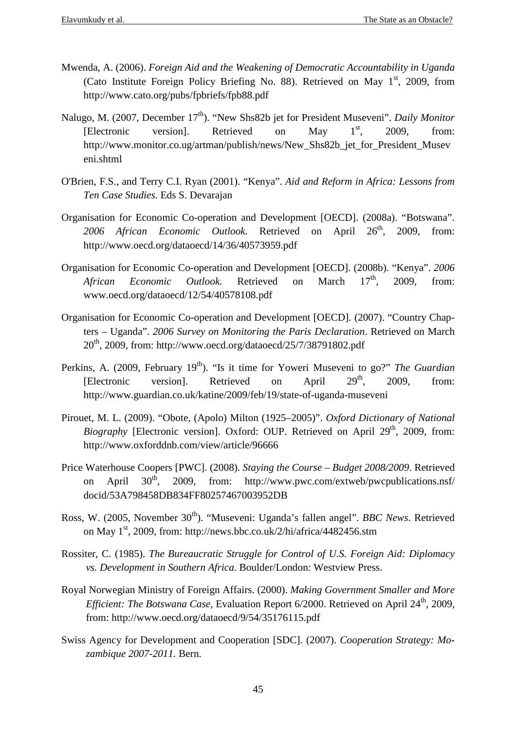Mwenda, A. (2006). *Foreign Aid and the Weakening of Democratic Accountability in Uganda* (Cato Institute Foreign Policy Briefing No. 88). Retrieved on May 1st, 2009, from http://www.cato.org/pubs/fpbriefs/fpb88.pdf

Nalugo, M. (2007, December 17th). "New Shs82b jet for President Museveni". *Daily Monitor* [Electronic version]. Retrieved on May 1st, 2009, from: http://www.monitor.co.ug/artman/publish/news/New_Shs82b_jet_for_President_Museveni.shtml

O'Brien, F.S., and Terry C.I. Ryan (2001). "Kenya". *Aid and Reform in Africa: Lessons from Ten Case Studies.* Eds S. Devarajan

Organisation for Economic Co-operation and Development [OECD]. (2008a). "Botswana". *2006 African Economic Outlook.* Retrieved on April 26th, 2009, from: http://www.oecd.org/dataoecd/14/36/40573959.pdf

Organisation for Economic Co-operation and Development [OECD]. (2008b). "Kenya". *2006 African Economic Outlook.* Retrieved on March 17th, 2009, from: www.oecd.org/dataoecd/12/54/40578108.pdf

Organisation for Economic Co-operation and Development [OECD]. (2007). "Country Chapters – Uganda". *2006 Survey on Monitoring the Paris Declaration*. Retrieved on March 20th, 2009, from: http://www.oecd.org/dataoecd/25/7/38791802.pdf

Perkins, A. (2009, February 19th). "Is it time for Yoweri Museveni to go?" *The Guardian* [Electronic version]. Retrieved on April 29th, 2009, from: http://www.guardian.co.uk/katine/2009/feb/19/state-of-uganda-museveni

Pirouet, M. L. (2009). "Obote, (Apolo) Milton (1925–2005)". *Oxford Dictionary of National Biography* [Electronic version]. Oxford: OUP. Retrieved on April 29th, 2009, from: http://www.oxforddnb.com/view/article/96666

Price Waterhouse Coopers [PWC]. (2008). *Staying the Course – Budget 2008/2009*. Retrieved on April 30th, 2009, from: http://www.pwc.com/extweb/pwcpublications.nsf/docid/53A798458DB834FF80257467003952DB

Ross, W. (2005, November 30th). "Museveni: Uganda's fallen angel". *BBC News*. Retrieved on May 1st, 2009, from: http://news.bbc.co.uk/2/hi/africa/4482456.stm

Rossiter, C. (1985). *The Bureaucratic Struggle for Control of U.S. Foreign Aid: Diplomacy vs. Development in Southern Africa*. Boulder/London: Westview Press.

Royal Norwegian Ministry of Foreign Affairs. (2000). *Making Government Smaller and More Efficient: The Botswana Case*, Evaluation Report 6/2000. Retrieved on April 24th, 2009, from: http://www.oecd.org/dataoecd/9/54/35176115.pdf

Swiss Agency for Development and Cooperation [SDC]. (2007). *Cooperation Strategy: Mozambique 2007-2011.* Bern.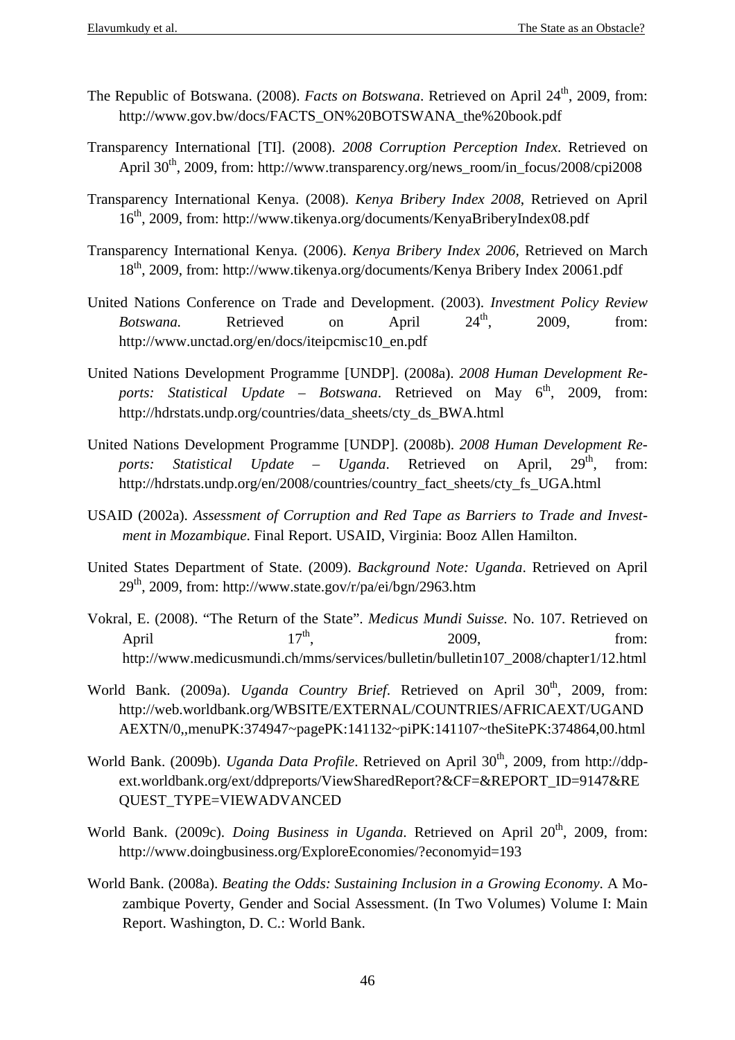The Republic of Botswana. (2008). *Facts on Botswana*. Retrieved on April 24th, 2009, from: http://www.gov.bw/docs/FACTS_ON%20BOTSWANA_the%20book.pdf

Transparency International [TI]. (2008). *2008 Corruption Perception Index*. Retrieved on April 30th, 2009, from: http://www.transparency.org/news_room/in_focus/2008/cpi2008

Transparency International Kenya. (2008). *Kenya Bribery Index 2008*, Retrieved on April 16th, 2009, from: http://www.tikenya.org/documents/KenyaBriberyIndex08.pdf

Transparency International Kenya. (2006). *Kenya Bribery Index 2006*, Retrieved on March 18th, 2009, from: http://www.tikenya.org/documents/Kenya Bribery Index 20061.pdf

United Nations Conference on Trade and Development. (2003). *Investment Policy Review Botswana.* Retrieved on April 24th, 2009, from: http://www.unctad.org/en/docs/iteipcmisc10_en.pdf

United Nations Development Programme [UNDP]. (2008a). *2008 Human Development Reports: Statistical Update – Botswana*. Retrieved on May 6th, 2009, from: http://hdrstats.undp.org/countries/data_sheets/cty_ds_BWA.html

United Nations Development Programme [UNDP]. (2008b). *2008 Human Development Reports: Statistical Update – Uganda*. Retrieved on April, 29th, from: http://hdrstats.undp.org/en/2008/countries/country_fact_sheets/cty_fs_UGA.html

USAID (2002a). *Assessment of Corruption and Red Tape as Barriers to Trade and Investment in Mozambique*. Final Report. USAID, Virginia: Booz Allen Hamilton.

United States Department of State. (2009). *Background Note: Uganda*. Retrieved on April 29th, 2009, from: http://www.state.gov/r/pa/ei/bgn/2963.htm

Vokral, E. (2008). "The Return of the State". *Medicus Mundi Suisse.* No. 107. Retrieved on April 17th, 2009, from: http://www.medicusmundi.ch/mms/services/bulletin/bulletin107_2008/chapter1/12.html

World Bank. (2009a). *Uganda Country Brief*. Retrieved on April 30th, 2009, from: http://web.worldbank.org/WBSITE/EXTERNAL/COUNTRIES/AFRICAEXT/UGANDAEXTN/0,,menuPK:374947~pagePK:141132~piPK:141107~theSitePK:374864,00.html

World Bank. (2009b). *Uganda Data Profile*. Retrieved on April 30th, 2009, from http://ddp-ext.worldbank.org/ext/ddpreports/ViewSharedReport?&CF=&REPORT_ID=9147&REQUEST_TYPE=VIEWADVANCED

World Bank. (2009c). *Doing Business in Uganda*. Retrieved on April 20th, 2009, from: http://www.doingbusiness.org/ExploreEconomies/?economyid=193

World Bank. (2008a). *Beating the Odds: Sustaining Inclusion in a Growing Economy*. A Mozambique Poverty, Gender and Social Assessment. (In Two Volumes) Volume I: Main Report. Washington, D. C.: World Bank.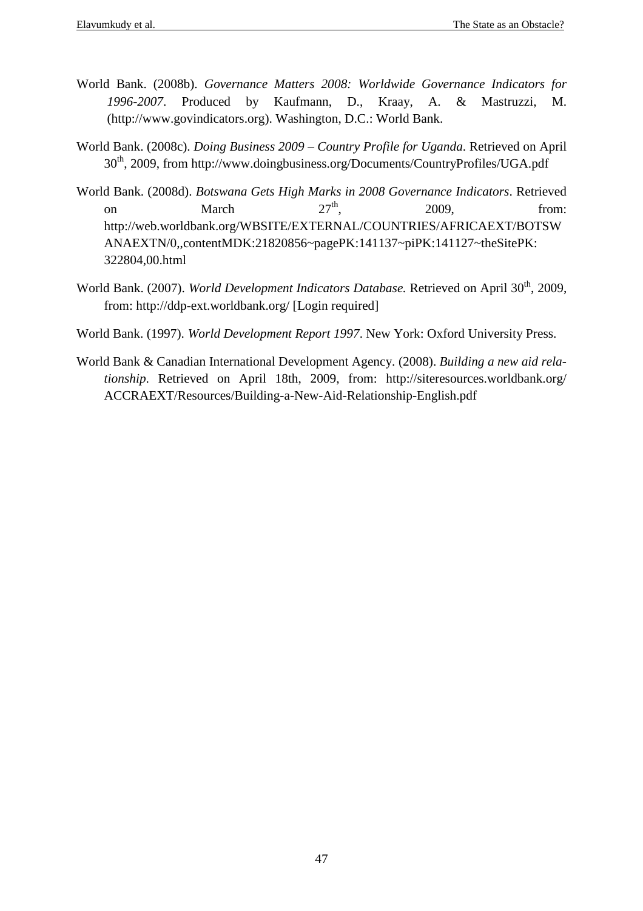World Bank. (2008b). *Governance Matters 2008: Worldwide Governance Indicators for 1996-2007*. Produced by Kaufmann, D., Kraay, A. & Mastruzzi, M. (http://www.govindicators.org). Washington, D.C.: World Bank.

World Bank. (2008c). *Doing Business 2009 – Country Profile for Uganda*. Retrieved on April 30th, 2009, from http://www.doingbusiness.org/Documents/CountryProfiles/UGA.pdf

World Bank. (2008d). *Botswana Gets High Marks in 2008 Governance Indicators*. Retrieved on March 27th, 2009, from: http://web.worldbank.org/WBSITE/EXTERNAL/COUNTRIES/AFRICAEXT/BOTSWANAEXTN/0,,contentMDK:21820856~pagePK:141137~piPK:141127~theSitePK:322804,00.html

World Bank. (2007). *World Development Indicators Database.* Retrieved on April 30th, 2009, from: http://ddp-ext.worldbank.org/ [Login required]

World Bank. (1997). *World Development Report 1997*. New York: Oxford University Press.

World Bank & Canadian International Development Agency. (2008). *Building a new aid relationship.* Retrieved on April 18th, 2009, from: http://siteresources.worldbank.org/ACCRAEXT/Resources/Building-a-New-Aid-Relationship-English.pdf